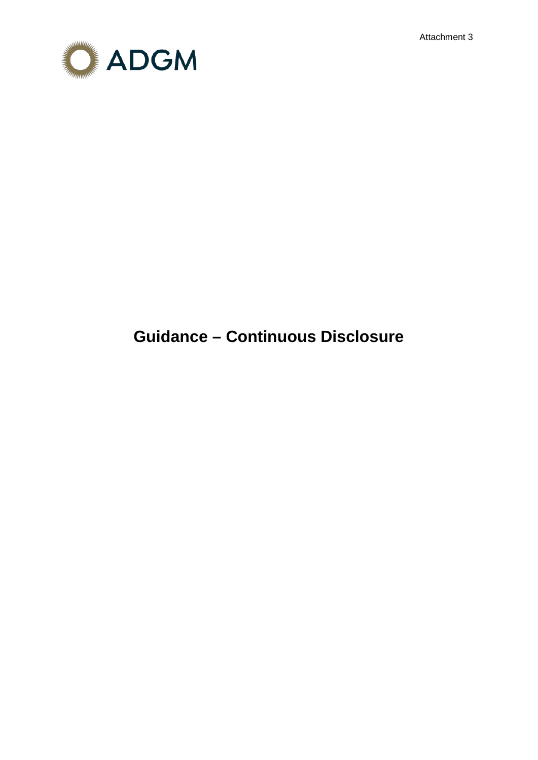Attachment 3

ADGM

# Guidance – Continuous Disclosure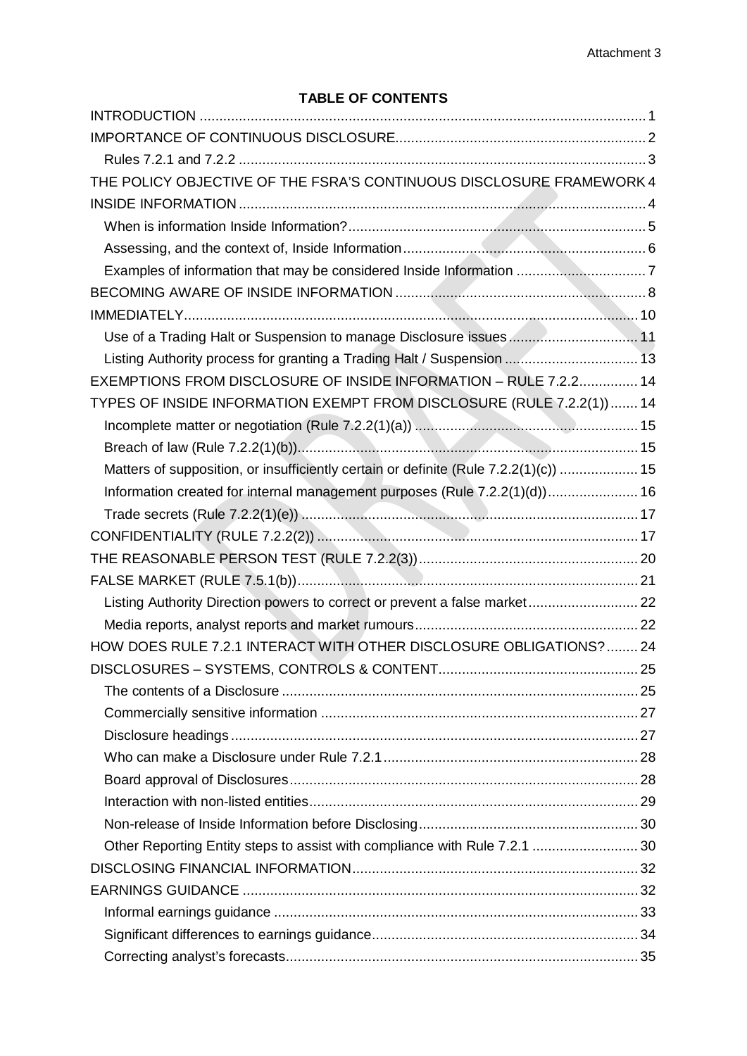**TABLE OF CONTENTS**

INTRODUCTION .......... 1

IMPORTANCE OF CONTINUOUS DISCLOSURE .......... 2

- Rules 7.2.1 and 7.2.2 .......... 3

THE POLICY OBJECTIVE OF THE FSRA'S CONTINUOUS DISCLOSURE FRAMEWORK .......... 4

INSIDE INFORMATION .......... 4

- When is information Inside Information? .......... 5
- Assessing, and the context of, Inside Information .......... 6
- Examples of information that may be considered Inside Information .......... 7

BECOMING AWARE OF INSIDE INFORMATION .......... 8

IMMEDIATELY .......... 10

- Use of a Trading Halt or Suspension to manage Disclosure issues .......... 11
- Listing Authority process for granting a Trading Halt / Suspension .......... 13

EXEMPTIONS FROM DISCLOSURE OF INSIDE INFORMATION – RULE 7.2.2 .......... 14

TYPES OF INSIDE INFORMATION EXEMPT FROM DISCLOSURE (RULE 7.2.2(1)) .......... 14

- Incomplete matter or negotiation (Rule 7.2.2(1)(a)) .......... 15
- Breach of law (Rule 7.2.2(1)(b)) .......... 15
- Matters of supposition, or insufficiently certain or definite (Rule 7.2.2(1)(c)) .......... 15
- Information created for internal management purposes (Rule 7.2.2(1)(d)) .......... 16
- Trade secrets (Rule 7.2.2(1)(e)) .......... 17

CONFIDENTIALITY (RULE 7.2.2(2)) .......... 17

THE REASONABLE PERSON TEST (RULE 7.2.2(3)) .......... 20

FALSE MARKET (RULE 7.5.1(b)) .......... 21

- Listing Authority Direction powers to correct or prevent a false market .......... 22
- Media reports, analyst reports and market rumours .......... 22

HOW DOES RULE 7.2.1 INTERACT WITH OTHER DISCLOSURE OBLIGATIONS? .......... 24

DISCLOSURES – SYSTEMS, CONTROLS & CONTENT .......... 25

- The contents of a Disclosure .......... 25
- Commercially sensitive information .......... 27
- Disclosure headings .......... 27
- Who can make a Disclosure under Rule 7.2.1 .......... 28
- Board approval of Disclosures .......... 28
- Interaction with non-listed entities .......... 29
- Non-release of Inside Information before Disclosing .......... 30
- Other Reporting Entity steps to assist with compliance with Rule 7.2.1 .......... 30

DISCLOSING FINANCIAL INFORMATION .......... 32

EARNINGS GUIDANCE .......... 32

- Informal earnings guidance .......... 33
- Significant differences to earnings guidance .......... 34
- Correcting analyst's forecasts .......... 35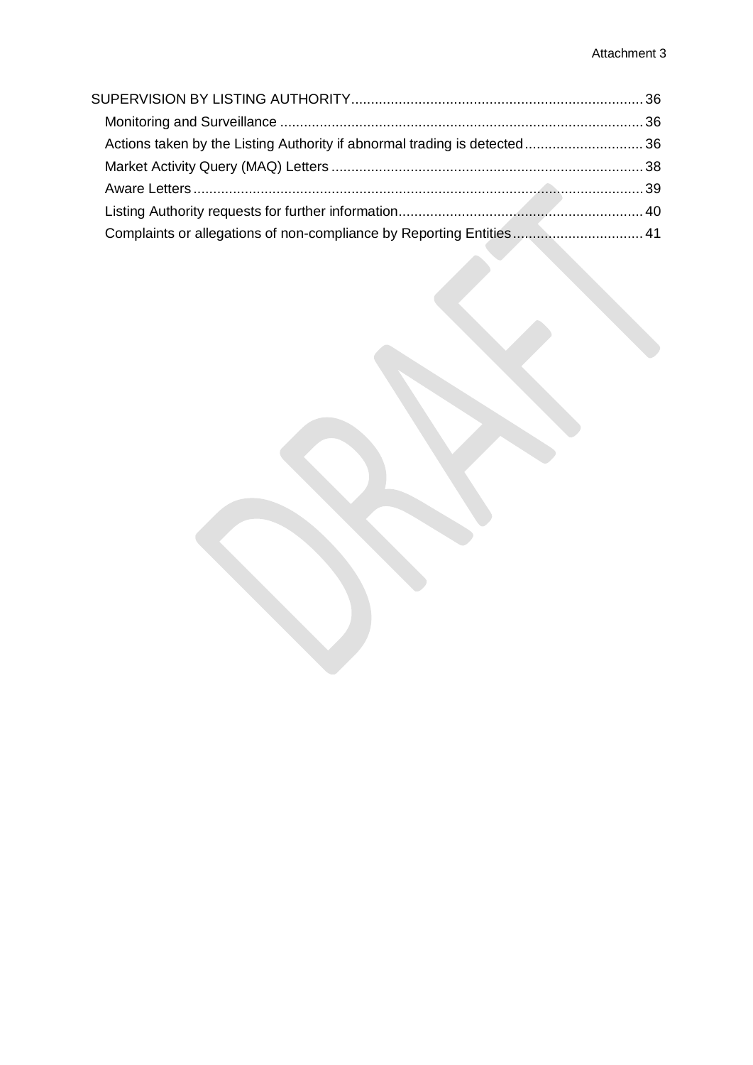SUPERVISION BY LISTING AUTHORITY.......................................................................... 36

- Monitoring and Surveillance ............................................................................................ 36
- Actions taken by the Listing Authority if abnormal trading is detected ............................. 36
- Market Activity Query (MAQ) Letters ............................................................................... 38
- Aware Letters ................................................................................................................. 39
- Listing Authority requests for further information .............................................................. 40
- Complaints or allegations of non-compliance by Reporting Entities ................................. 41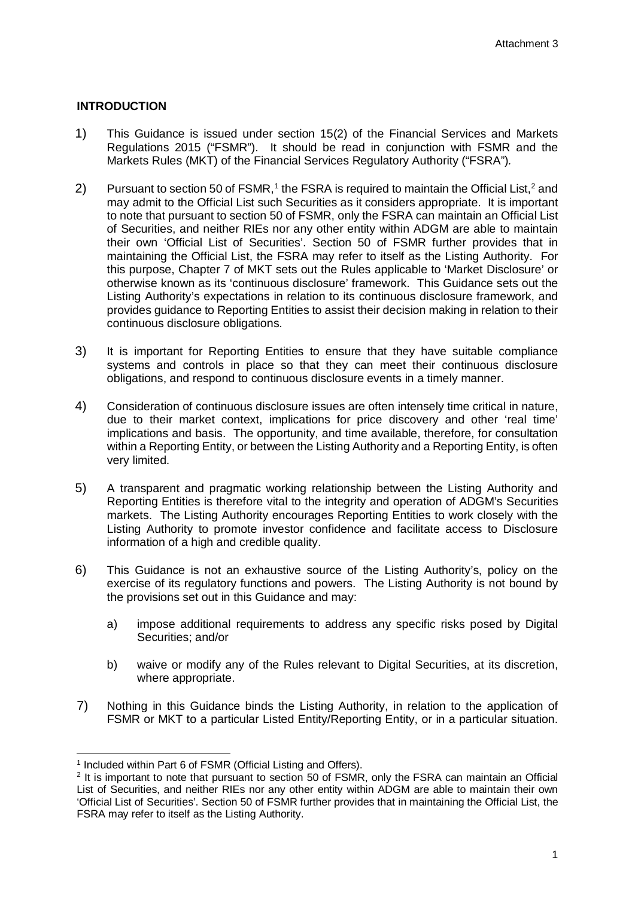Attachment 3

## INTRODUCTION

1) This Guidance is issued under section 15(2) of the Financial Services and Markets Regulations 2015 ("FSMR"). It should be read in conjunction with FSMR and the Markets Rules (MKT) of the Financial Services Regulatory Authority ("FSRA").

2) Pursuant to section 50 of FSMR,[1] the FSRA is required to maintain the Official List,[2] and may admit to the Official List such Securities as it considers appropriate. It is important to note that pursuant to section 50 of FSMR, only the FSRA can maintain an Official List of Securities, and neither RIEs nor any other entity within ADGM are able to maintain their own 'Official List of Securities'. Section 50 of FSMR further provides that in maintaining the Official List, the FSRA may refer to itself as the Listing Authority. For this purpose, Chapter 7 of MKT sets out the Rules applicable to 'Market Disclosure' or otherwise known as its 'continuous disclosure' framework. This Guidance sets out the Listing Authority's expectations in relation to its continuous disclosure framework, and provides guidance to Reporting Entities to assist their decision making in relation to their continuous disclosure obligations.

3) It is important for Reporting Entities to ensure that they have suitable compliance systems and controls in place so that they can meet their continuous disclosure obligations, and respond to continuous disclosure events in a timely manner.

4) Consideration of continuous disclosure issues are often intensely time critical in nature, due to their market context, implications for price discovery and other 'real time' implications and basis. The opportunity, and time available, therefore, for consultation within a Reporting Entity, or between the Listing Authority and a Reporting Entity, is often very limited.

5) A transparent and pragmatic working relationship between the Listing Authority and Reporting Entities is therefore vital to the integrity and operation of ADGM's Securities markets. The Listing Authority encourages Reporting Entities to work closely with the Listing Authority to promote investor confidence and facilitate access to Disclosure information of a high and credible quality.

6) This Guidance is not an exhaustive source of the Listing Authority's, policy on the exercise of its regulatory functions and powers. The Listing Authority is not bound by the provisions set out in this Guidance and may:

   a) impose additional requirements to address any specific risks posed by Digital Securities; and/or

   b) waive or modify any of the Rules relevant to Digital Securities, at its discretion, where appropriate.

7) Nothing in this Guidance binds the Listing Authority, in relation to the application of FSMR or MKT to a particular Listed Entity/Reporting Entity, or in a particular situation.

---

[1] Included within Part 6 of FSMR (Official Listing and Offers).

[2] It is important to note that pursuant to section 50 of FSMR, only the FSRA can maintain an Official List of Securities, and neither RIEs nor any other entity within ADGM are able to maintain their own 'Official List of Securities'. Section 50 of FSMR further provides that in maintaining the Official List, the FSRA may refer to itself as the Listing Authority.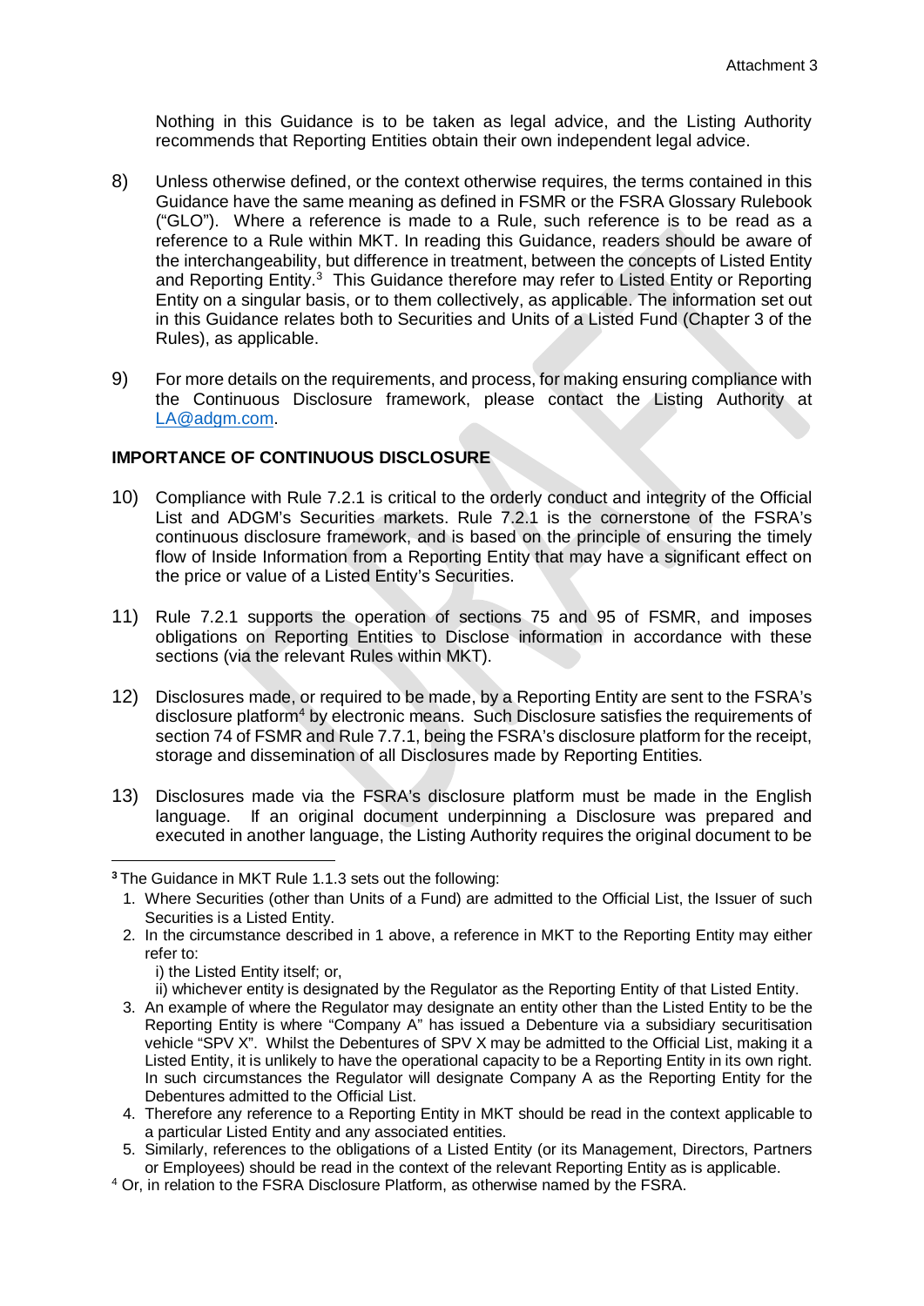Nothing in this Guidance is to be taken as legal advice, and the Listing Authority recommends that Reporting Entities obtain their own independent legal advice.

8) Unless otherwise defined, or the context otherwise requires, the terms contained in this Guidance have the same meaning as defined in FSMR or the FSRA Glossary Rulebook ("GLO"). Where a reference is made to a Rule, such reference is to be read as a reference to a Rule within MKT. In reading this Guidance, readers should be aware of the interchangeability, but difference in treatment, between the concepts of Listed Entity and Reporting Entity.[3] This Guidance therefore may refer to Listed Entity or Reporting Entity on a singular basis, or to them collectively, as applicable. The information set out in this Guidance relates both to Securities and Units of a Listed Fund (Chapter 3 of the Rules), as applicable.

9) For more details on the requirements, and process, for making ensuring compliance with the Continuous Disclosure framework, please contact the Listing Authority at LA@adgm.com.

**IMPORTANCE OF CONTINUOUS DISCLOSURE**

10) Compliance with Rule 7.2.1 is critical to the orderly conduct and integrity of the Official List and ADGM's Securities markets. Rule 7.2.1 is the cornerstone of the FSRA's continuous disclosure framework, and is based on the principle of ensuring the timely flow of Inside Information from a Reporting Entity that may have a significant effect on the price or value of a Listed Entity's Securities.

11) Rule 7.2.1 supports the operation of sections 75 and 95 of FSMR, and imposes obligations on Reporting Entities to Disclose information in accordance with these sections (via the relevant Rules within MKT).

12) Disclosures made, or required to be made, by a Reporting Entity are sent to the FSRA's disclosure platform[4] by electronic means. Such Disclosure satisfies the requirements of section 74 of FSMR and Rule 7.7.1, being the FSRA's disclosure platform for the receipt, storage and dissemination of all Disclosures made by Reporting Entities.

13) Disclosures made via the FSRA's disclosure platform must be made in the English language. If an original document underpinning a Disclosure was prepared and executed in another language, the Listing Authority requires the original document to be

---

[3] The Guidance in MKT Rule 1.1.3 sets out the following:

1. Where Securities (other than Units of a Fund) are admitted to the Official List, the Issuer of such Securities is a Listed Entity.
2. In the circumstance described in 1 above, a reference in MKT to the Reporting Entity may either refer to:
   i) the Listed Entity itself; or,
   ii) whichever entity is designated by the Regulator as the Reporting Entity of that Listed Entity.
3. An example of where the Regulator may designate an entity other than the Listed Entity to be the Reporting Entity is where "Company A" has issued a Debenture via a subsidiary securitisation vehicle "SPV X". Whilst the Debentures of SPV X may be admitted to the Official List, making it a Listed Entity, it is unlikely to have the operational capacity to be a Reporting Entity in its own right. In such circumstances the Regulator will designate Company A as the Reporting Entity for the Debentures admitted to the Official List.
4. Therefore any reference to a Reporting Entity in MKT should be read in the context applicable to a particular Listed Entity and any associated entities.
5. Similarly, references to the obligations of a Listed Entity (or its Management, Directors, Partners or Employees) should be read in the context of the relevant Reporting Entity as is applicable.

[4] Or, in relation to the FSRA Disclosure Platform, as otherwise named by the FSRA.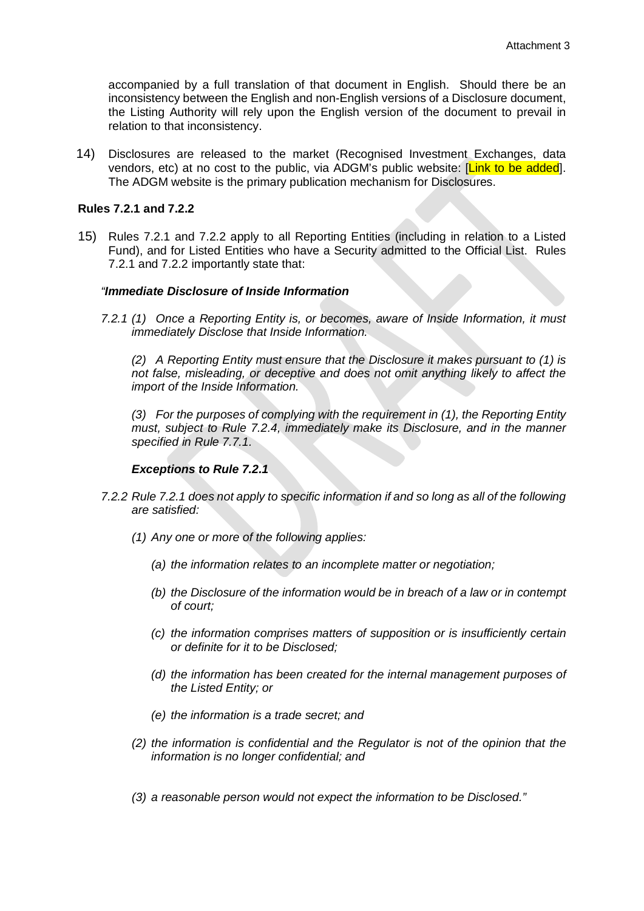accompanied by a full translation of that document in English. Should there be an inconsistency between the English and non-English versions of a Disclosure document, the Listing Authority will rely upon the English version of the document to prevail in relation to that inconsistency.

14) Disclosures are released to the market (Recognised Investment Exchanges, data vendors, etc) at no cost to the public, via ADGM's public website: [Link to be added]. The ADGM website is the primary publication mechanism for Disclosures.

**Rules 7.2.1 and 7.2.2**

15) Rules 7.2.1 and 7.2.2 apply to all Reporting Entities (including in relation to a Listed Fund), and for Listed Entities who have a Security admitted to the Official List. Rules 7.2.1 and 7.2.2 importantly state that:

*"**Immediate Disclosure of Inside Information***

*7.2.1 (1) Once a Reporting Entity is, or becomes, aware of Inside Information, it must immediately Disclose that Inside Information.*

*(2) A Reporting Entity must ensure that the Disclosure it makes pursuant to (1) is not false, misleading, or deceptive and does not omit anything likely to affect the import of the Inside Information.*

*(3) For the purposes of complying with the requirement in (1), the Reporting Entity must, subject to Rule 7.2.4, immediately make its Disclosure, and in the manner specified in Rule 7.7.1.*

***Exceptions to Rule 7.2.1***

*7.2.2 Rule 7.2.1 does not apply to specific information if and so long as all of the following are satisfied:*

*(1) Any one or more of the following applies:*

*(a) the information relates to an incomplete matter or negotiation;*

*(b) the Disclosure of the information would be in breach of a law or in contempt of court;*

*(c) the information comprises matters of supposition or is insufficiently certain or definite for it to be Disclosed;*

*(d) the information has been created for the internal management purposes of the Listed Entity; or*

*(e) the information is a trade secret; and*

*(2) the information is confidential and the Regulator is not of the opinion that the information is no longer confidential; and*

*(3) a reasonable person would not expect the information to be Disclosed."*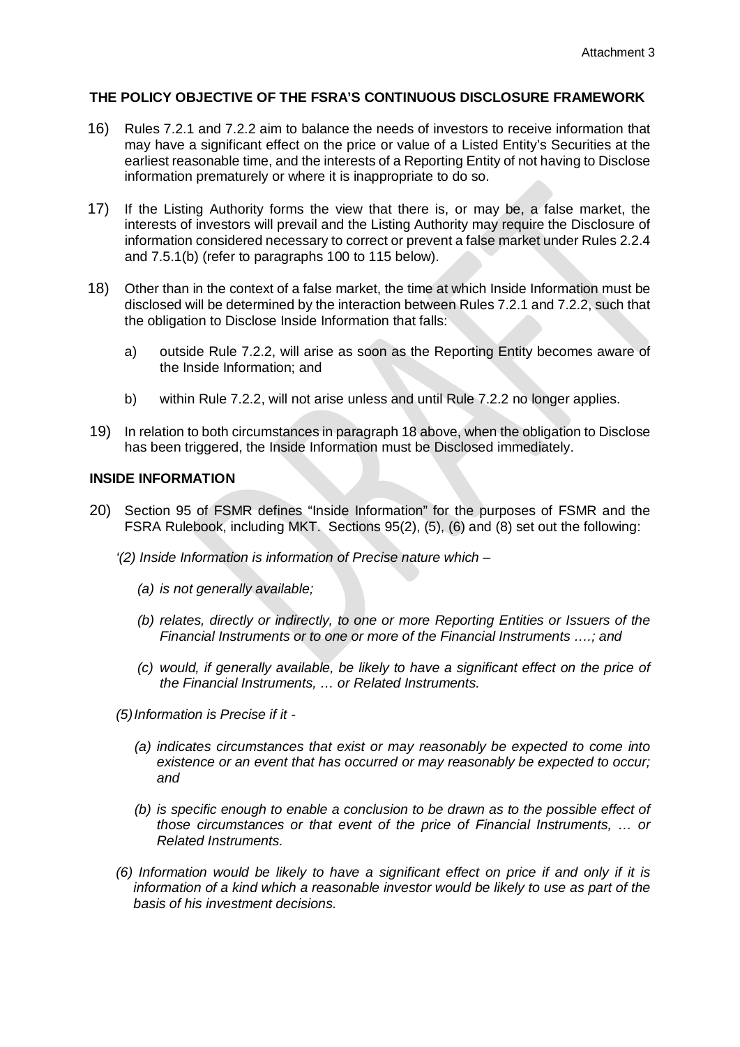## THE POLICY OBJECTIVE OF THE FSRA'S CONTINUOUS DISCLOSURE FRAMEWORK

16) Rules 7.2.1 and 7.2.2 aim to balance the needs of investors to receive information that may have a significant effect on the price or value of a Listed Entity's Securities at the earliest reasonable time, and the interests of a Reporting Entity of not having to Disclose information prematurely or where it is inappropriate to do so.

17) If the Listing Authority forms the view that there is, or may be, a false market, the interests of investors will prevail and the Listing Authority may require the Disclosure of information considered necessary to correct or prevent a false market under Rules 2.2.4 and 7.5.1(b) (refer to paragraphs 100 to 115 below).

18) Other than in the context of a false market, the time at which Inside Information must be disclosed will be determined by the interaction between Rules 7.2.1 and 7.2.2, such that the obligation to Disclose Inside Information that falls:

    a) outside Rule 7.2.2, will arise as soon as the Reporting Entity becomes aware of the Inside Information; and

    b) within Rule 7.2.2, will not arise unless and until Rule 7.2.2 no longer applies.

19) In relation to both circumstances in paragraph 18 above, when the obligation to Disclose has been triggered, the Inside Information must be Disclosed immediately.

## INSIDE INFORMATION

20) Section 95 of FSMR defines "Inside Information" for the purposes of FSMR and the FSRA Rulebook, including MKT. Sections 95(2), (5), (6) and (8) set out the following:

*'(2) Inside Information is information of Precise nature which –*

*(a) is not generally available;*

*(b) relates, directly or indirectly, to one or more Reporting Entities or Issuers of the Financial Instruments or to one or more of the Financial Instruments ….; and*

*(c) would, if generally available, be likely to have a significant effect on the price of the Financial Instruments, … or Related Instruments.*

*(5) Information is Precise if it -*

*(a) indicates circumstances that exist or may reasonably be expected to come into existence or an event that has occurred or may reasonably be expected to occur; and*

*(b) is specific enough to enable a conclusion to be drawn as to the possible effect of those circumstances or that event of the price of Financial Instruments, … or Related Instruments.*

*(6) Information would be likely to have a significant effect on price if and only if it is information of a kind which a reasonable investor would be likely to use as part of the basis of his investment decisions.*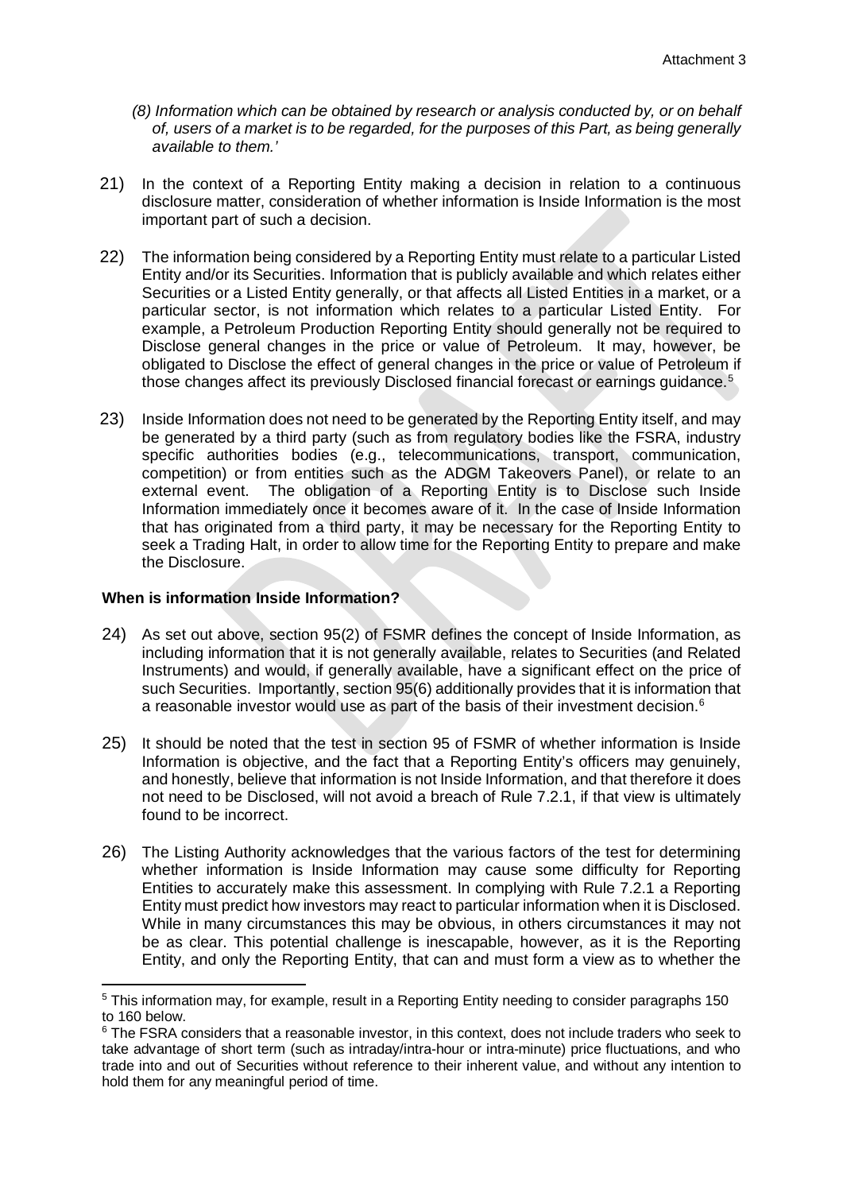*(8) Information which can be obtained by research or analysis conducted by, or on behalf of, users of a market is to be regarded, for the purposes of this Part, as being generally available to them.'*

21) In the context of a Reporting Entity making a decision in relation to a continuous disclosure matter, consideration of whether information is Inside Information is the most important part of such a decision.

22) The information being considered by a Reporting Entity must relate to a particular Listed Entity and/or its Securities. Information that is publicly available and which relates either Securities or a Listed Entity generally, or that affects all Listed Entities in a market, or a particular sector, is not information which relates to a particular Listed Entity. For example, a Petroleum Production Reporting Entity should generally not be required to Disclose general changes in the price or value of Petroleum. It may, however, be obligated to Disclose the effect of general changes in the price or value of Petroleum if those changes affect its previously Disclosed financial forecast or earnings guidance.[5]

23) Inside Information does not need to be generated by the Reporting Entity itself, and may be generated by a third party (such as from regulatory bodies like the FSRA, industry specific authorities bodies (e.g., telecommunications, transport, communication, competition) or from entities such as the ADGM Takeovers Panel), or relate to an external event. The obligation of a Reporting Entity is to Disclose such Inside Information immediately once it becomes aware of it. In the case of Inside Information that has originated from a third party, it may be necessary for the Reporting Entity to seek a Trading Halt, in order to allow time for the Reporting Entity to prepare and make the Disclosure.

**When is information Inside Information?**

24) As set out above, section 95(2) of FSMR defines the concept of Inside Information, as including information that it is not generally available, relates to Securities (and Related Instruments) and would, if generally available, have a significant effect on the price of such Securities. Importantly, section 95(6) additionally provides that it is information that a reasonable investor would use as part of the basis of their investment decision.[6]

25) It should be noted that the test in section 95 of FSMR of whether information is Inside Information is objective, and the fact that a Reporting Entity's officers may genuinely, and honestly, believe that information is not Inside Information, and that therefore it does not need to be Disclosed, will not avoid a breach of Rule 7.2.1, if that view is ultimately found to be incorrect.

26) The Listing Authority acknowledges that the various factors of the test for determining whether information is Inside Information may cause some difficulty for Reporting Entities to accurately make this assessment. In complying with Rule 7.2.1 a Reporting Entity must predict how investors may react to particular information when it is Disclosed. While in many circumstances this may be obvious, in others circumstances it may not be as clear. This potential challenge is inescapable, however, as it is the Reporting Entity, and only the Reporting Entity, that can and must form a view as to whether the

---

[5] This information may, for example, result in a Reporting Entity needing to consider paragraphs 150 to 160 below.

[6] The FSRA considers that a reasonable investor, in this context, does not include traders who seek to take advantage of short term (such as intraday/intra-hour or intra-minute) price fluctuations, and who trade into and out of Securities without reference to their inherent value, and without any intention to hold them for any meaningful period of time.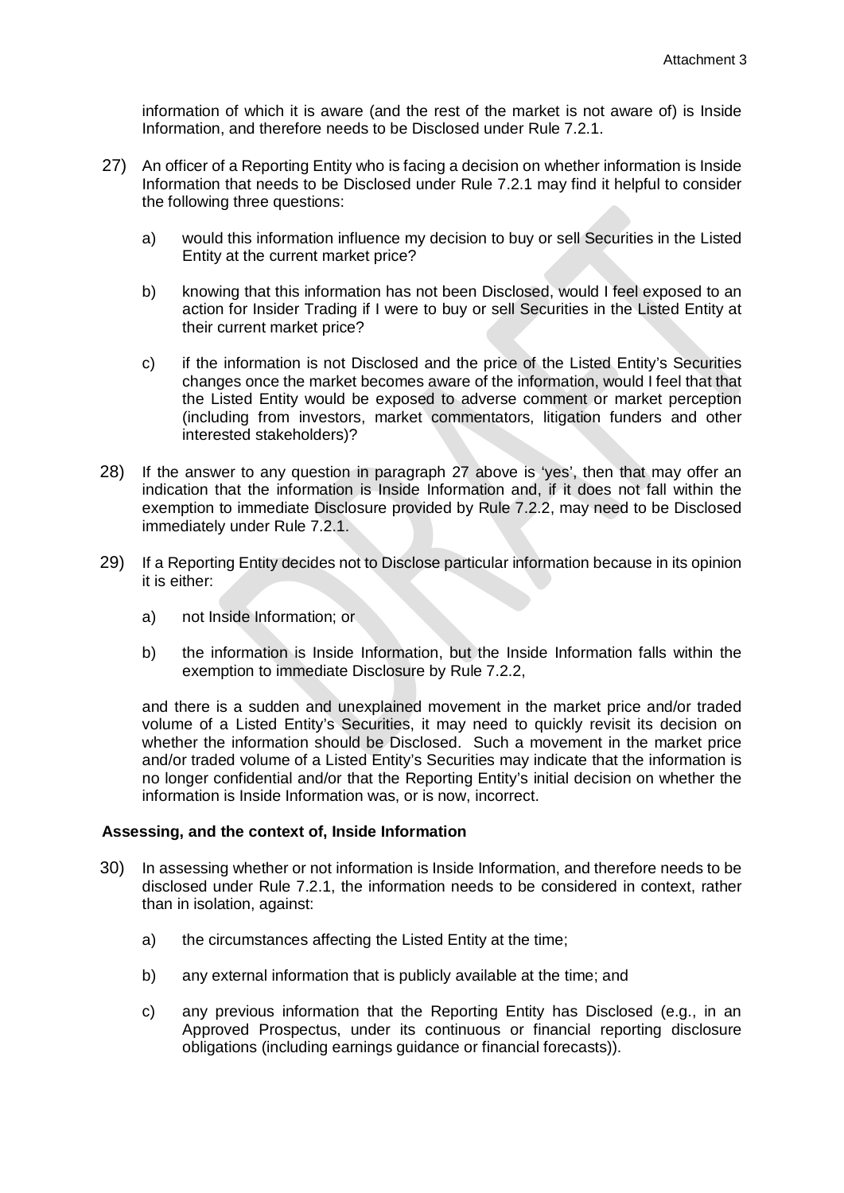information of which it is aware (and the rest of the market is not aware of) is Inside Information, and therefore needs to be Disclosed under Rule 7.2.1.

27) An officer of a Reporting Entity who is facing a decision on whether information is Inside Information that needs to be Disclosed under Rule 7.2.1 may find it helpful to consider the following three questions:

 a) would this information influence my decision to buy or sell Securities in the Listed Entity at the current market price?

 b) knowing that this information has not been Disclosed, would I feel exposed to an action for Insider Trading if I were to buy or sell Securities in the Listed Entity at their current market price?

 c) if the information is not Disclosed and the price of the Listed Entity's Securities changes once the market becomes aware of the information, would I feel that that the Listed Entity would be exposed to adverse comment or market perception (including from investors, market commentators, litigation funders and other interested stakeholders)?

28) If the answer to any question in paragraph 27 above is 'yes', then that may offer an indication that the information is Inside Information and, if it does not fall within the exemption to immediate Disclosure provided by Rule 7.2.2, may need to be Disclosed immediately under Rule 7.2.1.

29) If a Reporting Entity decides not to Disclose particular information because in its opinion it is either:

 a) not Inside Information; or

 b) the information is Inside Information, but the Inside Information falls within the exemption to immediate Disclosure by Rule 7.2.2,

 and there is a sudden and unexplained movement in the market price and/or traded volume of a Listed Entity's Securities, it may need to quickly revisit its decision on whether the information should be Disclosed. Such a movement in the market price and/or traded volume of a Listed Entity's Securities may indicate that the information is no longer confidential and/or that the Reporting Entity's initial decision on whether the information is Inside Information was, or is now, incorrect.

**Assessing, and the context of, Inside Information**

30) In assessing whether or not information is Inside Information, and therefore needs to be disclosed under Rule 7.2.1, the information needs to be considered in context, rather than in isolation, against:

 a) the circumstances affecting the Listed Entity at the time;

 b) any external information that is publicly available at the time; and

 c) any previous information that the Reporting Entity has Disclosed (e.g., in an Approved Prospectus, under its continuous or financial reporting disclosure obligations (including earnings guidance or financial forecasts)).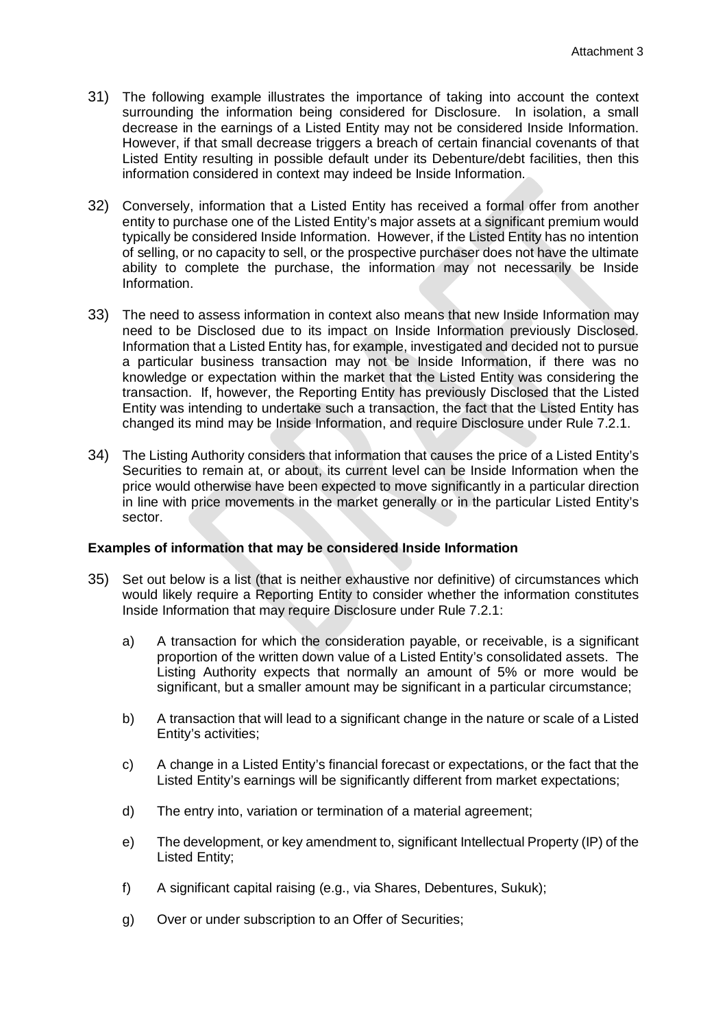31) The following example illustrates the importance of taking into account the context surrounding the information being considered for Disclosure. In isolation, a small decrease in the earnings of a Listed Entity may not be considered Inside Information. However, if that small decrease triggers a breach of certain financial covenants of that Listed Entity resulting in possible default under its Debenture/debt facilities, then this information considered in context may indeed be Inside Information.

32) Conversely, information that a Listed Entity has received a formal offer from another entity to purchase one of the Listed Entity's major assets at a significant premium would typically be considered Inside Information. However, if the Listed Entity has no intention of selling, or no capacity to sell, or the prospective purchaser does not have the ultimate ability to complete the purchase, the information may not necessarily be Inside Information.

33) The need to assess information in context also means that new Inside Information may need to be Disclosed due to its impact on Inside Information previously Disclosed. Information that a Listed Entity has, for example, investigated and decided not to pursue a particular business transaction may not be Inside Information, if there was no knowledge or expectation within the market that the Listed Entity was considering the transaction. If, however, the Reporting Entity has previously Disclosed that the Listed Entity was intending to undertake such a transaction, the fact that the Listed Entity has changed its mind may be Inside Information, and require Disclosure under Rule 7.2.1.

34) The Listing Authority considers that information that causes the price of a Listed Entity's Securities to remain at, or about, its current level can be Inside Information when the price would otherwise have been expected to move significantly in a particular direction in line with price movements in the market generally or in the particular Listed Entity's sector.

**Examples of information that may be considered Inside Information**

35) Set out below is a list (that is neither exhaustive nor definitive) of circumstances which would likely require a Reporting Entity to consider whether the information constitutes Inside Information that may require Disclosure under Rule 7.2.1:

   a) A transaction for which the consideration payable, or receivable, is a significant proportion of the written down value of a Listed Entity's consolidated assets. The Listing Authority expects that normally an amount of 5% or more would be significant, but a smaller amount may be significant in a particular circumstance;

   b) A transaction that will lead to a significant change in the nature or scale of a Listed Entity's activities;

   c) A change in a Listed Entity's financial forecast or expectations, or the fact that the Listed Entity's earnings will be significantly different from market expectations;

   d) The entry into, variation or termination of a material agreement;

   e) The development, or key amendment to, significant Intellectual Property (IP) of the Listed Entity;

   f) A significant capital raising (e.g., via Shares, Debentures, Sukuk);

   g) Over or under subscription to an Offer of Securities;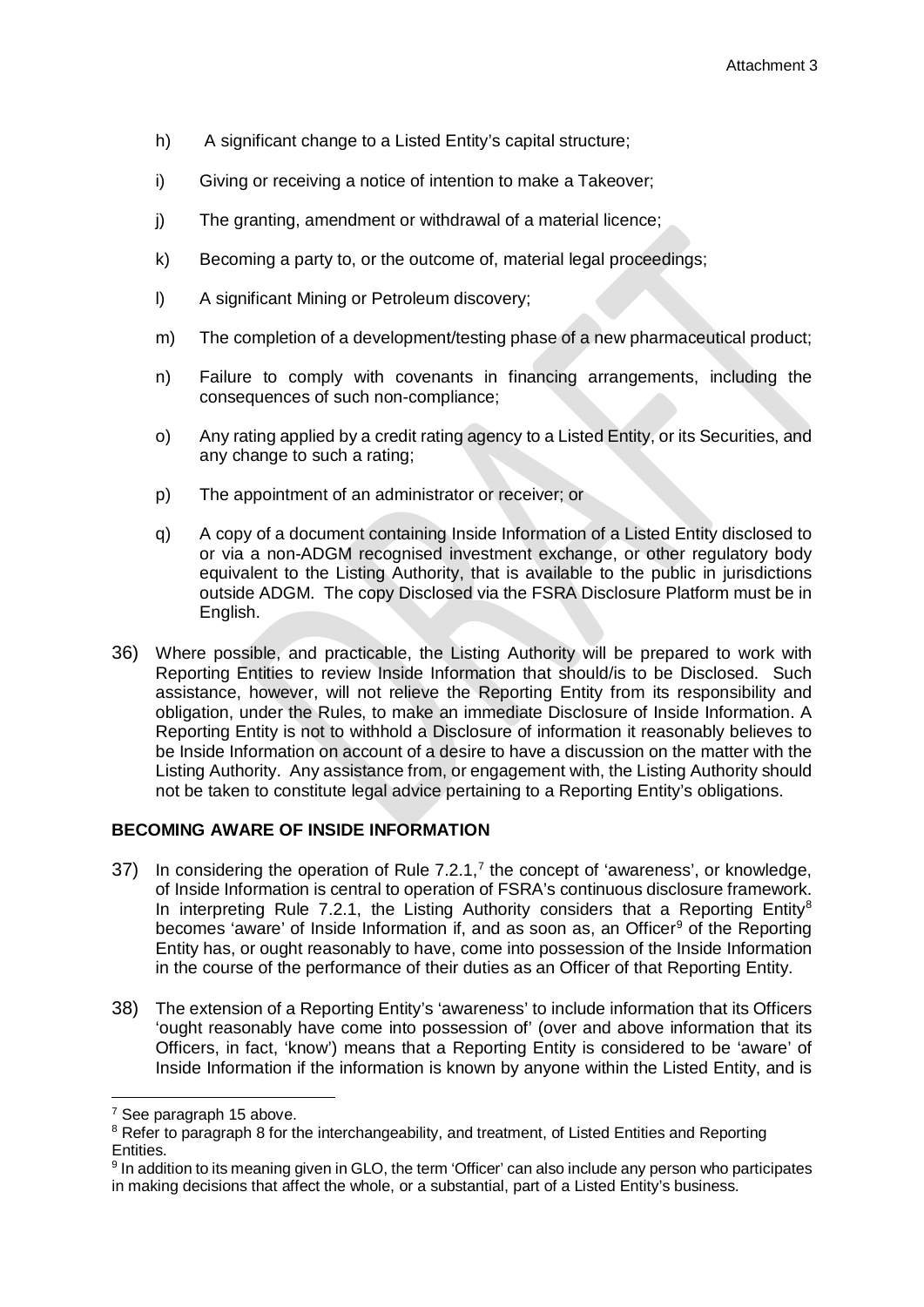h) A significant change to a Listed Entity's capital structure;

i) Giving or receiving a notice of intention to make a Takeover;

j) The granting, amendment or withdrawal of a material licence;

k) Becoming a party to, or the outcome of, material legal proceedings;

l) A significant Mining or Petroleum discovery;

m) The completion of a development/testing phase of a new pharmaceutical product;

n) Failure to comply with covenants in financing arrangements, including the consequences of such non-compliance;

o) Any rating applied by a credit rating agency to a Listed Entity, or its Securities, and any change to such a rating;

p) The appointment of an administrator or receiver; or

q) A copy of a document containing Inside Information of a Listed Entity disclosed to or via a non-ADGM recognised investment exchange, or other regulatory body equivalent to the Listing Authority, that is available to the public in jurisdictions outside ADGM. The copy Disclosed via the FSRA Disclosure Platform must be in English.

36) Where possible, and practicable, the Listing Authority will be prepared to work with Reporting Entities to review Inside Information that should/is to be Disclosed. Such assistance, however, will not relieve the Reporting Entity from its responsibility and obligation, under the Rules, to make an immediate Disclosure of Inside Information. A Reporting Entity is not to withhold a Disclosure of information it reasonably believes to be Inside Information on account of a desire to have a discussion on the matter with the Listing Authority. Any assistance from, or engagement with, the Listing Authority should not be taken to constitute legal advice pertaining to a Reporting Entity's obligations.

**BECOMING AWARE OF INSIDE INFORMATION**

37) In considering the operation of Rule 7.2.1,[7] the concept of 'awareness', or knowledge, of Inside Information is central to operation of FSRA's continuous disclosure framework. In interpreting Rule 7.2.1, the Listing Authority considers that a Reporting Entity[8] becomes 'aware' of Inside Information if, and as soon as, an Officer[9] of the Reporting Entity has, or ought reasonably to have, come into possession of the Inside Information in the course of the performance of their duties as an Officer of that Reporting Entity.

38) The extension of a Reporting Entity's 'awareness' to include information that its Officers 'ought reasonably have come into possession of' (over and above information that its Officers, in fact, 'know') means that a Reporting Entity is considered to be 'aware' of Inside Information if the information is known by anyone within the Listed Entity, and is

[7] See paragraph 15 above.

[8] Refer to paragraph 8 for the interchangeability, and treatment, of Listed Entities and Reporting Entities.

[9] In addition to its meaning given in GLO, the term 'Officer' can also include any person who participates in making decisions that affect the whole, or a substantial, part of a Listed Entity's business.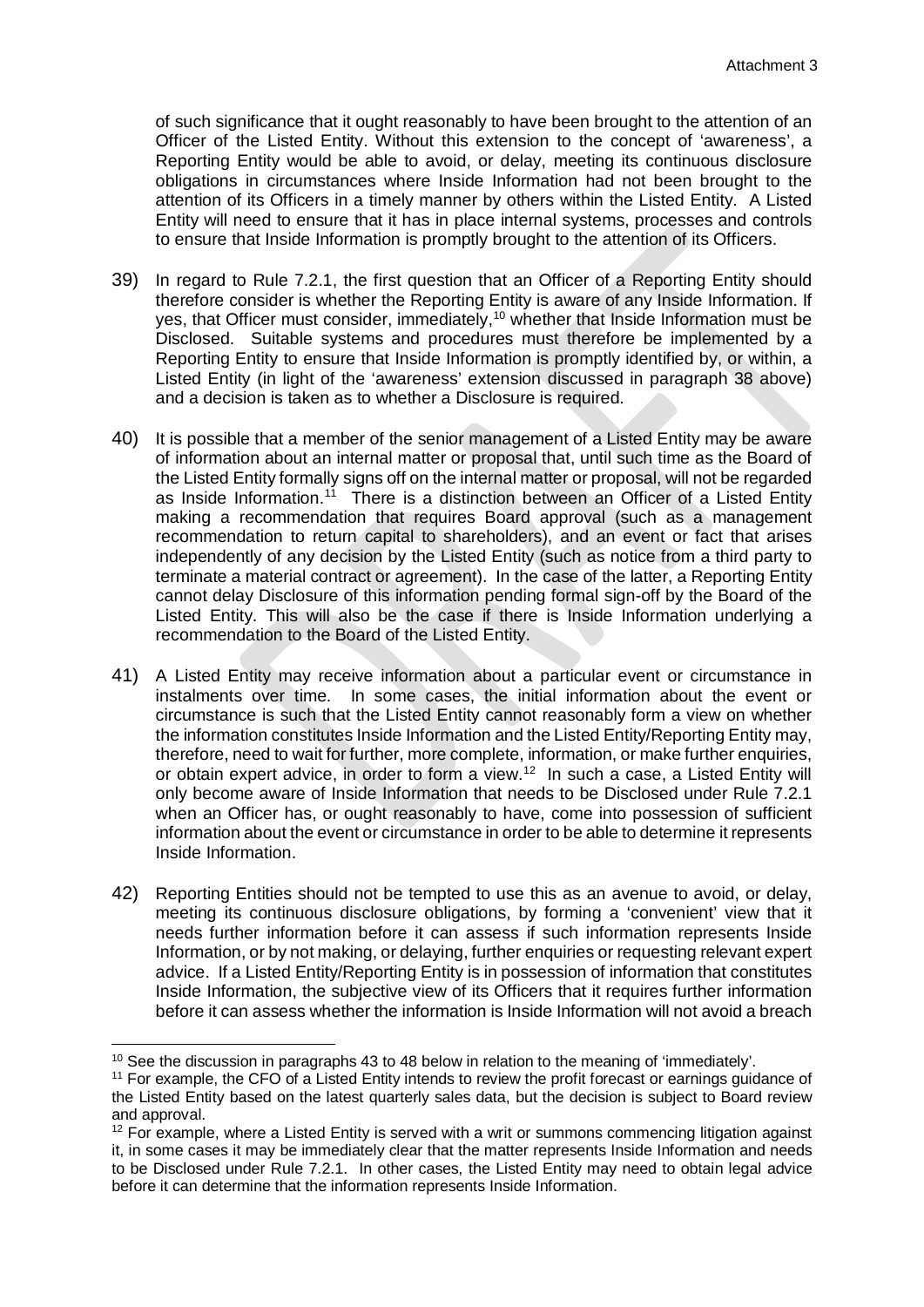of such significance that it ought reasonably to have been brought to the attention of an Officer of the Listed Entity. Without this extension to the concept of 'awareness', a Reporting Entity would be able to avoid, or delay, meeting its continuous disclosure obligations in circumstances where Inside Information had not been brought to the attention of its Officers in a timely manner by others within the Listed Entity. A Listed Entity will need to ensure that it has in place internal systems, processes and controls to ensure that Inside Information is promptly brought to the attention of its Officers.

39) In regard to Rule 7.2.1, the first question that an Officer of a Reporting Entity should therefore consider is whether the Reporting Entity is aware of any Inside Information. If yes, that Officer must consider, immediately,[10] whether that Inside Information must be Disclosed. Suitable systems and procedures must therefore be implemented by a Reporting Entity to ensure that Inside Information is promptly identified by, or within, a Listed Entity (in light of the 'awareness' extension discussed in paragraph 38 above) and a decision is taken as to whether a Disclosure is required.

40) It is possible that a member of the senior management of a Listed Entity may be aware of information about an internal matter or proposal that, until such time as the Board of the Listed Entity formally signs off on the internal matter or proposal, will not be regarded as Inside Information.[11] There is a distinction between an Officer of a Listed Entity making a recommendation that requires Board approval (such as a management recommendation to return capital to shareholders), and an event or fact that arises independently of any decision by the Listed Entity (such as notice from a third party to terminate a material contract or agreement). In the case of the latter, a Reporting Entity cannot delay Disclosure of this information pending formal sign-off by the Board of the Listed Entity. This will also be the case if there is Inside Information underlying a recommendation to the Board of the Listed Entity.

41) A Listed Entity may receive information about a particular event or circumstance in instalments over time. In some cases, the initial information about the event or circumstance is such that the Listed Entity cannot reasonably form a view on whether the information constitutes Inside Information and the Listed Entity/Reporting Entity may, therefore, need to wait for further, more complete, information, or make further enquiries, or obtain expert advice, in order to form a view.[12] In such a case, a Listed Entity will only become aware of Inside Information that needs to be Disclosed under Rule 7.2.1 when an Officer has, or ought reasonably to have, come into possession of sufficient information about the event or circumstance in order to be able to determine it represents Inside Information.

42) Reporting Entities should not be tempted to use this as an avenue to avoid, or delay, meeting its continuous disclosure obligations, by forming a 'convenient' view that it needs further information before it can assess if such information represents Inside Information, or by not making, or delaying, further enquiries or requesting relevant expert advice. If a Listed Entity/Reporting Entity is in possession of information that constitutes Inside Information, the subjective view of its Officers that it requires further information before it can assess whether the information is Inside Information will not avoid a breach

---

[10] See the discussion in paragraphs 43 to 48 below in relation to the meaning of 'immediately'.

[11] For example, the CFO of a Listed Entity intends to review the profit forecast or earnings guidance of the Listed Entity based on the latest quarterly sales data, but the decision is subject to Board review and approval.

[12] For example, where a Listed Entity is served with a writ or summons commencing litigation against it, in some cases it may be immediately clear that the matter represents Inside Information and needs to be Disclosed under Rule 7.2.1. In other cases, the Listed Entity may need to obtain legal advice before it can determine that the information represents Inside Information.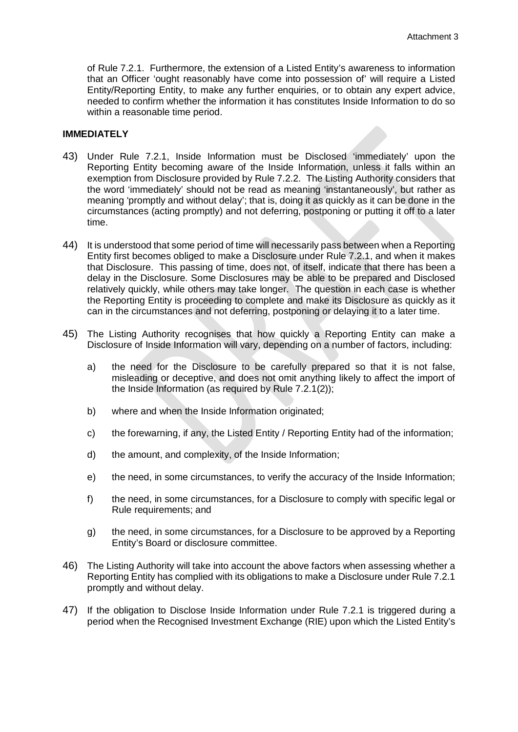of Rule 7.2.1. Furthermore, the extension of a Listed Entity's awareness to information that an Officer 'ought reasonably have come into possession of' will require a Listed Entity/Reporting Entity, to make any further enquiries, or to obtain any expert advice, needed to confirm whether the information it has constitutes Inside Information to do so within a reasonable time period.

**IMMEDIATELY**

43) Under Rule 7.2.1, Inside Information must be Disclosed 'immediately' upon the Reporting Entity becoming aware of the Inside Information, unless it falls within an exemption from Disclosure provided by Rule 7.2.2. The Listing Authority considers that the word 'immediately' should not be read as meaning 'instantaneously', but rather as meaning 'promptly and without delay'; that is, doing it as quickly as it can be done in the circumstances (acting promptly) and not deferring, postponing or putting it off to a later time.

44) It is understood that some period of time will necessarily pass between when a Reporting Entity first becomes obliged to make a Disclosure under Rule 7.2.1, and when it makes that Disclosure. This passing of time, does not, of itself, indicate that there has been a delay in the Disclosure. Some Disclosures may be able to be prepared and Disclosed relatively quickly, while others may take longer. The question in each case is whether the Reporting Entity is proceeding to complete and make its Disclosure as quickly as it can in the circumstances and not deferring, postponing or delaying it to a later time.

45) The Listing Authority recognises that how quickly a Reporting Entity can make a Disclosure of Inside Information will vary, depending on a number of factors, including:

   a) the need for the Disclosure to be carefully prepared so that it is not false, misleading or deceptive, and does not omit anything likely to affect the import of the Inside Information (as required by Rule 7.2.1(2));

   b) where and when the Inside Information originated;

   c) the forewarning, if any, the Listed Entity / Reporting Entity had of the information;

   d) the amount, and complexity, of the Inside Information;

   e) the need, in some circumstances, to verify the accuracy of the Inside Information;

   f) the need, in some circumstances, for a Disclosure to comply with specific legal or Rule requirements; and

   g) the need, in some circumstances, for a Disclosure to be approved by a Reporting Entity's Board or disclosure committee.

46) The Listing Authority will take into account the above factors when assessing whether a Reporting Entity has complied with its obligations to make a Disclosure under Rule 7.2.1 promptly and without delay.

47) If the obligation to Disclose Inside Information under Rule 7.2.1 is triggered during a period when the Recognised Investment Exchange (RIE) upon which the Listed Entity's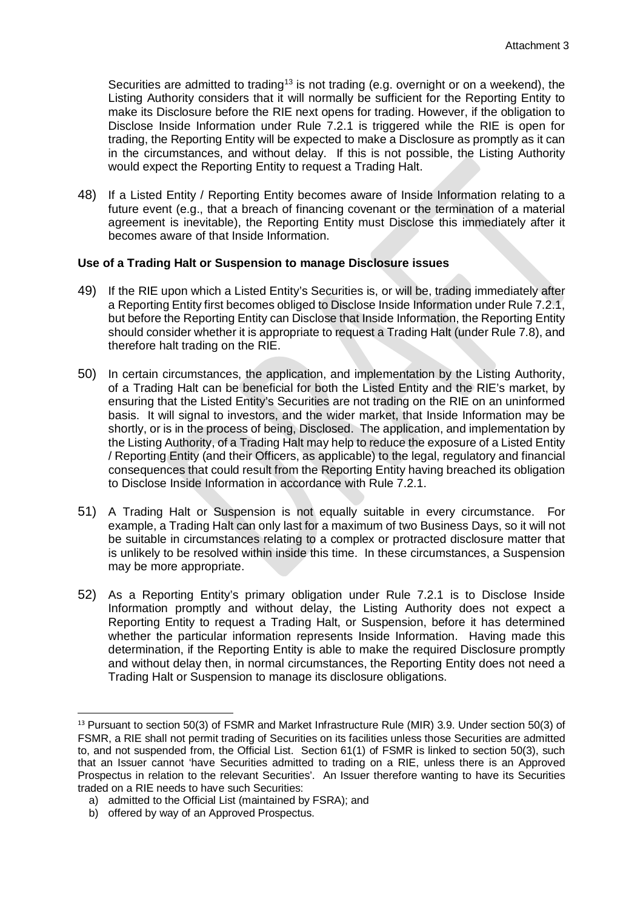Securities are admitted to trading[13] is not trading (e.g. overnight or on a weekend), the Listing Authority considers that it will normally be sufficient for the Reporting Entity to make its Disclosure before the RIE next opens for trading. However, if the obligation to Disclose Inside Information under Rule 7.2.1 is triggered while the RIE is open for trading, the Reporting Entity will be expected to make a Disclosure as promptly as it can in the circumstances, and without delay. If this is not possible, the Listing Authority would expect the Reporting Entity to request a Trading Halt.

48) If a Listed Entity / Reporting Entity becomes aware of Inside Information relating to a future event (e.g., that a breach of financing covenant or the termination of a material agreement is inevitable), the Reporting Entity must Disclose this immediately after it becomes aware of that Inside Information.

**Use of a Trading Halt or Suspension to manage Disclosure issues**

49) If the RIE upon which a Listed Entity's Securities is, or will be, trading immediately after a Reporting Entity first becomes obliged to Disclose Inside Information under Rule 7.2.1, but before the Reporting Entity can Disclose that Inside Information, the Reporting Entity should consider whether it is appropriate to request a Trading Halt (under Rule 7.8), and therefore halt trading on the RIE.

50) In certain circumstances, the application, and implementation by the Listing Authority, of a Trading Halt can be beneficial for both the Listed Entity and the RIE's market, by ensuring that the Listed Entity's Securities are not trading on the RIE on an uninformed basis. It will signal to investors, and the wider market, that Inside Information may be shortly, or is in the process of being, Disclosed. The application, and implementation by the Listing Authority, of a Trading Halt may help to reduce the exposure of a Listed Entity / Reporting Entity (and their Officers, as applicable) to the legal, regulatory and financial consequences that could result from the Reporting Entity having breached its obligation to Disclose Inside Information in accordance with Rule 7.2.1.

51) A Trading Halt or Suspension is not equally suitable in every circumstance. For example, a Trading Halt can only last for a maximum of two Business Days, so it will not be suitable in circumstances relating to a complex or protracted disclosure matter that is unlikely to be resolved within inside this time. In these circumstances, a Suspension may be more appropriate.

52) As a Reporting Entity's primary obligation under Rule 7.2.1 is to Disclose Inside Information promptly and without delay, the Listing Authority does not expect a Reporting Entity to request a Trading Halt, or Suspension, before it has determined whether the particular information represents Inside Information. Having made this determination, if the Reporting Entity is able to make the required Disclosure promptly and without delay then, in normal circumstances, the Reporting Entity does not need a Trading Halt or Suspension to manage its disclosure obligations.

---

[13] Pursuant to section 50(3) of FSMR and Market Infrastructure Rule (MIR) 3.9. Under section 50(3) of FSMR, a RIE shall not permit trading of Securities on its facilities unless those Securities are admitted to, and not suspended from, the Official List. Section 61(1) of FSMR is linked to section 50(3), such that an Issuer cannot 'have Securities admitted to trading on a RIE, unless there is an Approved Prospectus in relation to the relevant Securities'. An Issuer therefore wanting to have its Securities traded on a RIE needs to have such Securities:

a) admitted to the Official List (maintained by FSRA); and
b) offered by way of an Approved Prospectus.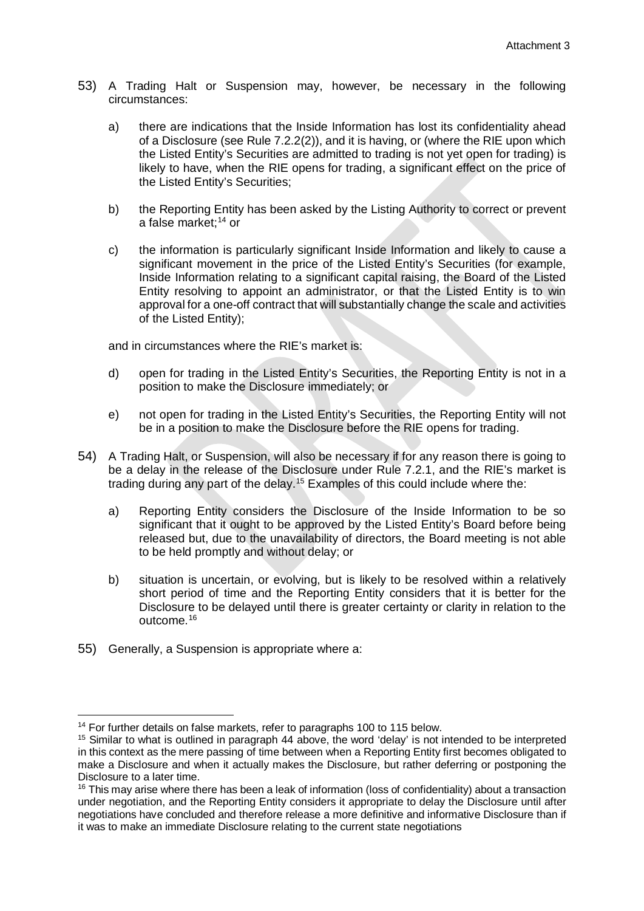53) A Trading Halt or Suspension may, however, be necessary in the following circumstances:

   a) there are indications that the Inside Information has lost its confidentiality ahead of a Disclosure (see Rule 7.2.2(2)), and it is having, or (where the RIE upon which the Listed Entity's Securities are admitted to trading is not yet open for trading) is likely to have, when the RIE opens for trading, a significant effect on the price of the Listed Entity's Securities;

   b) the Reporting Entity has been asked by the Listing Authority to correct or prevent a false market;[14] or

   c) the information is particularly significant Inside Information and likely to cause a significant movement in the price of the Listed Entity's Securities (for example, Inside Information relating to a significant capital raising, the Board of the Listed Entity resolving to appoint an administrator, or that the Listed Entity is to win approval for a one-off contract that will substantially change the scale and activities of the Listed Entity);

   and in circumstances where the RIE's market is:

   d) open for trading in the Listed Entity's Securities, the Reporting Entity is not in a position to make the Disclosure immediately; or

   e) not open for trading in the Listed Entity's Securities, the Reporting Entity will not be in a position to make the Disclosure before the RIE opens for trading.

54) A Trading Halt, or Suspension, will also be necessary if for any reason there is going to be a delay in the release of the Disclosure under Rule 7.2.1, and the RIE's market is trading during any part of the delay.[15] Examples of this could include where the:

   a) Reporting Entity considers the Disclosure of the Inside Information to be so significant that it ought to be approved by the Listed Entity's Board before being released but, due to the unavailability of directors, the Board meeting is not able to be held promptly and without delay; or

   b) situation is uncertain, or evolving, but is likely to be resolved within a relatively short period of time and the Reporting Entity considers that it is better for the Disclosure to be delayed until there is greater certainty or clarity in relation to the outcome.[16]

55) Generally, a Suspension is appropriate where a:

---

[14] For further details on false markets, refer to paragraphs 100 to 115 below.

[15] Similar to what is outlined in paragraph 44 above, the word 'delay' is not intended to be interpreted in this context as the mere passing of time between when a Reporting Entity first becomes obligated to make a Disclosure and when it actually makes the Disclosure, but rather deferring or postponing the Disclosure to a later time.

[16] This may arise where there has been a leak of information (loss of confidentiality) about a transaction under negotiation, and the Reporting Entity considers it appropriate to delay the Disclosure until after negotiations have concluded and therefore release a more definitive and informative Disclosure than if it was to make an immediate Disclosure relating to the current state negotiations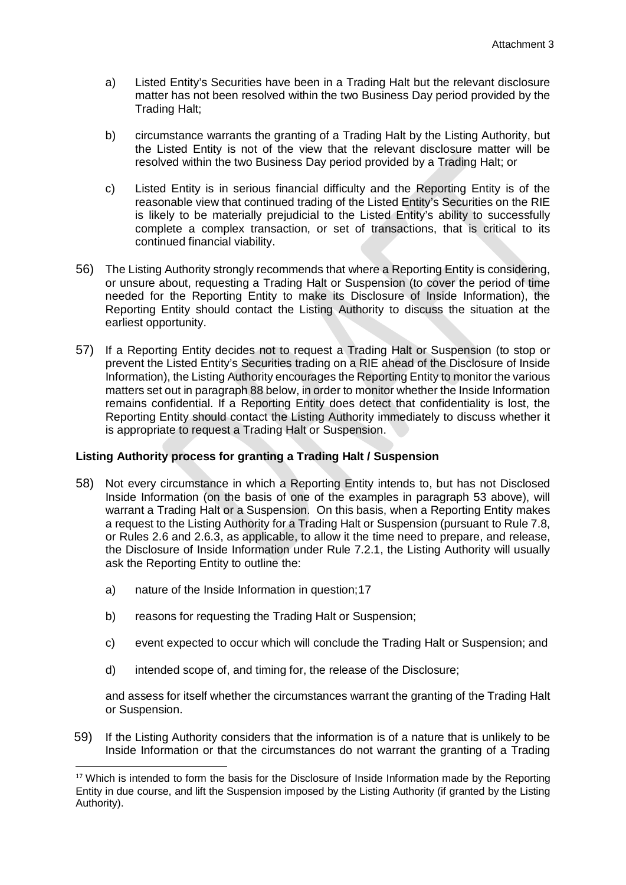a) Listed Entity's Securities have been in a Trading Halt but the relevant disclosure matter has not been resolved within the two Business Day period provided by the Trading Halt;

b) circumstance warrants the granting of a Trading Halt by the Listing Authority, but the Listed Entity is not of the view that the relevant disclosure matter will be resolved within the two Business Day period provided by a Trading Halt; or

c) Listed Entity is in serious financial difficulty and the Reporting Entity is of the reasonable view that continued trading of the Listed Entity's Securities on the RIE is likely to be materially prejudicial to the Listed Entity's ability to successfully complete a complex transaction, or set of transactions, that is critical to its continued financial viability.

56) The Listing Authority strongly recommends that where a Reporting Entity is considering, or unsure about, requesting a Trading Halt or Suspension (to cover the period of time needed for the Reporting Entity to make its Disclosure of Inside Information), the Reporting Entity should contact the Listing Authority to discuss the situation at the earliest opportunity.

57) If a Reporting Entity decides not to request a Trading Halt or Suspension (to stop or prevent the Listed Entity's Securities trading on a RIE ahead of the Disclosure of Inside Information), the Listing Authority encourages the Reporting Entity to monitor the various matters set out in paragraph 88 below, in order to monitor whether the Inside Information remains confidential. If a Reporting Entity does detect that confidentiality is lost, the Reporting Entity should contact the Listing Authority immediately to discuss whether it is appropriate to request a Trading Halt or Suspension.

**Listing Authority process for granting a Trading Halt / Suspension**

58) Not every circumstance in which a Reporting Entity intends to, but has not Disclosed Inside Information (on the basis of one of the examples in paragraph 53 above), will warrant a Trading Halt or a Suspension. On this basis, when a Reporting Entity makes a request to the Listing Authority for a Trading Halt or Suspension (pursuant to Rule 7.8, or Rules 2.6 and 2.6.3, as applicable, to allow it the time need to prepare, and release, the Disclosure of Inside Information under Rule 7.2.1, the Listing Authority will usually ask the Reporting Entity to outline the:

a) nature of the Inside Information in question;[17]

b) reasons for requesting the Trading Halt or Suspension;

c) event expected to occur which will conclude the Trading Halt or Suspension; and

d) intended scope of, and timing for, the release of the Disclosure;

and assess for itself whether the circumstances warrant the granting of the Trading Halt or Suspension.

59) If the Listing Authority considers that the information is of a nature that is unlikely to be Inside Information or that the circumstances do not warrant the granting of a Trading

[17] Which is intended to form the basis for the Disclosure of Inside Information made by the Reporting Entity in due course, and lift the Suspension imposed by the Listing Authority (if granted by the Listing Authority).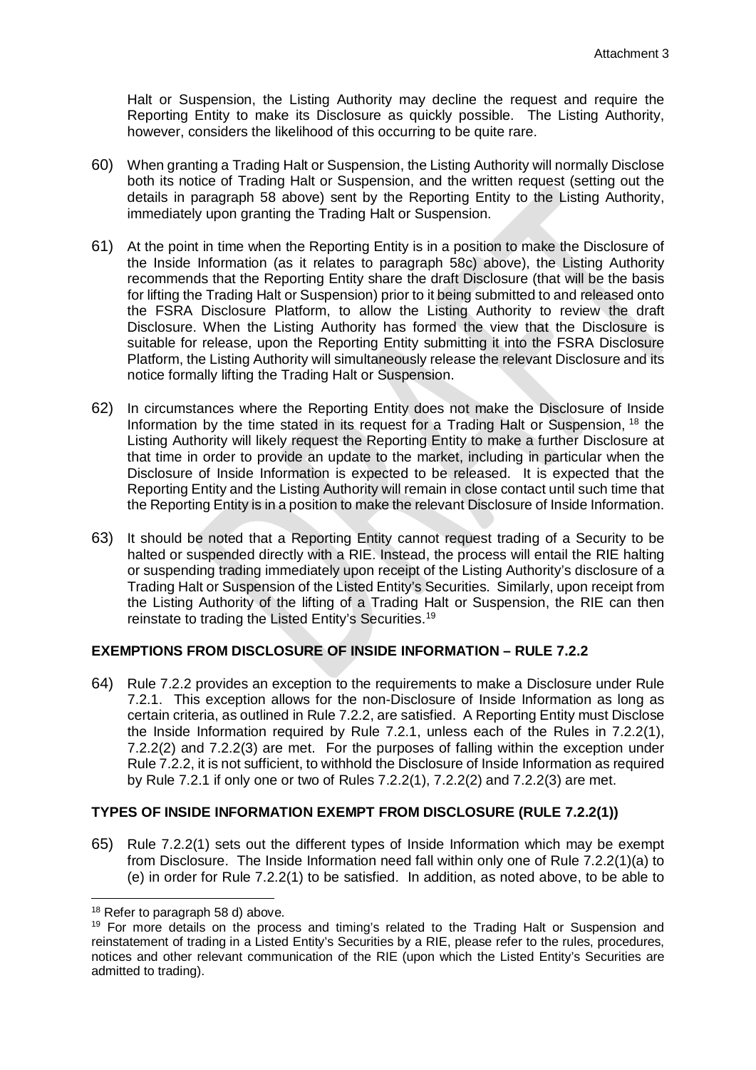Halt or Suspension, the Listing Authority may decline the request and require the Reporting Entity to make its Disclosure as quickly possible. The Listing Authority, however, considers the likelihood of this occurring to be quite rare.

60) When granting a Trading Halt or Suspension, the Listing Authority will normally Disclose both its notice of Trading Halt or Suspension, and the written request (setting out the details in paragraph 58 above) sent by the Reporting Entity to the Listing Authority, immediately upon granting the Trading Halt or Suspension.

61) At the point in time when the Reporting Entity is in a position to make the Disclosure of the Inside Information (as it relates to paragraph 58c) above), the Listing Authority recommends that the Reporting Entity share the draft Disclosure (that will be the basis for lifting the Trading Halt or Suspension) prior to it being submitted to and released onto the FSRA Disclosure Platform, to allow the Listing Authority to review the draft Disclosure. When the Listing Authority has formed the view that the Disclosure is suitable for release, upon the Reporting Entity submitting it into the FSRA Disclosure Platform, the Listing Authority will simultaneously release the relevant Disclosure and its notice formally lifting the Trading Halt or Suspension.

62) In circumstances where the Reporting Entity does not make the Disclosure of Inside Information by the time stated in its request for a Trading Halt or Suspension, [18] the Listing Authority will likely request the Reporting Entity to make a further Disclosure at that time in order to provide an update to the market, including in particular when the Disclosure of Inside Information is expected to be released. It is expected that the Reporting Entity and the Listing Authority will remain in close contact until such time that the Reporting Entity is in a position to make the relevant Disclosure of Inside Information.

63) It should be noted that a Reporting Entity cannot request trading of a Security to be halted or suspended directly with a RIE. Instead, the process will entail the RIE halting or suspending trading immediately upon receipt of the Listing Authority's disclosure of a Trading Halt or Suspension of the Listed Entity's Securities. Similarly, upon receipt from the Listing Authority of the lifting of a Trading Halt or Suspension, the RIE can then reinstate to trading the Listed Entity's Securities.[19]

**EXEMPTIONS FROM DISCLOSURE OF INSIDE INFORMATION – RULE 7.2.2**

64) Rule 7.2.2 provides an exception to the requirements to make a Disclosure under Rule 7.2.1. This exception allows for the non-Disclosure of Inside Information as long as certain criteria, as outlined in Rule 7.2.2, are satisfied. A Reporting Entity must Disclose the Inside Information required by Rule 7.2.1, unless each of the Rules in 7.2.2(1), 7.2.2(2) and 7.2.2(3) are met. For the purposes of falling within the exception under Rule 7.2.2, it is not sufficient, to withhold the Disclosure of Inside Information as required by Rule 7.2.1 if only one or two of Rules 7.2.2(1), 7.2.2(2) and 7.2.2(3) are met.

**TYPES OF INSIDE INFORMATION EXEMPT FROM DISCLOSURE (RULE 7.2.2(1))**

65) Rule 7.2.2(1) sets out the different types of Inside Information which may be exempt from Disclosure. The Inside Information need fall within only one of Rule 7.2.2(1)(a) to (e) in order for Rule 7.2.2(1) to be satisfied. In addition, as noted above, to be able to

[18] Refer to paragraph 58 d) above.

[19] For more details on the process and timing's related to the Trading Halt or Suspension and reinstatement of trading in a Listed Entity's Securities by a RIE, please refer to the rules, procedures, notices and other relevant communication of the RIE (upon which the Listed Entity's Securities are admitted to trading).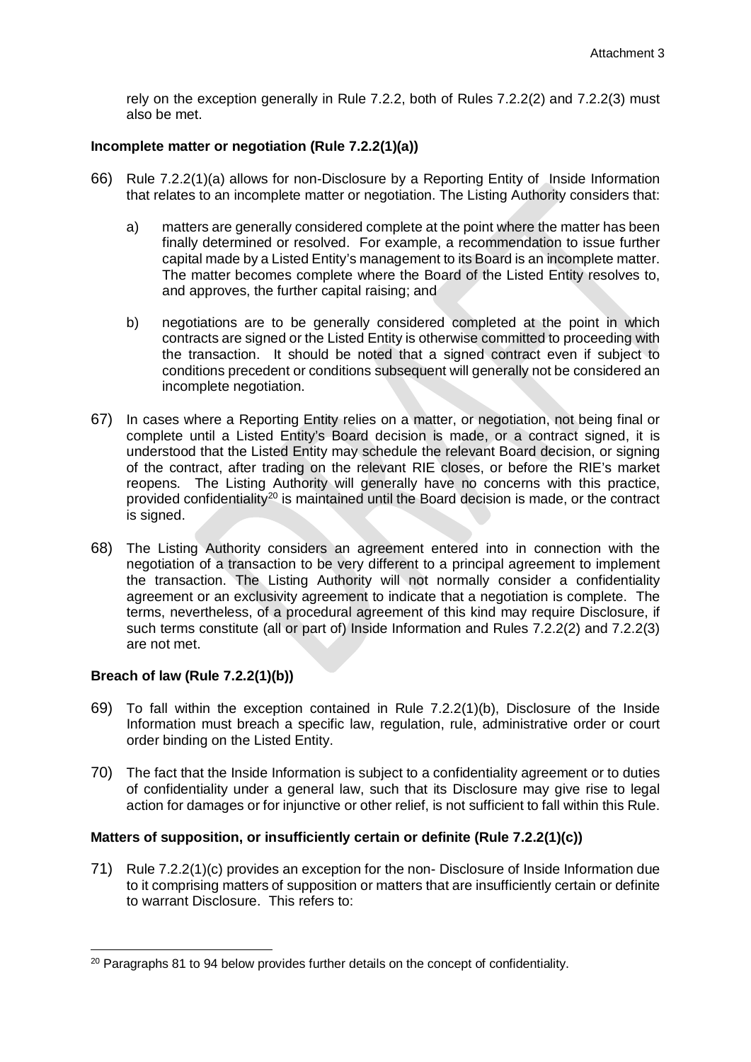rely on the exception generally in Rule 7.2.2, both of Rules 7.2.2(2) and 7.2.2(3) must also be met.

**Incomplete matter or negotiation (Rule 7.2.2(1)(a))**

66) Rule 7.2.2(1)(a) allows for non-Disclosure by a Reporting Entity of Inside Information that relates to an incomplete matter or negotiation. The Listing Authority considers that:

   a) matters are generally considered complete at the point where the matter has been finally determined or resolved. For example, a recommendation to issue further capital made by a Listed Entity's management to its Board is an incomplete matter. The matter becomes complete where the Board of the Listed Entity resolves to, and approves, the further capital raising; and

   b) negotiations are to be generally considered completed at the point in which contracts are signed or the Listed Entity is otherwise committed to proceeding with the transaction. It should be noted that a signed contract even if subject to conditions precedent or conditions subsequent will generally not be considered an incomplete negotiation.

67) In cases where a Reporting Entity relies on a matter, or negotiation, not being final or complete until a Listed Entity's Board decision is made, or a contract signed, it is understood that the Listed Entity may schedule the relevant Board decision, or signing of the contract, after trading on the relevant RIE closes, or before the RIE's market reopens. The Listing Authority will generally have no concerns with this practice, provided confidentiality[20] is maintained until the Board decision is made, or the contract is signed.

68) The Listing Authority considers an agreement entered into in connection with the negotiation of a transaction to be very different to a principal agreement to implement the transaction. The Listing Authority will not normally consider a confidentiality agreement or an exclusivity agreement to indicate that a negotiation is complete. The terms, nevertheless, of a procedural agreement of this kind may require Disclosure, if such terms constitute (all or part of) Inside Information and Rules 7.2.2(2) and 7.2.2(3) are not met.

**Breach of law (Rule 7.2.2(1)(b))**

69) To fall within the exception contained in Rule 7.2.2(1)(b), Disclosure of the Inside Information must breach a specific law, regulation, rule, administrative order or court order binding on the Listed Entity.

70) The fact that the Inside Information is subject to a confidentiality agreement or to duties of confidentiality under a general law, such that its Disclosure may give rise to legal action for damages or for injunctive or other relief, is not sufficient to fall within this Rule.

**Matters of supposition, or insufficiently certain or definite (Rule 7.2.2(1)(c))**

71) Rule 7.2.2(1)(c) provides an exception for the non- Disclosure of Inside Information due to it comprising matters of supposition or matters that are insufficiently certain or definite to warrant Disclosure. This refers to:

---

[20] Paragraphs 81 to 94 below provides further details on the concept of confidentiality.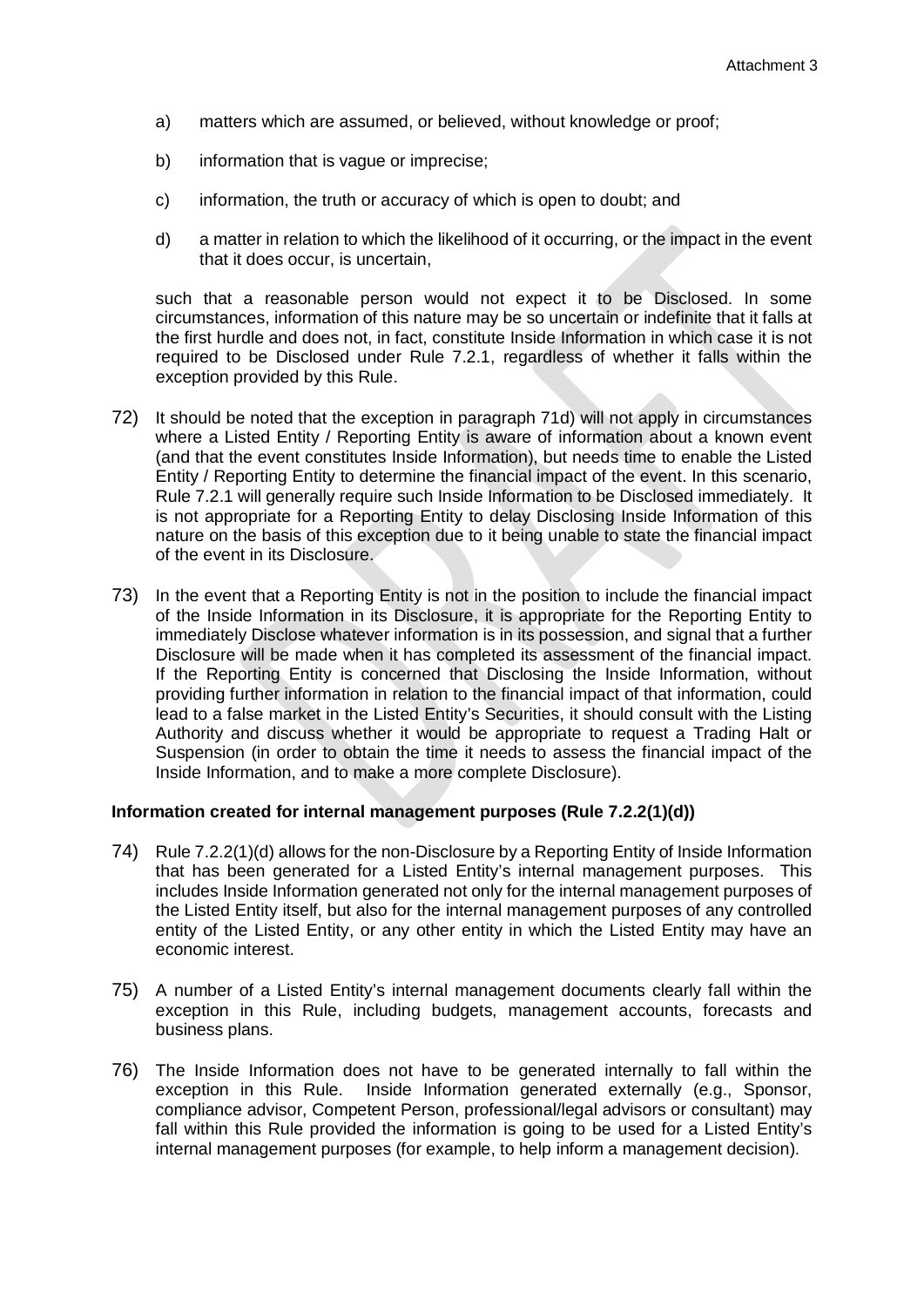a) matters which are assumed, or believed, without knowledge or proof;

b) information that is vague or imprecise;

c) information, the truth or accuracy of which is open to doubt; and

d) a matter in relation to which the likelihood of it occurring, or the impact in the event that it does occur, is uncertain,

such that a reasonable person would not expect it to be Disclosed. In some circumstances, information of this nature may be so uncertain or indefinite that it falls at the first hurdle and does not, in fact, constitute Inside Information in which case it is not required to be Disclosed under Rule 7.2.1, regardless of whether it falls within the exception provided by this Rule.

72) It should be noted that the exception in paragraph 71d) will not apply in circumstances where a Listed Entity / Reporting Entity is aware of information about a known event (and that the event constitutes Inside Information), but needs time to enable the Listed Entity / Reporting Entity to determine the financial impact of the event. In this scenario, Rule 7.2.1 will generally require such Inside Information to be Disclosed immediately. It is not appropriate for a Reporting Entity to delay Disclosing Inside Information of this nature on the basis of this exception due to it being unable to state the financial impact of the event in its Disclosure.

73) In the event that a Reporting Entity is not in the position to include the financial impact of the Inside Information in its Disclosure, it is appropriate for the Reporting Entity to immediately Disclose whatever information is in its possession, and signal that a further Disclosure will be made when it has completed its assessment of the financial impact. If the Reporting Entity is concerned that Disclosing the Inside Information, without providing further information in relation to the financial impact of that information, could lead to a false market in the Listed Entity's Securities, it should consult with the Listing Authority and discuss whether it would be appropriate to request a Trading Halt or Suspension (in order to obtain the time it needs to assess the financial impact of the Inside Information, and to make a more complete Disclosure).

**Information created for internal management purposes (Rule 7.2.2(1)(d))**

74) Rule 7.2.2(1)(d) allows for the non-Disclosure by a Reporting Entity of Inside Information that has been generated for a Listed Entity's internal management purposes. This includes Inside Information generated not only for the internal management purposes of the Listed Entity itself, but also for the internal management purposes of any controlled entity of the Listed Entity, or any other entity in which the Listed Entity may have an economic interest.

75) A number of a Listed Entity's internal management documents clearly fall within the exception in this Rule, including budgets, management accounts, forecasts and business plans.

76) The Inside Information does not have to be generated internally to fall within the exception in this Rule. Inside Information generated externally (e.g., Sponsor, compliance advisor, Competent Person, professional/legal advisors or consultant) may fall within this Rule provided the information is going to be used for a Listed Entity's internal management purposes (for example, to help inform a management decision).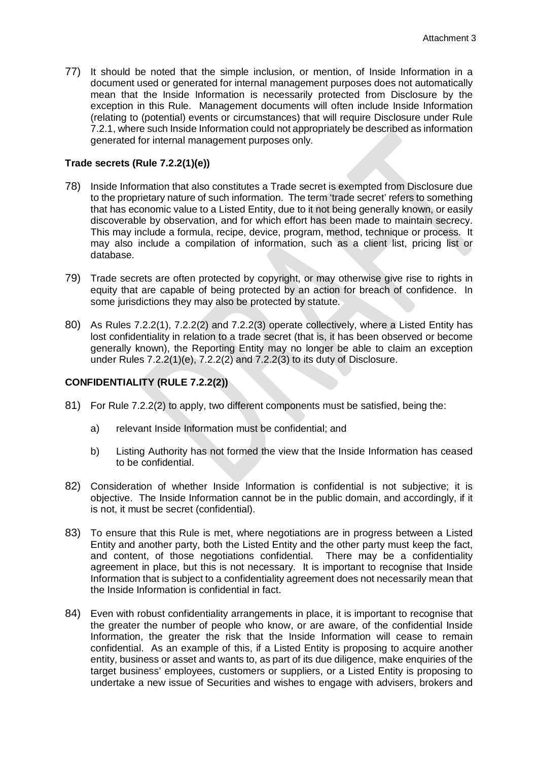77) It should be noted that the simple inclusion, or mention, of Inside Information in a document used or generated for internal management purposes does not automatically mean that the Inside Information is necessarily protected from Disclosure by the exception in this Rule. Management documents will often include Inside Information (relating to (potential) events or circumstances) that will require Disclosure under Rule 7.2.1, where such Inside Information could not appropriately be described as information generated for internal management purposes only.

**Trade secrets (Rule 7.2.2(1)(e))**

78) Inside Information that also constitutes a Trade secret is exempted from Disclosure due to the proprietary nature of such information. The term 'trade secret' refers to something that has economic value to a Listed Entity, due to it not being generally known, or easily discoverable by observation, and for which effort has been made to maintain secrecy. This may include a formula, recipe, device, program, method, technique or process. It may also include a compilation of information, such as a client list, pricing list or database.

79) Trade secrets are often protected by copyright, or may otherwise give rise to rights in equity that are capable of being protected by an action for breach of confidence. In some jurisdictions they may also be protected by statute.

80) As Rules 7.2.2(1), 7.2.2(2) and 7.2.2(3) operate collectively, where a Listed Entity has lost confidentiality in relation to a trade secret (that is, it has been observed or become generally known), the Reporting Entity may no longer be able to claim an exception under Rules 7.2.2(1)(e), 7.2.2(2) and 7.2.2(3) to its duty of Disclosure.

**CONFIDENTIALITY (RULE 7.2.2(2))**

81) For Rule 7.2.2(2) to apply, two different components must be satisfied, being the:

   a) relevant Inside Information must be confidential; and

   b) Listing Authority has not formed the view that the Inside Information has ceased to be confidential.

82) Consideration of whether Inside Information is confidential is not subjective; it is objective. The Inside Information cannot be in the public domain, and accordingly, if it is not, it must be secret (confidential).

83) To ensure that this Rule is met, where negotiations are in progress between a Listed Entity and another party, both the Listed Entity and the other party must keep the fact, and content, of those negotiations confidential. There may be a confidentiality agreement in place, but this is not necessary. It is important to recognise that Inside Information that is subject to a confidentiality agreement does not necessarily mean that the Inside Information is confidential in fact.

84) Even with robust confidentiality arrangements in place, it is important to recognise that the greater the number of people who know, or are aware, of the confidential Inside Information, the greater the risk that the Inside Information will cease to remain confidential. As an example of this, if a Listed Entity is proposing to acquire another entity, business or asset and wants to, as part of its due diligence, make enquiries of the target business' employees, customers or suppliers, or a Listed Entity is proposing to undertake a new issue of Securities and wishes to engage with advisers, brokers and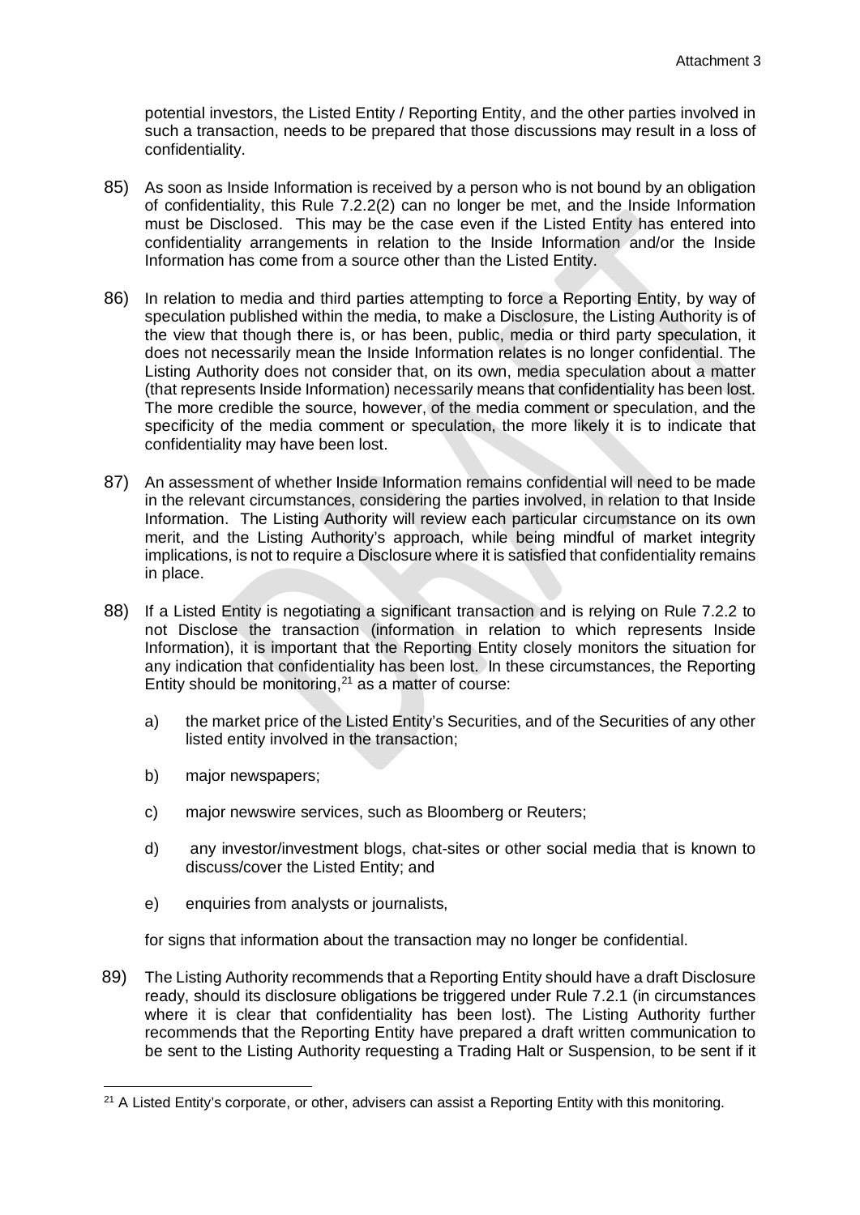potential investors, the Listed Entity / Reporting Entity, and the other parties involved in such a transaction, needs to be prepared that those discussions may result in a loss of confidentiality.

85) As soon as Inside Information is received by a person who is not bound by an obligation of confidentiality, this Rule 7.2.2(2) can no longer be met, and the Inside Information must be Disclosed. This may be the case even if the Listed Entity has entered into confidentiality arrangements in relation to the Inside Information and/or the Inside Information has come from a source other than the Listed Entity.

86) In relation to media and third parties attempting to force a Reporting Entity, by way of speculation published within the media, to make a Disclosure, the Listing Authority is of the view that though there is, or has been, public, media or third party speculation, it does not necessarily mean the Inside Information relates is no longer confidential. The Listing Authority does not consider that, on its own, media speculation about a matter (that represents Inside Information) necessarily means that confidentiality has been lost. The more credible the source, however, of the media comment or speculation, and the specificity of the media comment or speculation, the more likely it is to indicate that confidentiality may have been lost.

87) An assessment of whether Inside Information remains confidential will need to be made in the relevant circumstances, considering the parties involved, in relation to that Inside Information. The Listing Authority will review each particular circumstance on its own merit, and the Listing Authority's approach, while being mindful of market integrity implications, is not to require a Disclosure where it is satisfied that confidentiality remains in place.

88) If a Listed Entity is negotiating a significant transaction and is relying on Rule 7.2.2 to not Disclose the transaction (information in relation to which represents Inside Information), it is important that the Reporting Entity closely monitors the situation for any indication that confidentiality has been lost. In these circumstances, the Reporting Entity should be monitoring,[21] as a matter of course:

   a) the market price of the Listed Entity's Securities, and of the Securities of any other listed entity involved in the transaction;

   b) major newspapers;

   c) major newswire services, such as Bloomberg or Reuters;

   d) any investor/investment blogs, chat-sites or other social media that is known to discuss/cover the Listed Entity; and

   e) enquiries from analysts or journalists,

   for signs that information about the transaction may no longer be confidential.

89) The Listing Authority recommends that a Reporting Entity should have a draft Disclosure ready, should its disclosure obligations be triggered under Rule 7.2.1 (in circumstances where it is clear that confidentiality has been lost). The Listing Authority further recommends that the Reporting Entity have prepared a draft written communication to be sent to the Listing Authority requesting a Trading Halt or Suspension, to be sent if it

[21] A Listed Entity's corporate, or other, advisers can assist a Reporting Entity with this monitoring.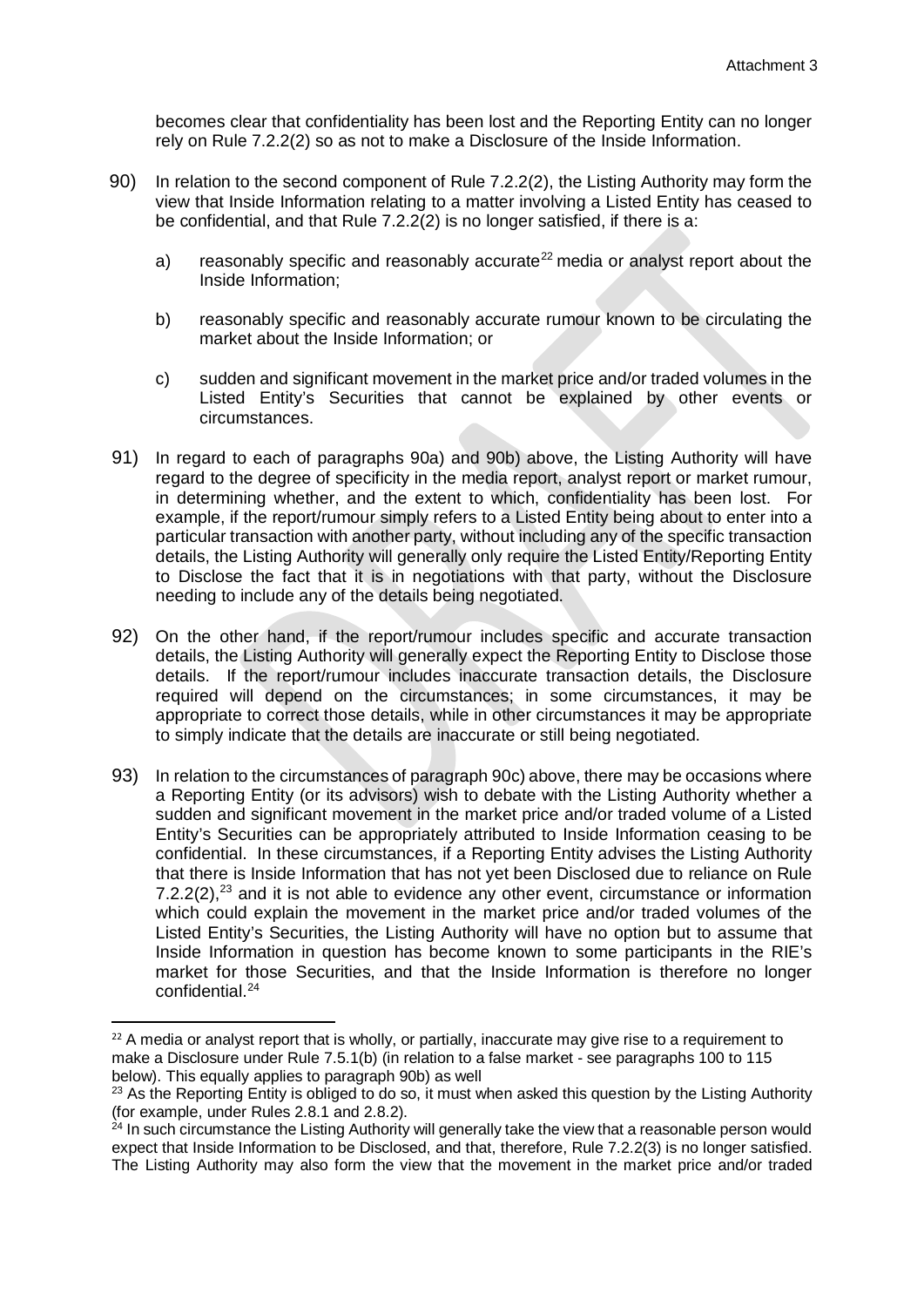becomes clear that confidentiality has been lost and the Reporting Entity can no longer rely on Rule 7.2.2(2) so as not to make a Disclosure of the Inside Information.

90) In relation to the second component of Rule 7.2.2(2), the Listing Authority may form the view that Inside Information relating to a matter involving a Listed Entity has ceased to be confidential, and that Rule 7.2.2(2) is no longer satisfied, if there is a:

   a) reasonably specific and reasonably accurate[22] media or analyst report about the Inside Information;

   b) reasonably specific and reasonably accurate rumour known to be circulating the market about the Inside Information; or

   c) sudden and significant movement in the market price and/or traded volumes in the Listed Entity's Securities that cannot be explained by other events or circumstances.

91) In regard to each of paragraphs 90a) and 90b) above, the Listing Authority will have regard to the degree of specificity in the media report, analyst report or market rumour, in determining whether, and the extent to which, confidentiality has been lost. For example, if the report/rumour simply refers to a Listed Entity being about to enter into a particular transaction with another party, without including any of the specific transaction details, the Listing Authority will generally only require the Listed Entity/Reporting Entity to Disclose the fact that it is in negotiations with that party, without the Disclosure needing to include any of the details being negotiated.

92) On the other hand, if the report/rumour includes specific and accurate transaction details, the Listing Authority will generally expect the Reporting Entity to Disclose those details. If the report/rumour includes inaccurate transaction details, the Disclosure required will depend on the circumstances; in some circumstances, it may be appropriate to correct those details, while in other circumstances it may be appropriate to simply indicate that the details are inaccurate or still being negotiated.

93) In relation to the circumstances of paragraph 90c) above, there may be occasions where a Reporting Entity (or its advisors) wish to debate with the Listing Authority whether a sudden and significant movement in the market price and/or traded volume of a Listed Entity's Securities can be appropriately attributed to Inside Information ceasing to be confidential. In these circumstances, if a Reporting Entity advises the Listing Authority that there is Inside Information that has not yet been Disclosed due to reliance on Rule 7.2.2(2),[23] and it is not able to evidence any other event, circumstance or information which could explain the movement in the market price and/or traded volumes of the Listed Entity's Securities, the Listing Authority will have no option but to assume that Inside Information in question has become known to some participants in the RIE's market for those Securities, and that the Inside Information is therefore no longer confidential.[24]

---

[22] A media or analyst report that is wholly, or partially, inaccurate may give rise to a requirement to make a Disclosure under Rule 7.5.1(b) (in relation to a false market - see paragraphs 100 to 115 below). This equally applies to paragraph 90b) as well

[23] As the Reporting Entity is obliged to do so, it must when asked this question by the Listing Authority (for example, under Rules 2.8.1 and 2.8.2).

[24] In such circumstance the Listing Authority will generally take the view that a reasonable person would expect that Inside Information to be Disclosed, and that, therefore, Rule 7.2.2(3) is no longer satisfied. The Listing Authority may also form the view that the movement in the market price and/or traded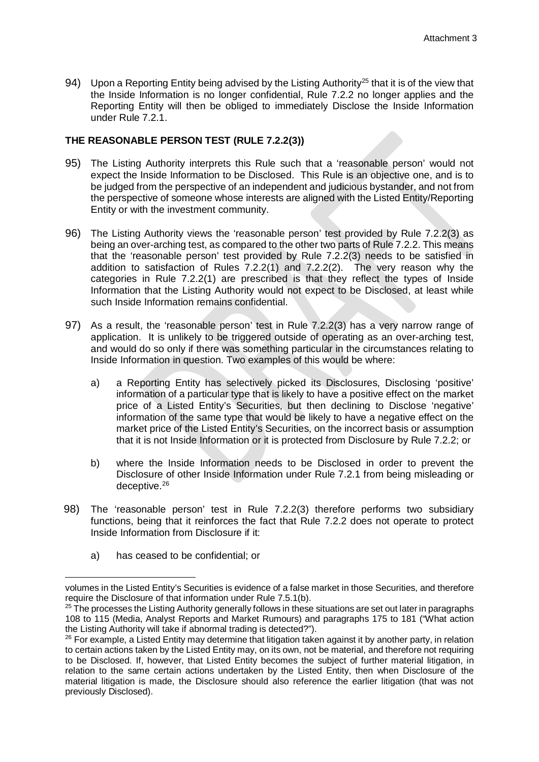94) Upon a Reporting Entity being advised by the Listing Authority[25] that it is of the view that the Inside Information is no longer confidential, Rule 7.2.2 no longer applies and the Reporting Entity will then be obliged to immediately Disclose the Inside Information under Rule 7.2.1.

**THE REASONABLE PERSON TEST (RULE 7.2.2(3))**

95) The Listing Authority interprets this Rule such that a 'reasonable person' would not expect the Inside Information to be Disclosed. This Rule is an objective one, and is to be judged from the perspective of an independent and judicious bystander, and not from the perspective of someone whose interests are aligned with the Listed Entity/Reporting Entity or with the investment community.

96) The Listing Authority views the 'reasonable person' test provided by Rule 7.2.2(3) as being an over-arching test, as compared to the other two parts of Rule 7.2.2. This means that the 'reasonable person' test provided by Rule 7.2.2(3) needs to be satisfied in addition to satisfaction of Rules 7.2.2(1) and 7.2.2(2). The very reason why the categories in Rule 7.2.2(1) are prescribed is that they reflect the types of Inside Information that the Listing Authority would not expect to be Disclosed, at least while such Inside Information remains confidential.

97) As a result, the 'reasonable person' test in Rule 7.2.2(3) has a very narrow range of application. It is unlikely to be triggered outside of operating as an over-arching test, and would do so only if there was something particular in the circumstances relating to Inside Information in question. Two examples of this would be where:

   a) a Reporting Entity has selectively picked its Disclosures, Disclosing 'positive' information of a particular type that is likely to have a positive effect on the market price of a Listed Entity's Securities, but then declining to Disclose 'negative' information of the same type that would be likely to have a negative effect on the market price of the Listed Entity's Securities, on the incorrect basis or assumption that it is not Inside Information or it is protected from Disclosure by Rule 7.2.2; or

   b) where the Inside Information needs to be Disclosed in order to prevent the Disclosure of other Inside Information under Rule 7.2.1 from being misleading or deceptive.[26]

98) The 'reasonable person' test in Rule 7.2.2(3) therefore performs two subsidiary functions, being that it reinforces the fact that Rule 7.2.2 does not operate to protect Inside Information from Disclosure if it:

   a) has ceased to be confidential; or

---

volumes in the Listed Entity's Securities is evidence of a false market in those Securities, and therefore require the Disclosure of that information under Rule 7.5.1(b).

[25] The processes the Listing Authority generally follows in these situations are set out later in paragraphs 108 to 115 (Media, Analyst Reports and Market Rumours) and paragraphs 175 to 181 ("What action the Listing Authority will take if abnormal trading is detected?").

[26] For example, a Listed Entity may determine that litigation taken against it by another party, in relation to certain actions taken by the Listed Entity may, on its own, not be material, and therefore not requiring to be Disclosed. If, however, that Listed Entity becomes the subject of further material litigation, in relation to the same certain actions undertaken by the Listed Entity, then when Disclosure of the material litigation is made, the Disclosure should also reference the earlier litigation (that was not previously Disclosed).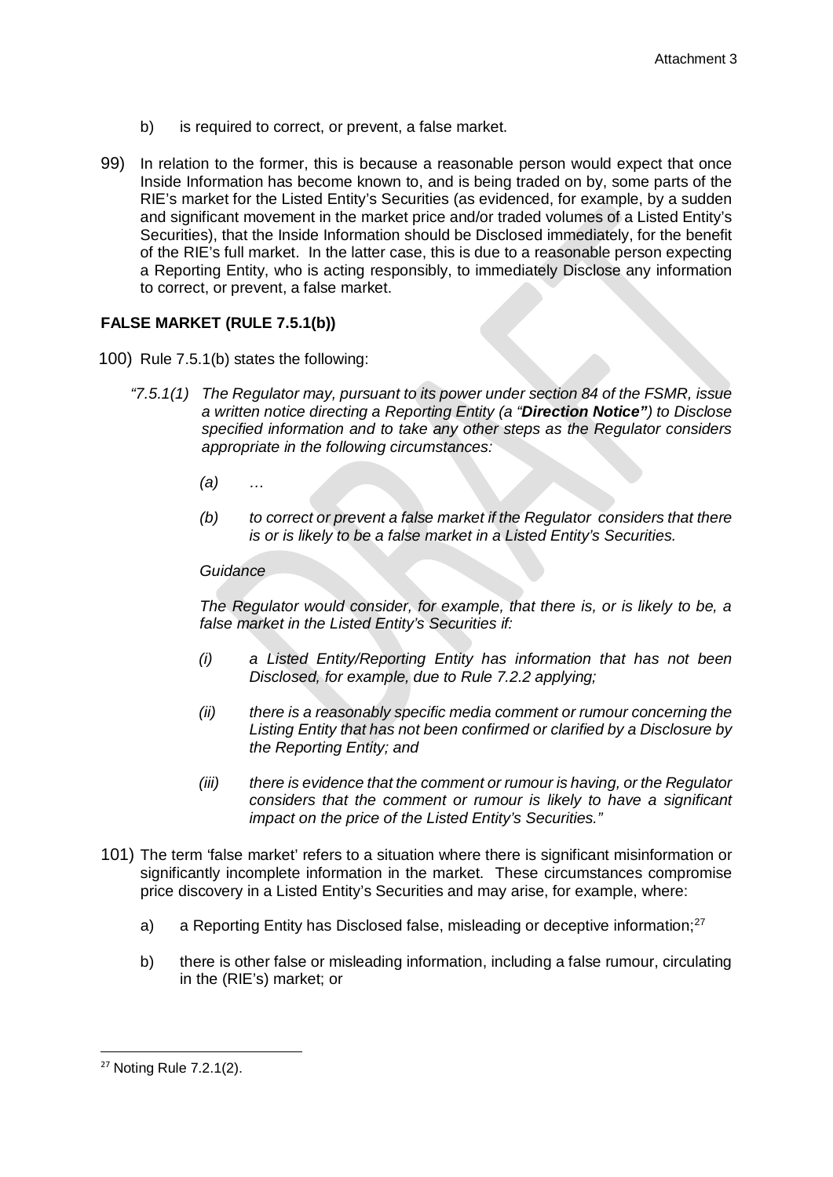b) is required to correct, or prevent, a false market.

99) In relation to the former, this is because a reasonable person would expect that once Inside Information has become known to, and is being traded on by, some parts of the RIE's market for the Listed Entity's Securities (as evidenced, for example, by a sudden and significant movement in the market price and/or traded volumes of a Listed Entity's Securities), that the Inside Information should be Disclosed immediately, for the benefit of the RIE's full market. In the latter case, this is due to a reasonable person expecting a Reporting Entity, who is acting responsibly, to immediately Disclose any information to correct, or prevent, a false market.

### FALSE MARKET (RULE 7.5.1(b))

100) Rule 7.5.1(b) states the following:

> *"7.5.1(1) The Regulator may, pursuant to its power under section 84 of the FSMR, issue a written notice directing a Reporting Entity (a "**Direction Notice"**) to Disclose specified information and to take any other steps as the Regulator considers appropriate in the following circumstances:*
>
> *(a) …*
>
> *(b) to correct or prevent a false market if the Regulator considers that there is or is likely to be a false market in a Listed Entity's Securities.*
>
> *Guidance*
>
> *The Regulator would consider, for example, that there is, or is likely to be, a false market in the Listed Entity's Securities if:*
>
> *(i) a Listed Entity/Reporting Entity has information that has not been Disclosed, for example, due to Rule 7.2.2 applying;*
>
> *(ii) there is a reasonably specific media comment or rumour concerning the Listing Entity that has not been confirmed or clarified by a Disclosure by the Reporting Entity; and*
>
> *(iii) there is evidence that the comment or rumour is having, or the Regulator considers that the comment or rumour is likely to have a significant impact on the price of the Listed Entity's Securities."*

101) The term 'false market' refers to a situation where there is significant misinformation or significantly incomplete information in the market. These circumstances compromise price discovery in a Listed Entity's Securities and may arise, for example, where:

a) a Reporting Entity has Disclosed false, misleading or deceptive information;[27]

b) there is other false or misleading information, including a false rumour, circulating in the (RIE's) market; or

[27] Noting Rule 7.2.1(2).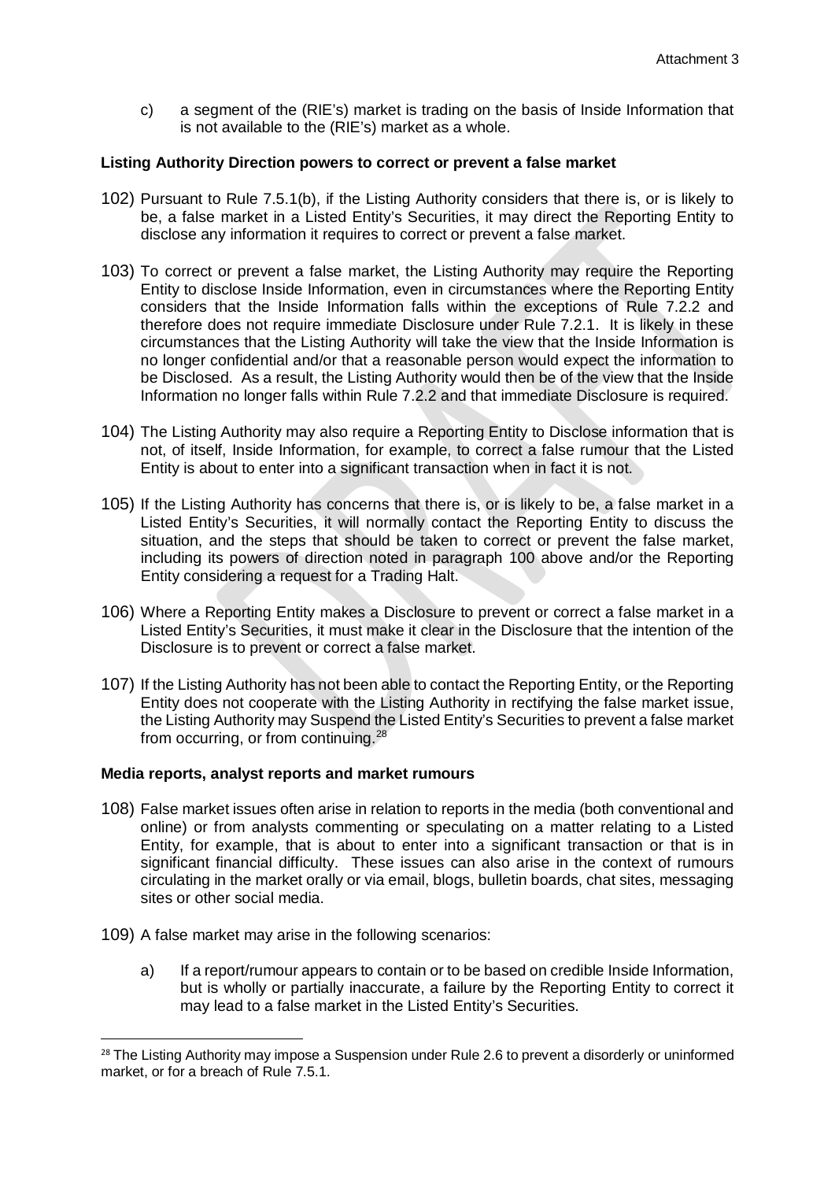c) a segment of the (RIE's) market is trading on the basis of Inside Information that is not available to the (RIE's) market as a whole.

**Listing Authority Direction powers to correct or prevent a false market**

102) Pursuant to Rule 7.5.1(b), if the Listing Authority considers that there is, or is likely to be, a false market in a Listed Entity's Securities, it may direct the Reporting Entity to disclose any information it requires to correct or prevent a false market.

103) To correct or prevent a false market, the Listing Authority may require the Reporting Entity to disclose Inside Information, even in circumstances where the Reporting Entity considers that the Inside Information falls within the exceptions of Rule 7.2.2 and therefore does not require immediate Disclosure under Rule 7.2.1. It is likely in these circumstances that the Listing Authority will take the view that the Inside Information is no longer confidential and/or that a reasonable person would expect the information to be Disclosed. As a result, the Listing Authority would then be of the view that the Inside Information no longer falls within Rule 7.2.2 and that immediate Disclosure is required.

104) The Listing Authority may also require a Reporting Entity to Disclose information that is not, of itself, Inside Information, for example, to correct a false rumour that the Listed Entity is about to enter into a significant transaction when in fact it is not.

105) If the Listing Authority has concerns that there is, or is likely to be, a false market in a Listed Entity's Securities, it will normally contact the Reporting Entity to discuss the situation, and the steps that should be taken to correct or prevent the false market, including its powers of direction noted in paragraph 100 above and/or the Reporting Entity considering a request for a Trading Halt.

106) Where a Reporting Entity makes a Disclosure to prevent or correct a false market in a Listed Entity's Securities, it must make it clear in the Disclosure that the intention of the Disclosure is to prevent or correct a false market.

107) If the Listing Authority has not been able to contact the Reporting Entity, or the Reporting Entity does not cooperate with the Listing Authority in rectifying the false market issue, the Listing Authority may Suspend the Listed Entity's Securities to prevent a false market from occurring, or from continuing.[28]

**Media reports, analyst reports and market rumours**

108) False market issues often arise in relation to reports in the media (both conventional and online) or from analysts commenting or speculating on a matter relating to a Listed Entity, for example, that is about to enter into a significant transaction or that is in significant financial difficulty. These issues can also arise in the context of rumours circulating in the market orally or via email, blogs, bulletin boards, chat sites, messaging sites or other social media.

109) A false market may arise in the following scenarios:

a) If a report/rumour appears to contain or to be based on credible Inside Information, but is wholly or partially inaccurate, a failure by the Reporting Entity to correct it may lead to a false market in the Listed Entity's Securities.

[28] The Listing Authority may impose a Suspension under Rule 2.6 to prevent a disorderly or uninformed market, or for a breach of Rule 7.5.1.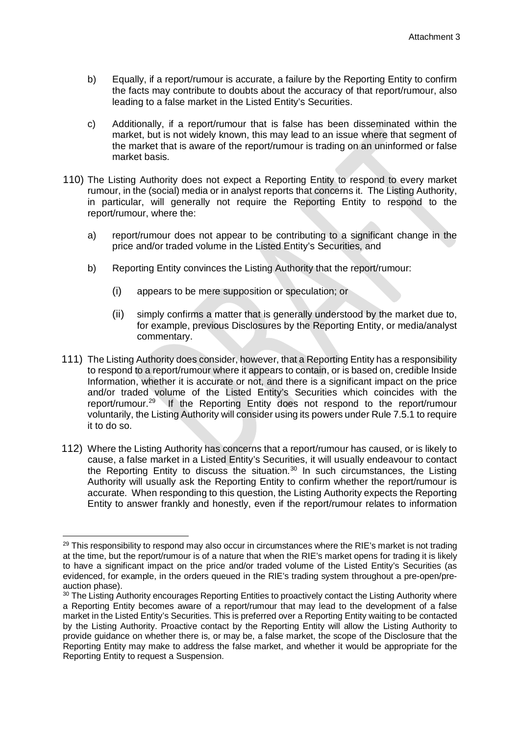b) Equally, if a report/rumour is accurate, a failure by the Reporting Entity to confirm the facts may contribute to doubts about the accuracy of that report/rumour, also leading to a false market in the Listed Entity's Securities.

c) Additionally, if a report/rumour that is false has been disseminated within the market, but is not widely known, this may lead to an issue where that segment of the market that is aware of the report/rumour is trading on an uninformed or false market basis.

110) The Listing Authority does not expect a Reporting Entity to respond to every market rumour, in the (social) media or in analyst reports that concerns it. The Listing Authority, in particular, will generally not require the Reporting Entity to respond to the report/rumour, where the:

a) report/rumour does not appear to be contributing to a significant change in the price and/or traded volume in the Listed Entity's Securities, and

b) Reporting Entity convinces the Listing Authority that the report/rumour:

(i) appears to be mere supposition or speculation; or

(ii) simply confirms a matter that is generally understood by the market due to, for example, previous Disclosures by the Reporting Entity, or media/analyst commentary.

111) The Listing Authority does consider, however, that a Reporting Entity has a responsibility to respond to a report/rumour where it appears to contain, or is based on, credible Inside Information, whether it is accurate or not, and there is a significant impact on the price and/or traded volume of the Listed Entity's Securities which coincides with the report/rumour.[29] If the Reporting Entity does not respond to the report/rumour voluntarily, the Listing Authority will consider using its powers under Rule 7.5.1 to require it to do so.

112) Where the Listing Authority has concerns that a report/rumour has caused, or is likely to cause, a false market in a Listed Entity's Securities, it will usually endeavour to contact the Reporting Entity to discuss the situation.[30] In such circumstances, the Listing Authority will usually ask the Reporting Entity to confirm whether the report/rumour is accurate. When responding to this question, the Listing Authority expects the Reporting Entity to answer frankly and honestly, even if the report/rumour relates to information

[29] This responsibility to respond may also occur in circumstances where the RIE's market is not trading at the time, but the report/rumour is of a nature that when the RIE's market opens for trading it is likely to have a significant impact on the price and/or traded volume of the Listed Entity's Securities (as evidenced, for example, in the orders queued in the RIE's trading system throughout a pre-open/pre-auction phase).

[30] The Listing Authority encourages Reporting Entities to proactively contact the Listing Authority where a Reporting Entity becomes aware of a report/rumour that may lead to the development of a false market in the Listed Entity's Securities. This is preferred over a Reporting Entity waiting to be contacted by the Listing Authority. Proactive contact by the Reporting Entity will allow the Listing Authority to provide guidance on whether there is, or may be, a false market, the scope of the Disclosure that the Reporting Entity may make to address the false market, and whether it would be appropriate for the Reporting Entity to request a Suspension.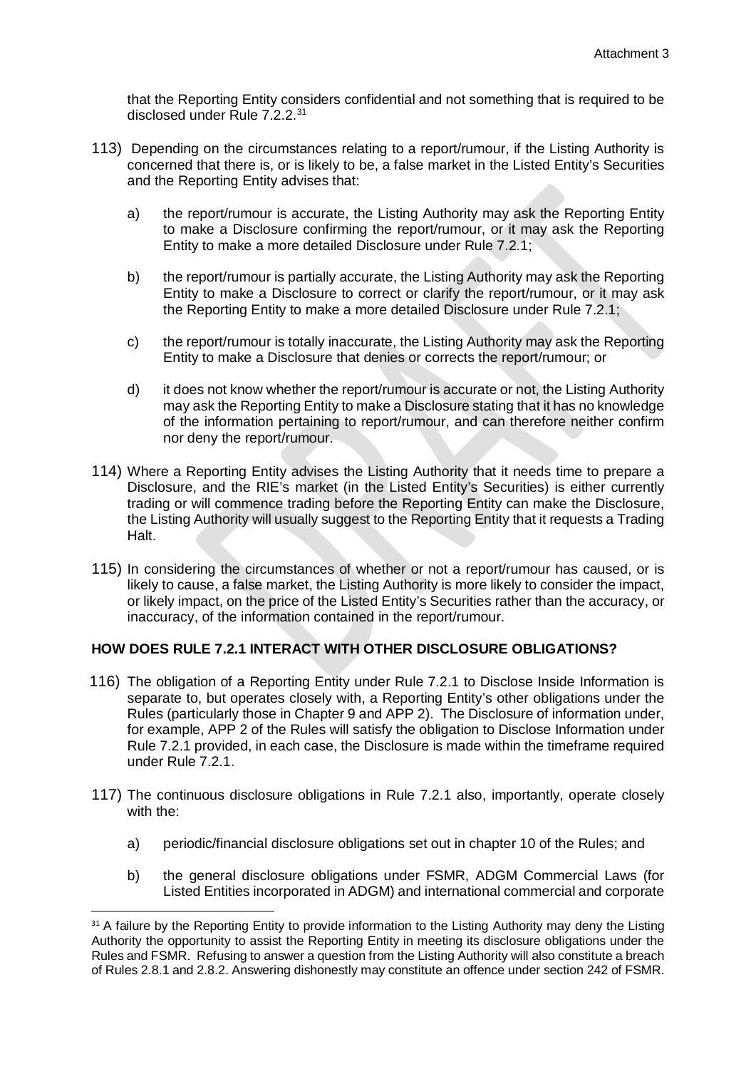that the Reporting Entity considers confidential and not something that is required to be disclosed under Rule 7.2.2.[31]

113) Depending on the circumstances relating to a report/rumour, if the Listing Authority is concerned that there is, or is likely to be, a false market in the Listed Entity's Securities and the Reporting Entity advises that:

a) the report/rumour is accurate, the Listing Authority may ask the Reporting Entity to make a Disclosure confirming the report/rumour, or it may ask the Reporting Entity to make a more detailed Disclosure under Rule 7.2.1;

b) the report/rumour is partially accurate, the Listing Authority may ask the Reporting Entity to make a Disclosure to correct or clarify the report/rumour, or it may ask the Reporting Entity to make a more detailed Disclosure under Rule 7.2.1;

c) the report/rumour is totally inaccurate, the Listing Authority may ask the Reporting Entity to make a Disclosure that denies or corrects the report/rumour; or

d) it does not know whether the report/rumour is accurate or not, the Listing Authority may ask the Reporting Entity to make a Disclosure stating that it has no knowledge of the information pertaining to report/rumour, and can therefore neither confirm nor deny the report/rumour.

114) Where a Reporting Entity advises the Listing Authority that it needs time to prepare a Disclosure, and the RIE's market (in the Listed Entity's Securities) is either currently trading or will commence trading before the Reporting Entity can make the Disclosure, the Listing Authority will usually suggest to the Reporting Entity that it requests a Trading Halt.

115) In considering the circumstances of whether or not a report/rumour has caused, or is likely to cause, a false market, the Listing Authority is more likely to consider the impact, or likely impact, on the price of the Listed Entity's Securities rather than the accuracy, or inaccuracy, of the information contained in the report/rumour.

**HOW DOES RULE 7.2.1 INTERACT WITH OTHER DISCLOSURE OBLIGATIONS?**

116) The obligation of a Reporting Entity under Rule 7.2.1 to Disclose Inside Information is separate to, but operates closely with, a Reporting Entity's other obligations under the Rules (particularly those in Chapter 9 and APP 2). The Disclosure of information under, for example, APP 2 of the Rules will satisfy the obligation to Disclose Information under Rule 7.2.1 provided, in each case, the Disclosure is made within the timeframe required under Rule 7.2.1.

117) The continuous disclosure obligations in Rule 7.2.1 also, importantly, operate closely with the:

a) periodic/financial disclosure obligations set out in chapter 10 of the Rules; and

b) the general disclosure obligations under FSMR, ADGM Commercial Laws (for Listed Entities incorporated in ADGM) and international commercial and corporate

[31] A failure by the Reporting Entity to provide information to the Listing Authority may deny the Listing Authority the opportunity to assist the Reporting Entity in meeting its disclosure obligations under the Rules and FSMR. Refusing to answer a question from the Listing Authority will also constitute a breach of Rules 2.8.1 and 2.8.2. Answering dishonestly may constitute an offence under section 242 of FSMR.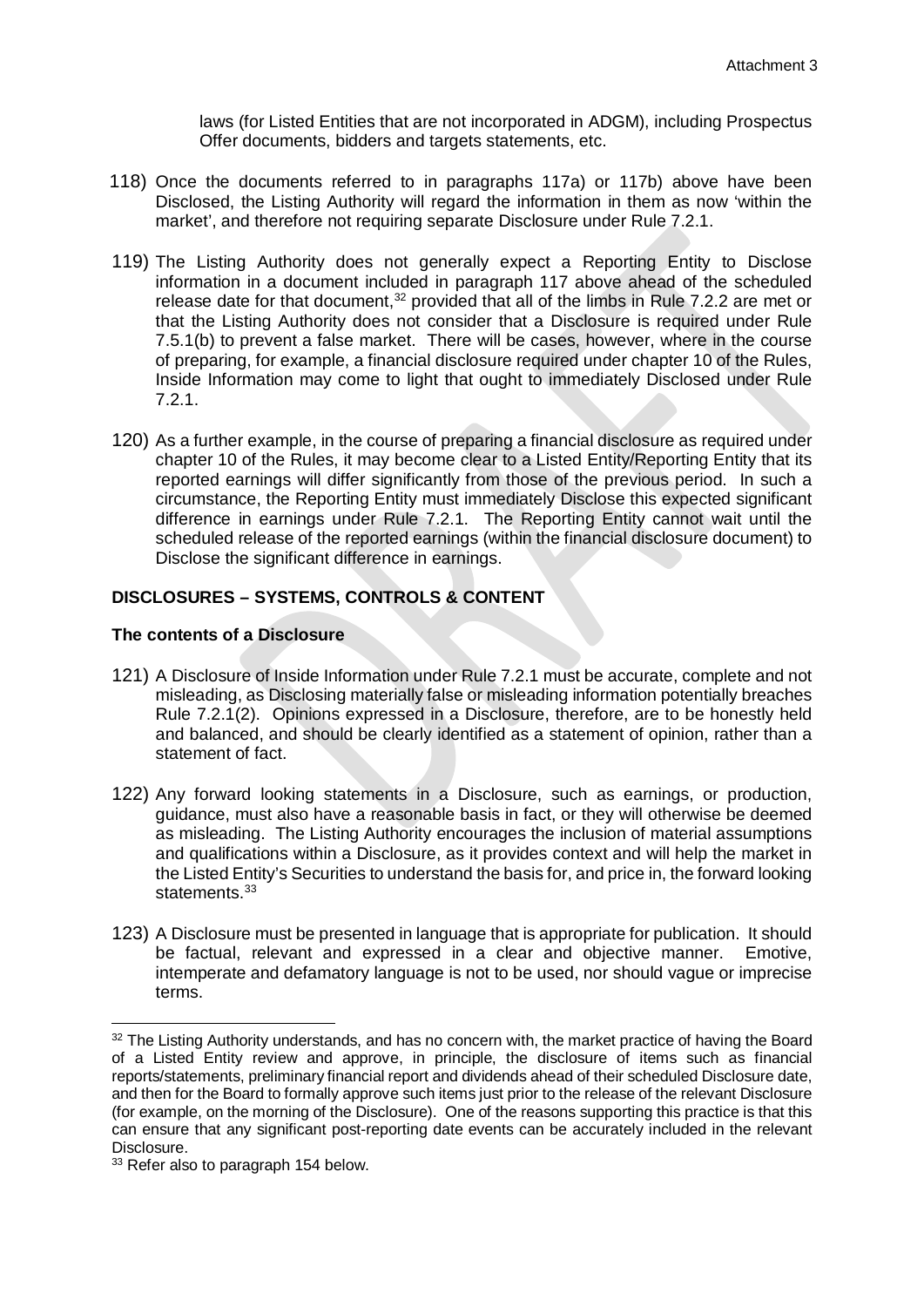laws (for Listed Entities that are not incorporated in ADGM), including Prospectus Offer documents, bidders and targets statements, etc.

118) Once the documents referred to in paragraphs 117a) or 117b) above have been Disclosed, the Listing Authority will regard the information in them as now 'within the market', and therefore not requiring separate Disclosure under Rule 7.2.1.

119) The Listing Authority does not generally expect a Reporting Entity to Disclose information in a document included in paragraph 117 above ahead of the scheduled release date for that document,[32] provided that all of the limbs in Rule 7.2.2 are met or that the Listing Authority does not consider that a Disclosure is required under Rule 7.5.1(b) to prevent a false market. There will be cases, however, where in the course of preparing, for example, a financial disclosure required under chapter 10 of the Rules, Inside Information may come to light that ought to immediately Disclosed under Rule 7.2.1.

120) As a further example, in the course of preparing a financial disclosure as required under chapter 10 of the Rules, it may become clear to a Listed Entity/Reporting Entity that its reported earnings will differ significantly from those of the previous period. In such a circumstance, the Reporting Entity must immediately Disclose this expected significant difference in earnings under Rule 7.2.1. The Reporting Entity cannot wait until the scheduled release of the reported earnings (within the financial disclosure document) to Disclose the significant difference in earnings.

## DISCLOSURES – SYSTEMS, CONTROLS & CONTENT

### The contents of a Disclosure

121) A Disclosure of Inside Information under Rule 7.2.1 must be accurate, complete and not misleading, as Disclosing materially false or misleading information potentially breaches Rule 7.2.1(2). Opinions expressed in a Disclosure, therefore, are to be honestly held and balanced, and should be clearly identified as a statement of opinion, rather than a statement of fact.

122) Any forward looking statements in a Disclosure, such as earnings, or production, guidance, must also have a reasonable basis in fact, or they will otherwise be deemed as misleading. The Listing Authority encourages the inclusion of material assumptions and qualifications within a Disclosure, as it provides context and will help the market in the Listed Entity's Securities to understand the basis for, and price in, the forward looking statements.[33]

123) A Disclosure must be presented in language that is appropriate for publication. It should be factual, relevant and expressed in a clear and objective manner. Emotive, intemperate and defamatory language is not to be used, nor should vague or imprecise terms.

---

[32] The Listing Authority understands, and has no concern with, the market practice of having the Board of a Listed Entity review and approve, in principle, the disclosure of items such as financial reports/statements, preliminary financial report and dividends ahead of their scheduled Disclosure date, and then for the Board to formally approve such items just prior to the release of the relevant Disclosure (for example, on the morning of the Disclosure). One of the reasons supporting this practice is that this can ensure that any significant post-reporting date events can be accurately included in the relevant Disclosure.

[33] Refer also to paragraph 154 below.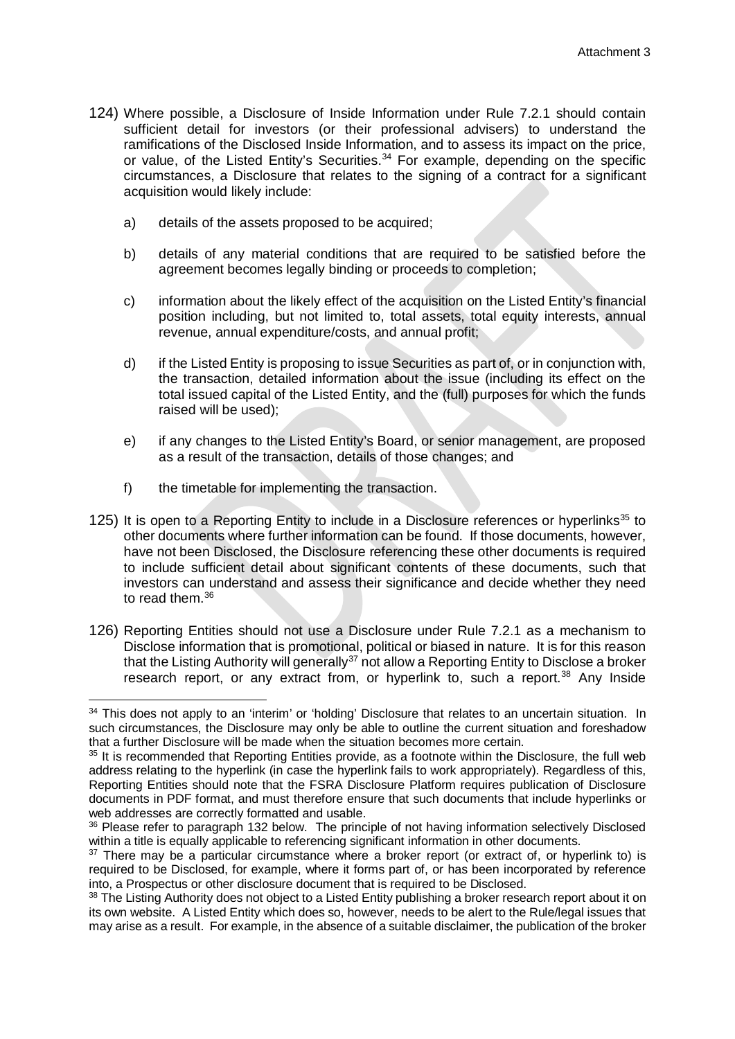124) Where possible, a Disclosure of Inside Information under Rule 7.2.1 should contain sufficient detail for investors (or their professional advisers) to understand the ramifications of the Disclosed Inside Information, and to assess its impact on the price, or value, of the Listed Entity's Securities.[34] For example, depending on the specific circumstances, a Disclosure that relates to the signing of a contract for a significant acquisition would likely include:

   a) details of the assets proposed to be acquired;

   b) details of any material conditions that are required to be satisfied before the agreement becomes legally binding or proceeds to completion;

   c) information about the likely effect of the acquisition on the Listed Entity's financial position including, but not limited to, total assets, total equity interests, annual revenue, annual expenditure/costs, and annual profit;

   d) if the Listed Entity is proposing to issue Securities as part of, or in conjunction with, the transaction, detailed information about the issue (including its effect on the total issued capital of the Listed Entity, and the (full) purposes for which the funds raised will be used);

   e) if any changes to the Listed Entity's Board, or senior management, are proposed as a result of the transaction, details of those changes; and

   f) the timetable for implementing the transaction.

125) It is open to a Reporting Entity to include in a Disclosure references or hyperlinks[35] to other documents where further information can be found. If those documents, however, have not been Disclosed, the Disclosure referencing these other documents is required to include sufficient detail about significant contents of these documents, such that investors can understand and assess their significance and decide whether they need to read them.[36]

126) Reporting Entities should not use a Disclosure under Rule 7.2.1 as a mechanism to Disclose information that is promotional, political or biased in nature. It is for this reason that the Listing Authority will generally[37] not allow a Reporting Entity to Disclose a broker research report, or any extract from, or hyperlink to, such a report.[38] Any Inside

---

[34] This does not apply to an 'interim' or 'holding' Disclosure that relates to an uncertain situation. In such circumstances, the Disclosure may only be able to outline the current situation and foreshadow that a further Disclosure will be made when the situation becomes more certain.

[35] It is recommended that Reporting Entities provide, as a footnote within the Disclosure, the full web address relating to the hyperlink (in case the hyperlink fails to work appropriately). Regardless of this, Reporting Entities should note that the FSRA Disclosure Platform requires publication of Disclosure documents in PDF format, and must therefore ensure that such documents that include hyperlinks or web addresses are correctly formatted and usable.

[36] Please refer to paragraph 132 below. The principle of not having information selectively Disclosed within a title is equally applicable to referencing significant information in other documents.

[37] There may be a particular circumstance where a broker report (or extract of, or hyperlink to) is required to be Disclosed, for example, where it forms part of, or has been incorporated by reference into, a Prospectus or other disclosure document that is required to be Disclosed.

[38] The Listing Authority does not object to a Listed Entity publishing a broker research report about it on its own website. A Listed Entity which does so, however, needs to be alert to the Rule/legal issues that may arise as a result. For example, in the absence of a suitable disclaimer, the publication of the broker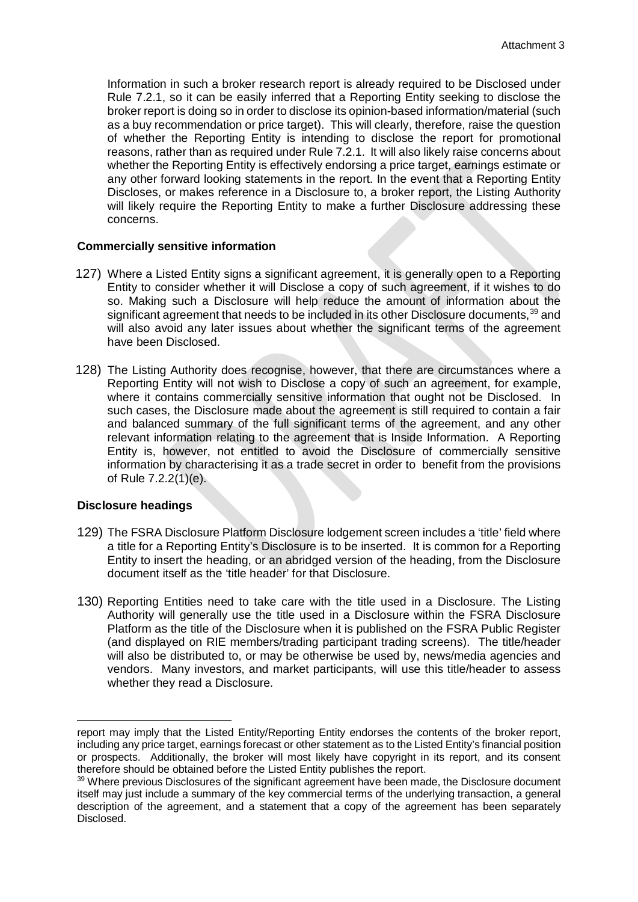Information in such a broker research report is already required to be Disclosed under Rule 7.2.1, so it can be easily inferred that a Reporting Entity seeking to disclose the broker report is doing so in order to disclose its opinion-based information/material (such as a buy recommendation or price target). This will clearly, therefore, raise the question of whether the Reporting Entity is intending to disclose the report for promotional reasons, rather than as required under Rule 7.2.1. It will also likely raise concerns about whether the Reporting Entity is effectively endorsing a price target, earnings estimate or any other forward looking statements in the report. In the event that a Reporting Entity Discloses, or makes reference in a Disclosure to, a broker report, the Listing Authority will likely require the Reporting Entity to make a further Disclosure addressing these concerns.

**Commercially sensitive information**

127) Where a Listed Entity signs a significant agreement, it is generally open to a Reporting Entity to consider whether it will Disclose a copy of such agreement, if it wishes to do so. Making such a Disclosure will help reduce the amount of information about the significant agreement that needs to be included in its other Disclosure documents,[39] and will also avoid any later issues about whether the significant terms of the agreement have been Disclosed.

128) The Listing Authority does recognise, however, that there are circumstances where a Reporting Entity will not wish to Disclose a copy of such an agreement, for example, where it contains commercially sensitive information that ought not be Disclosed. In such cases, the Disclosure made about the agreement is still required to contain a fair and balanced summary of the full significant terms of the agreement, and any other relevant information relating to the agreement that is Inside Information. A Reporting Entity is, however, not entitled to avoid the Disclosure of commercially sensitive information by characterising it as a trade secret in order to benefit from the provisions of Rule 7.2.2(1)(e).

**Disclosure headings**

129) The FSRA Disclosure Platform Disclosure lodgement screen includes a 'title' field where a title for a Reporting Entity's Disclosure is to be inserted. It is common for a Reporting Entity to insert the heading, or an abridged version of the heading, from the Disclosure document itself as the 'title header' for that Disclosure.

130) Reporting Entities need to take care with the title used in a Disclosure. The Listing Authority will generally use the title used in a Disclosure within the FSRA Disclosure Platform as the title of the Disclosure when it is published on the FSRA Public Register (and displayed on RIE members/trading participant trading screens). The title/header will also be distributed to, or may be otherwise be used by, news/media agencies and vendors. Many investors, and market participants, will use this title/header to assess whether they read a Disclosure.

---

report may imply that the Listed Entity/Reporting Entity endorses the contents of the broker report, including any price target, earnings forecast or other statement as to the Listed Entity's financial position or prospects. Additionally, the broker will most likely have copyright in its report, and its consent therefore should be obtained before the Listed Entity publishes the report.

[39] Where previous Disclosures of the significant agreement have been made, the Disclosure document itself may just include a summary of the key commercial terms of the underlying transaction, a general description of the agreement, and a statement that a copy of the agreement has been separately Disclosed.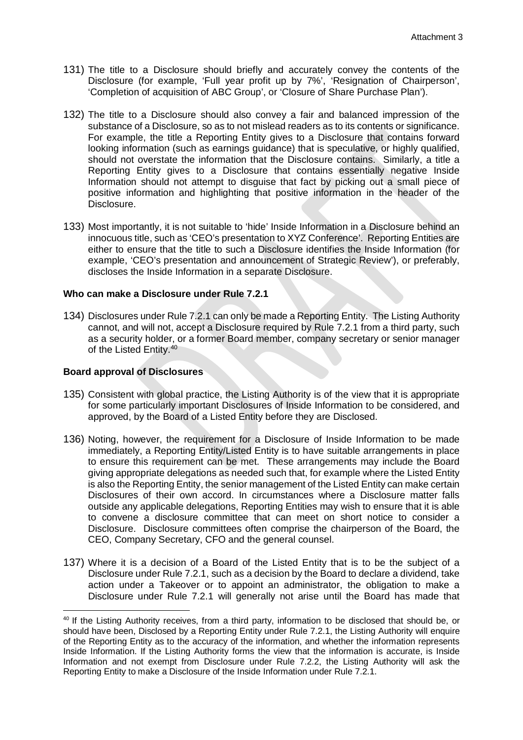131) The title to a Disclosure should briefly and accurately convey the contents of the Disclosure (for example, 'Full year profit up by 7%', 'Resignation of Chairperson', 'Completion of acquisition of ABC Group', or 'Closure of Share Purchase Plan').

132) The title to a Disclosure should also convey a fair and balanced impression of the substance of a Disclosure, so as to not mislead readers as to its contents or significance. For example, the title a Reporting Entity gives to a Disclosure that contains forward looking information (such as earnings guidance) that is speculative, or highly qualified, should not overstate the information that the Disclosure contains. Similarly, a title a Reporting Entity gives to a Disclosure that contains essentially negative Inside Information should not attempt to disguise that fact by picking out a small piece of positive information and highlighting that positive information in the header of the Disclosure.

133) Most importantly, it is not suitable to 'hide' Inside Information in a Disclosure behind an innocuous title, such as 'CEO's presentation to XYZ Conference'. Reporting Entities are either to ensure that the title to such a Disclosure identifies the Inside Information (for example, 'CEO's presentation and announcement of Strategic Review'), or preferably, discloses the Inside Information in a separate Disclosure.

**Who can make a Disclosure under Rule 7.2.1**

134) Disclosures under Rule 7.2.1 can only be made a Reporting Entity. The Listing Authority cannot, and will not, accept a Disclosure required by Rule 7.2.1 from a third party, such as a security holder, or a former Board member, company secretary or senior manager of the Listed Entity.[40]

**Board approval of Disclosures**

135) Consistent with global practice, the Listing Authority is of the view that it is appropriate for some particularly important Disclosures of Inside Information to be considered, and approved, by the Board of a Listed Entity before they are Disclosed.

136) Noting, however, the requirement for a Disclosure of Inside Information to be made immediately, a Reporting Entity/Listed Entity is to have suitable arrangements in place to ensure this requirement can be met. These arrangements may include the Board giving appropriate delegations as needed such that, for example where the Listed Entity is also the Reporting Entity, the senior management of the Listed Entity can make certain Disclosures of their own accord. In circumstances where a Disclosure matter falls outside any applicable delegations, Reporting Entities may wish to ensure that it is able to convene a disclosure committee that can meet on short notice to consider a Disclosure. Disclosure committees often comprise the chairperson of the Board, the CEO, Company Secretary, CFO and the general counsel.

137) Where it is a decision of a Board of the Listed Entity that is to be the subject of a Disclosure under Rule 7.2.1, such as a decision by the Board to declare a dividend, take action under a Takeover or to appoint an administrator, the obligation to make a Disclosure under Rule 7.2.1 will generally not arise until the Board has made that

[40] If the Listing Authority receives, from a third party, information to be disclosed that should be, or should have been, Disclosed by a Reporting Entity under Rule 7.2.1, the Listing Authority will enquire of the Reporting Entity as to the accuracy of the information, and whether the information represents Inside Information. If the Listing Authority forms the view that the information is accurate, is Inside Information and not exempt from Disclosure under Rule 7.2.2, the Listing Authority will ask the Reporting Entity to make a Disclosure of the Inside Information under Rule 7.2.1.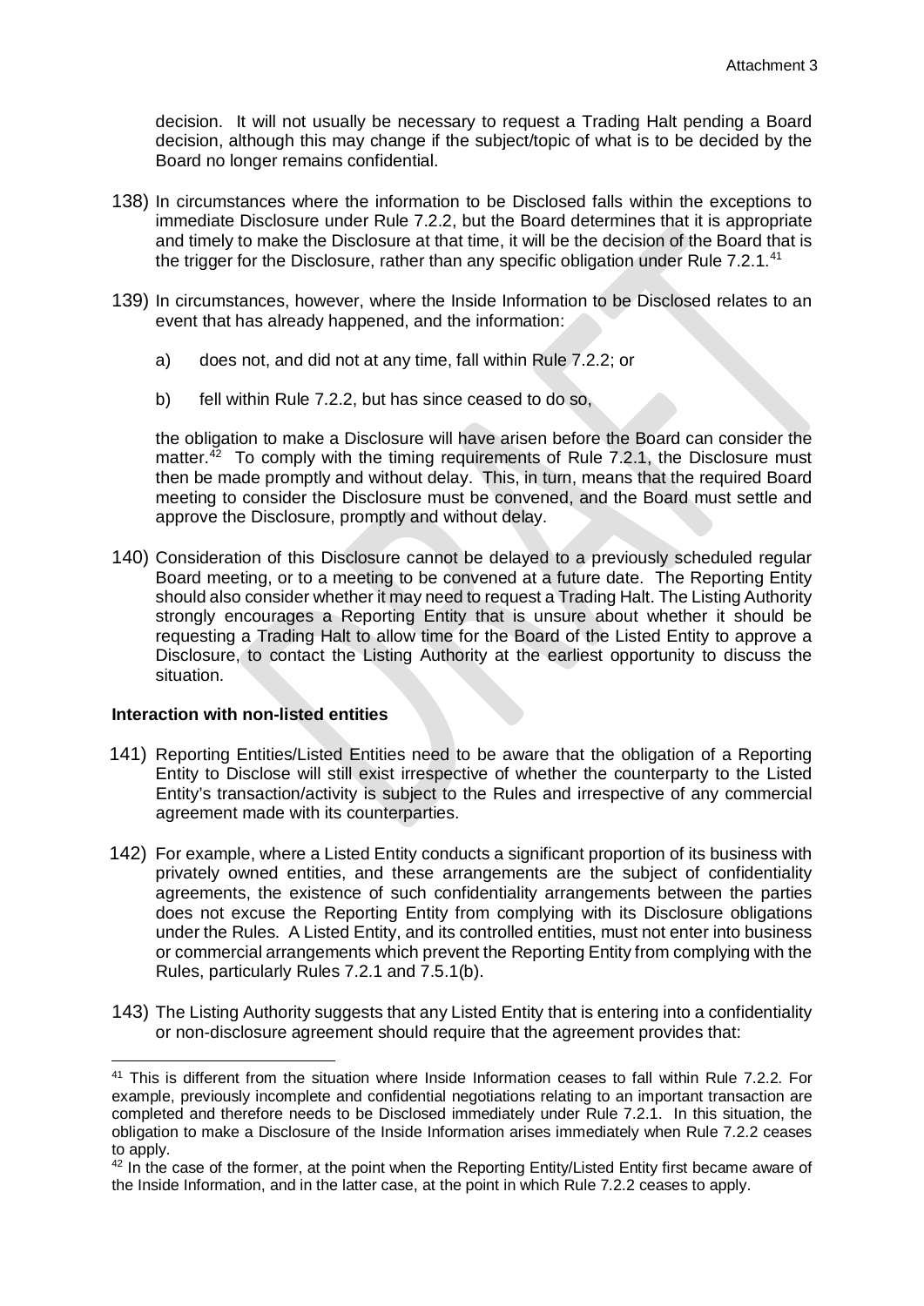decision. It will not usually be necessary to request a Trading Halt pending a Board decision, although this may change if the subject/topic of what is to be decided by the Board no longer remains confidential.

138) In circumstances where the information to be Disclosed falls within the exceptions to immediate Disclosure under Rule 7.2.2, but the Board determines that it is appropriate and timely to make the Disclosure at that time, it will be the decision of the Board that is the trigger for the Disclosure, rather than any specific obligation under Rule 7.2.1.[41]

139) In circumstances, however, where the Inside Information to be Disclosed relates to an event that has already happened, and the information:

   a) does not, and did not at any time, fall within Rule 7.2.2; or

   b) fell within Rule 7.2.2, but has since ceased to do so,

   the obligation to make a Disclosure will have arisen before the Board can consider the matter.[42] To comply with the timing requirements of Rule 7.2.1, the Disclosure must then be made promptly and without delay. This, in turn, means that the required Board meeting to consider the Disclosure must be convened, and the Board must settle and approve the Disclosure, promptly and without delay.

140) Consideration of this Disclosure cannot be delayed to a previously scheduled regular Board meeting, or to a meeting to be convened at a future date. The Reporting Entity should also consider whether it may need to request a Trading Halt. The Listing Authority strongly encourages a Reporting Entity that is unsure about whether it should be requesting a Trading Halt to allow time for the Board of the Listed Entity to approve a Disclosure, to contact the Listing Authority at the earliest opportunity to discuss the situation.

**Interaction with non-listed entities**

141) Reporting Entities/Listed Entities need to be aware that the obligation of a Reporting Entity to Disclose will still exist irrespective of whether the counterparty to the Listed Entity's transaction/activity is subject to the Rules and irrespective of any commercial agreement made with its counterparties.

142) For example, where a Listed Entity conducts a significant proportion of its business with privately owned entities, and these arrangements are the subject of confidentiality agreements, the existence of such confidentiality arrangements between the parties does not excuse the Reporting Entity from complying with its Disclosure obligations under the Rules. A Listed Entity, and its controlled entities, must not enter into business or commercial arrangements which prevent the Reporting Entity from complying with the Rules, particularly Rules 7.2.1 and 7.5.1(b).

143) The Listing Authority suggests that any Listed Entity that is entering into a confidentiality or non-disclosure agreement should require that the agreement provides that:

[41] This is different from the situation where Inside Information ceases to fall within Rule 7.2.2. For example, previously incomplete and confidential negotiations relating to an important transaction are completed and therefore needs to be Disclosed immediately under Rule 7.2.1. In this situation, the obligation to make a Disclosure of the Inside Information arises immediately when Rule 7.2.2 ceases to apply.

[42] In the case of the former, at the point when the Reporting Entity/Listed Entity first became aware of the Inside Information, and in the latter case, at the point in which Rule 7.2.2 ceases to apply.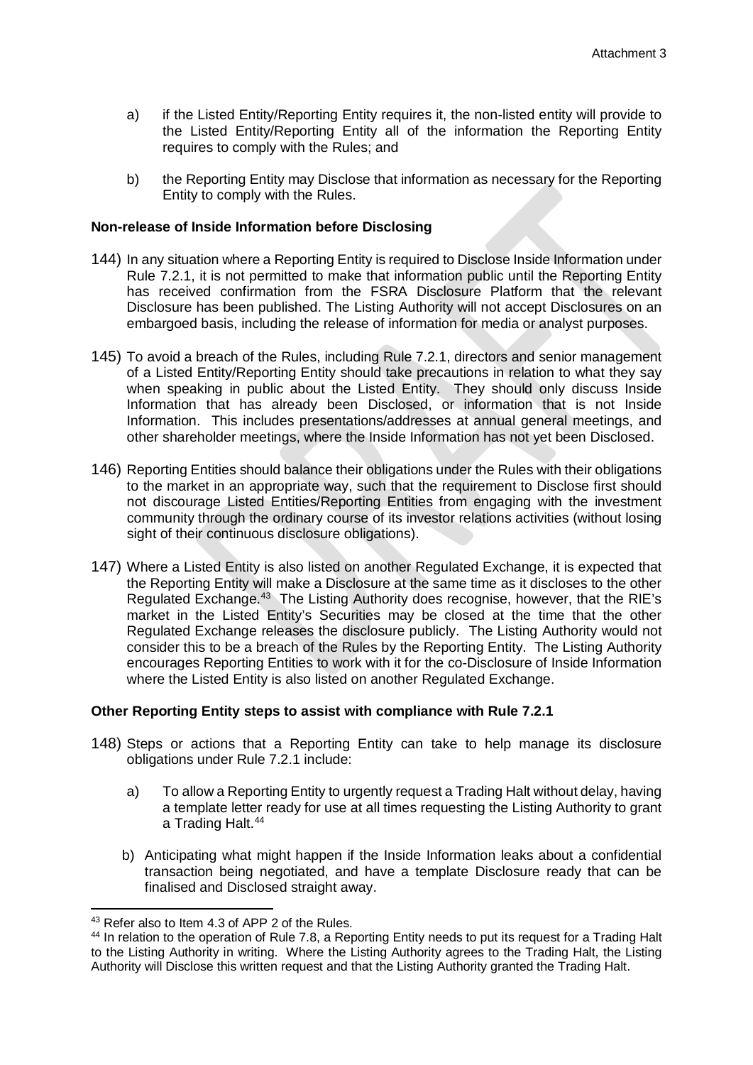a) if the Listed Entity/Reporting Entity requires it, the non-listed entity will provide to the Listed Entity/Reporting Entity all of the information the Reporting Entity requires to comply with the Rules; and

b) the Reporting Entity may Disclose that information as necessary for the Reporting Entity to comply with the Rules.

**Non-release of Inside Information before Disclosing**

144) In any situation where a Reporting Entity is required to Disclose Inside Information under Rule 7.2.1, it is not permitted to make that information public until the Reporting Entity has received confirmation from the FSRA Disclosure Platform that the relevant Disclosure has been published. The Listing Authority will not accept Disclosures on an embargoed basis, including the release of information for media or analyst purposes.

145) To avoid a breach of the Rules, including Rule 7.2.1, directors and senior management of a Listed Entity/Reporting Entity should take precautions in relation to what they say when speaking in public about the Listed Entity. They should only discuss Inside Information that has already been Disclosed, or information that is not Inside Information. This includes presentations/addresses at annual general meetings, and other shareholder meetings, where the Inside Information has not yet been Disclosed.

146) Reporting Entities should balance their obligations under the Rules with their obligations to the market in an appropriate way, such that the requirement to Disclose first should not discourage Listed Entities/Reporting Entities from engaging with the investment community through the ordinary course of its investor relations activities (without losing sight of their continuous disclosure obligations).

147) Where a Listed Entity is also listed on another Regulated Exchange, it is expected that the Reporting Entity will make a Disclosure at the same time as it discloses to the other Regulated Exchange.[43] The Listing Authority does recognise, however, that the RIE's market in the Listed Entity's Securities may be closed at the time that the other Regulated Exchange releases the disclosure publicly. The Listing Authority would not consider this to be a breach of the Rules by the Reporting Entity. The Listing Authority encourages Reporting Entities to work with it for the co-Disclosure of Inside Information where the Listed Entity is also listed on another Regulated Exchange.

**Other Reporting Entity steps to assist with compliance with Rule 7.2.1**

148) Steps or actions that a Reporting Entity can take to help manage its disclosure obligations under Rule 7.2.1 include:

a) To allow a Reporting Entity to urgently request a Trading Halt without delay, having a template letter ready for use at all times requesting the Listing Authority to grant a Trading Halt.[44]

b) Anticipating what might happen if the Inside Information leaks about a confidential transaction being negotiated, and have a template Disclosure ready that can be finalised and Disclosed straight away.

---

[43] Refer also to Item 4.3 of APP 2 of the Rules.

[44] In relation to the operation of Rule 7.8, a Reporting Entity needs to put its request for a Trading Halt to the Listing Authority in writing. Where the Listing Authority agrees to the Trading Halt, the Listing Authority will Disclose this written request and that the Listing Authority granted the Trading Halt.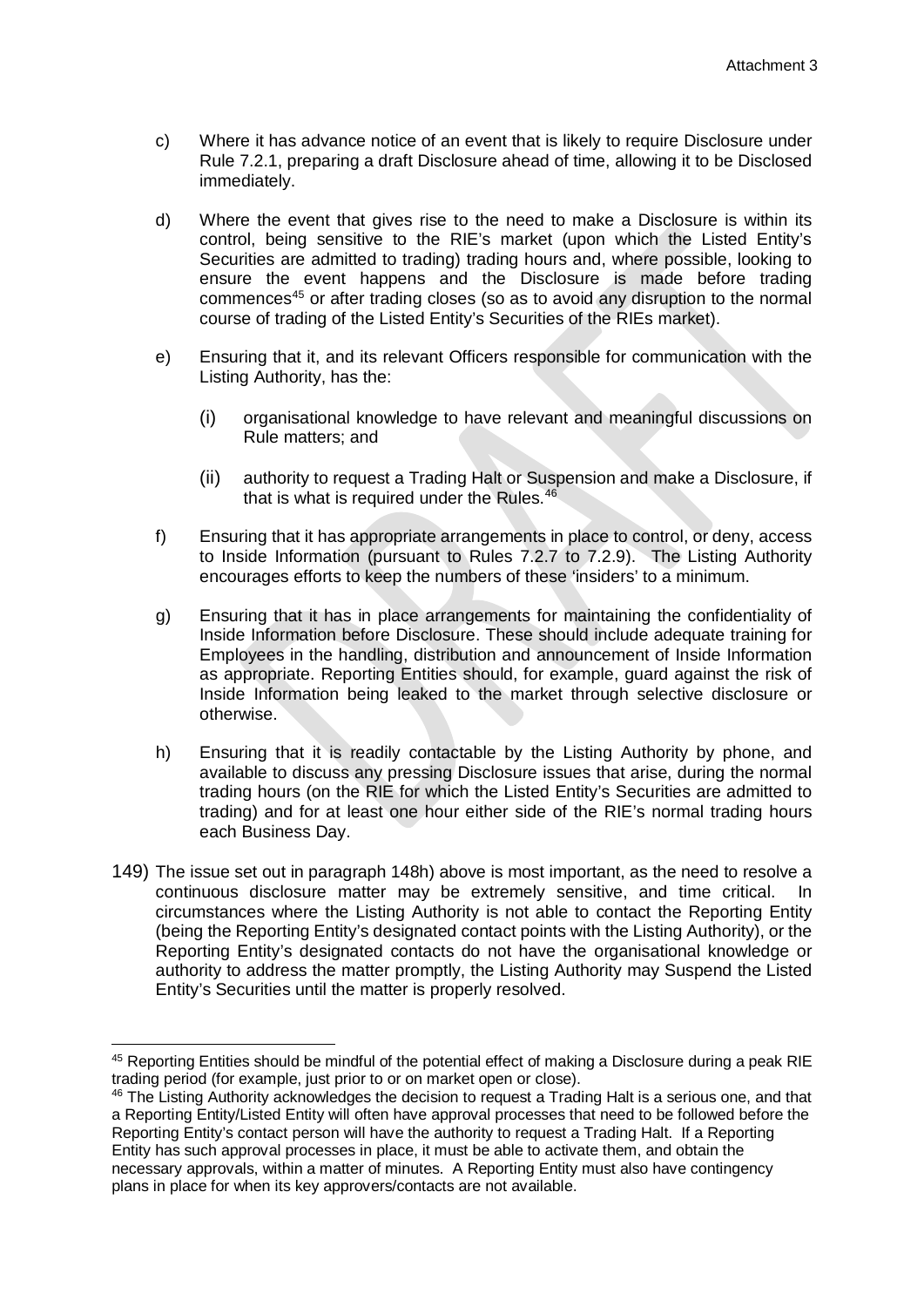c) Where it has advance notice of an event that is likely to require Disclosure under Rule 7.2.1, preparing a draft Disclosure ahead of time, allowing it to be Disclosed immediately.

d) Where the event that gives rise to the need to make a Disclosure is within its control, being sensitive to the RIE's market (upon which the Listed Entity's Securities are admitted to trading) trading hours and, where possible, looking to ensure the event happens and the Disclosure is made before trading commences[45] or after trading closes (so as to avoid any disruption to the normal course of trading of the Listed Entity's Securities of the RIEs market).

e) Ensuring that it, and its relevant Officers responsible for communication with the Listing Authority, has the:

   (i) organisational knowledge to have relevant and meaningful discussions on Rule matters; and

   (ii) authority to request a Trading Halt or Suspension and make a Disclosure, if that is what is required under the Rules.[46]

f) Ensuring that it has appropriate arrangements in place to control, or deny, access to Inside Information (pursuant to Rules 7.2.7 to 7.2.9). The Listing Authority encourages efforts to keep the numbers of these 'insiders' to a minimum.

g) Ensuring that it has in place arrangements for maintaining the confidentiality of Inside Information before Disclosure. These should include adequate training for Employees in the handling, distribution and announcement of Inside Information as appropriate. Reporting Entities should, for example, guard against the risk of Inside Information being leaked to the market through selective disclosure or otherwise.

h) Ensuring that it is readily contactable by the Listing Authority by phone, and available to discuss any pressing Disclosure issues that arise, during the normal trading hours (on the RIE for which the Listed Entity's Securities are admitted to trading) and for at least one hour either side of the RIE's normal trading hours each Business Day.

149) The issue set out in paragraph 148h) above is most important, as the need to resolve a continuous disclosure matter may be extremely sensitive, and time critical. In circumstances where the Listing Authority is not able to contact the Reporting Entity (being the Reporting Entity's designated contact points with the Listing Authority), or the Reporting Entity's designated contacts do not have the organisational knowledge or authority to address the matter promptly, the Listing Authority may Suspend the Listed Entity's Securities until the matter is properly resolved.

---

[45] Reporting Entities should be mindful of the potential effect of making a Disclosure during a peak RIE trading period (for example, just prior to or on market open or close).

[46] The Listing Authority acknowledges the decision to request a Trading Halt is a serious one, and that a Reporting Entity/Listed Entity will often have approval processes that need to be followed before the Reporting Entity's contact person will have the authority to request a Trading Halt. If a Reporting Entity has such approval processes in place, it must be able to activate them, and obtain the necessary approvals, within a matter of minutes. A Reporting Entity must also have contingency plans in place for when its key approvers/contacts are not available.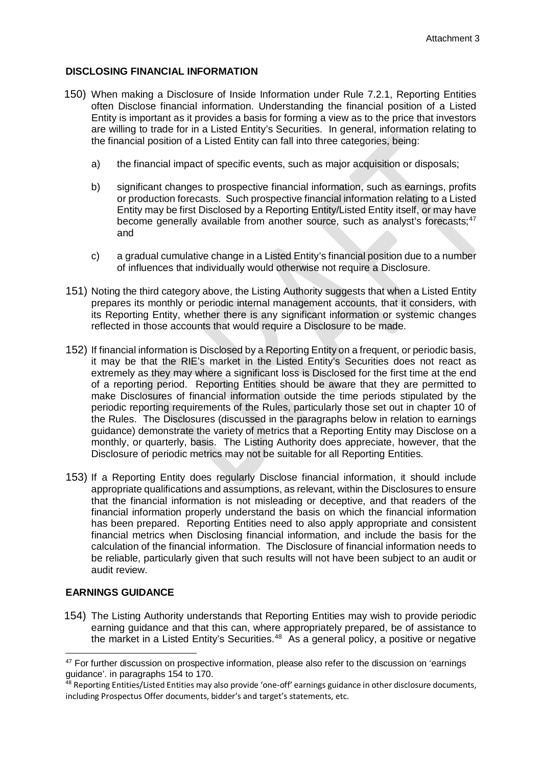## DISCLOSING FINANCIAL INFORMATION

150) When making a Disclosure of Inside Information under Rule 7.2.1, Reporting Entities often Disclose financial information. Understanding the financial position of a Listed Entity is important as it provides a basis for forming a view as to the price that investors are willing to trade for in a Listed Entity's Securities. In general, information relating to the financial position of a Listed Entity can fall into three categories, being:

   a) the financial impact of specific events, such as major acquisition or disposals;

   b) significant changes to prospective financial information, such as earnings, profits or production forecasts. Such prospective financial information relating to a Listed Entity may be first Disclosed by a Reporting Entity/Listed Entity itself, or may have become generally available from another source, such as analyst's forecasts;[47] and

   c) a gradual cumulative change in a Listed Entity's financial position due to a number of influences that individually would otherwise not require a Disclosure.

151) Noting the third category above, the Listing Authority suggests that when a Listed Entity prepares its monthly or periodic internal management accounts, that it considers, with its Reporting Entity, whether there is any significant information or systemic changes reflected in those accounts that would require a Disclosure to be made.

152) If financial information is Disclosed by a Reporting Entity on a frequent, or periodic basis, it may be that the RIE's market in the Listed Entity's Securities does not react as extremely as they may where a significant loss is Disclosed for the first time at the end of a reporting period. Reporting Entities should be aware that they are permitted to make Disclosures of financial information outside the time periods stipulated by the periodic reporting requirements of the Rules, particularly those set out in chapter 10 of the Rules. The Disclosures (discussed in the paragraphs below in relation to earnings guidance) demonstrate the variety of metrics that a Reporting Entity may Disclose on a monthly, or quarterly, basis. The Listing Authority does appreciate, however, that the Disclosure of periodic metrics may not be suitable for all Reporting Entities.

153) If a Reporting Entity does regularly Disclose financial information, it should include appropriate qualifications and assumptions, as relevant, within the Disclosures to ensure that the financial information is not misleading or deceptive, and that readers of the financial information properly understand the basis on which the financial information has been prepared. Reporting Entities need to also apply appropriate and consistent financial metrics when Disclosing financial information, and include the basis for the calculation of the financial information. The Disclosure of financial information needs to be reliable, particularly given that such results will not have been subject to an audit or audit review.

## EARNINGS GUIDANCE

154) The Listing Authority understands that Reporting Entities may wish to provide periodic earning guidance and that this can, where appropriately prepared, be of assistance to the market in a Listed Entity's Securities.[48] As a general policy, a positive or negative

---

[47] For further discussion on prospective information, please also refer to the discussion on 'earnings guidance'. in paragraphs 154 to 170.

[48] Reporting Entities/Listed Entities may also provide 'one-off' earnings guidance in other disclosure documents, including Prospectus Offer documents, bidder's and target's statements, etc.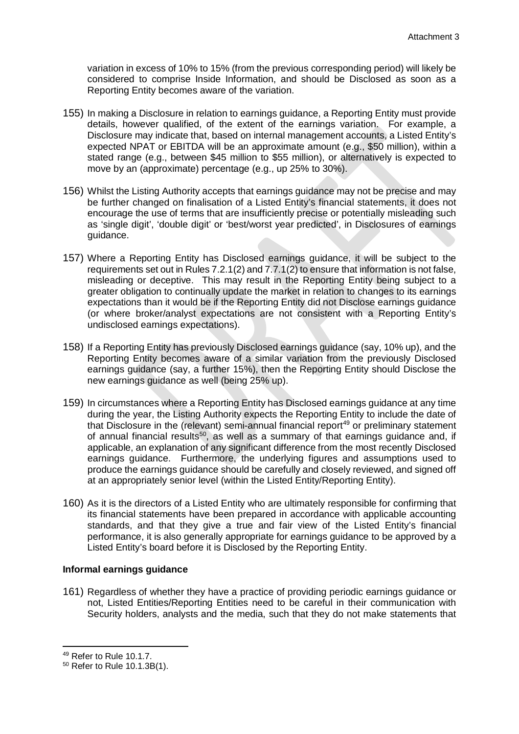variation in excess of 10% to 15% (from the previous corresponding period) will likely be considered to comprise Inside Information, and should be Disclosed as soon as a Reporting Entity becomes aware of the variation.

155) In making a Disclosure in relation to earnings guidance, a Reporting Entity must provide details, however qualified, of the extent of the earnings variation. For example, a Disclosure may indicate that, based on internal management accounts, a Listed Entity's expected NPAT or EBITDA will be an approximate amount (e.g., $50 million), within a stated range (e.g., between $45 million to $55 million), or alternatively is expected to move by an (approximate) percentage (e.g., up 25% to 30%).

156) Whilst the Listing Authority accepts that earnings guidance may not be precise and may be further changed on finalisation of a Listed Entity's financial statements, it does not encourage the use of terms that are insufficiently precise or potentially misleading such as 'single digit', 'double digit' or 'best/worst year predicted', in Disclosures of earnings guidance.

157) Where a Reporting Entity has Disclosed earnings guidance, it will be subject to the requirements set out in Rules 7.2.1(2) and 7.7.1(2) to ensure that information is not false, misleading or deceptive. This may result in the Reporting Entity being subject to a greater obligation to continually update the market in relation to changes to its earnings expectations than it would be if the Reporting Entity did not Disclose earnings guidance (or where broker/analyst expectations are not consistent with a Reporting Entity's undisclosed earnings expectations).

158) If a Reporting Entity has previously Disclosed earnings guidance (say, 10% up), and the Reporting Entity becomes aware of a similar variation from the previously Disclosed earnings guidance (say, a further 15%), then the Reporting Entity should Disclose the new earnings guidance as well (being 25% up).

159) In circumstances where a Reporting Entity has Disclosed earnings guidance at any time during the year, the Listing Authority expects the Reporting Entity to include the date of that Disclosure in the (relevant) semi-annual financial report[49] or preliminary statement of annual financial results[50], as well as a summary of that earnings guidance and, if applicable, an explanation of any significant difference from the most recently Disclosed earnings guidance. Furthermore, the underlying figures and assumptions used to produce the earnings guidance should be carefully and closely reviewed, and signed off at an appropriately senior level (within the Listed Entity/Reporting Entity).

160) As it is the directors of a Listed Entity who are ultimately responsible for confirming that its financial statements have been prepared in accordance with applicable accounting standards, and that they give a true and fair view of the Listed Entity's financial performance, it is also generally appropriate for earnings guidance to be approved by a Listed Entity's board before it is Disclosed by the Reporting Entity.

**Informal earnings guidance**

161) Regardless of whether they have a practice of providing periodic earnings guidance or not, Listed Entities/Reporting Entities need to be careful in their communication with Security holders, analysts and the media, such that they do not make statements that

---

[49] Refer to Rule 10.1.7.

[50] Refer to Rule 10.1.3B(1).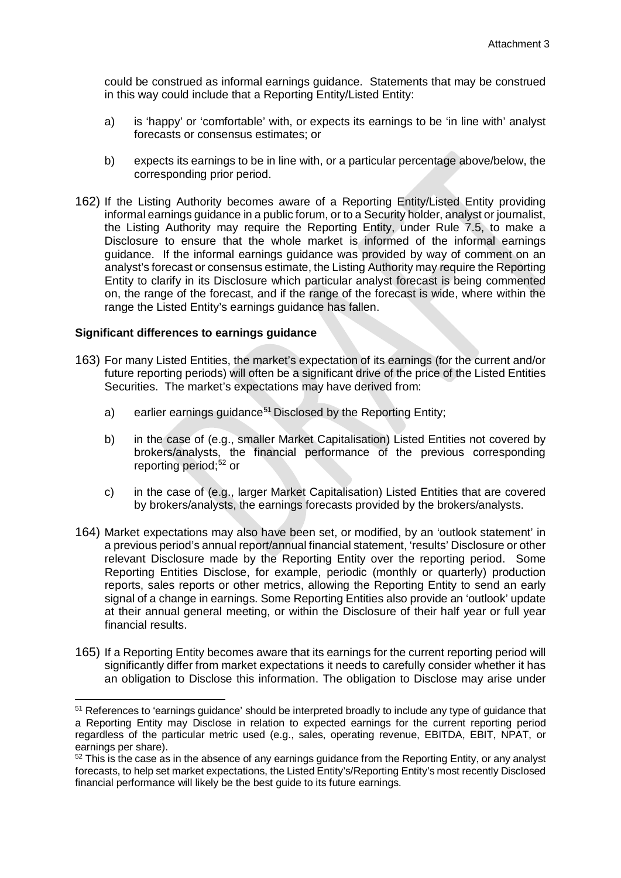could be construed as informal earnings guidance. Statements that may be construed in this way could include that a Reporting Entity/Listed Entity:

a) is 'happy' or 'comfortable' with, or expects its earnings to be 'in line with' analyst forecasts or consensus estimates; or

b) expects its earnings to be in line with, or a particular percentage above/below, the corresponding prior period.

162) If the Listing Authority becomes aware of a Reporting Entity/Listed Entity providing informal earnings guidance in a public forum, or to a Security holder, analyst or journalist, the Listing Authority may require the Reporting Entity, under Rule 7.5, to make a Disclosure to ensure that the whole market is informed of the informal earnings guidance. If the informal earnings guidance was provided by way of comment on an analyst's forecast or consensus estimate, the Listing Authority may require the Reporting Entity to clarify in its Disclosure which particular analyst forecast is being commented on, the range of the forecast, and if the range of the forecast is wide, where within the range the Listed Entity's earnings guidance has fallen.

**Significant differences to earnings guidance**

163) For many Listed Entities, the market's expectation of its earnings (for the current and/or future reporting periods) will often be a significant drive of the price of the Listed Entities Securities. The market's expectations may have derived from:

a) earlier earnings guidance[51] Disclosed by the Reporting Entity;

b) in the case of (e.g., smaller Market Capitalisation) Listed Entities not covered by brokers/analysts, the financial performance of the previous corresponding reporting period;[52] or

c) in the case of (e.g., larger Market Capitalisation) Listed Entities that are covered by brokers/analysts, the earnings forecasts provided by the brokers/analysts.

164) Market expectations may also have been set, or modified, by an 'outlook statement' in a previous period's annual report/annual financial statement, 'results' Disclosure or other relevant Disclosure made by the Reporting Entity over the reporting period. Some Reporting Entities Disclose, for example, periodic (monthly or quarterly) production reports, sales reports or other metrics, allowing the Reporting Entity to send an early signal of a change in earnings. Some Reporting Entities also provide an 'outlook' update at their annual general meeting, or within the Disclosure of their half year or full year financial results.

165) If a Reporting Entity becomes aware that its earnings for the current reporting period will significantly differ from market expectations it needs to carefully consider whether it has an obligation to Disclose this information. The obligation to Disclose may arise under

---

[51] References to 'earnings guidance' should be interpreted broadly to include any type of guidance that a Reporting Entity may Disclose in relation to expected earnings for the current reporting period regardless of the particular metric used (e.g., sales, operating revenue, EBITDA, EBIT, NPAT, or earnings per share).

[52] This is the case as in the absence of any earnings guidance from the Reporting Entity, or any analyst forecasts, to help set market expectations, the Listed Entity's/Reporting Entity's most recently Disclosed financial performance will likely be the best guide to its future earnings.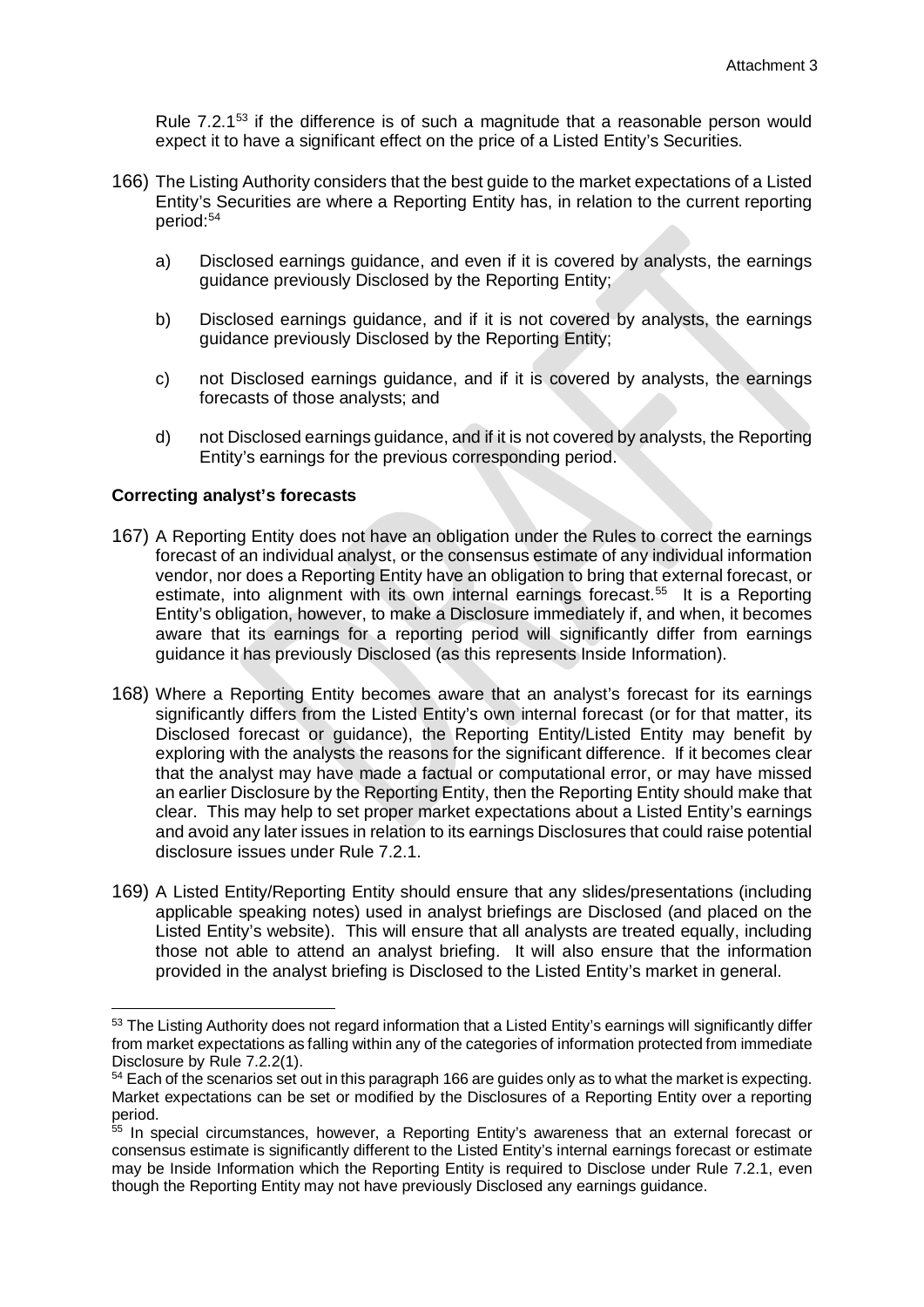Rule 7.2.1[53] if the difference is of such a magnitude that a reasonable person would expect it to have a significant effect on the price of a Listed Entity's Securities.

166) The Listing Authority considers that the best guide to the market expectations of a Listed Entity's Securities are where a Reporting Entity has, in relation to the current reporting period:[54]

a) Disclosed earnings guidance, and even if it is covered by analysts, the earnings guidance previously Disclosed by the Reporting Entity;

b) Disclosed earnings guidance, and if it is not covered by analysts, the earnings guidance previously Disclosed by the Reporting Entity;

c) not Disclosed earnings guidance, and if it is covered by analysts, the earnings forecasts of those analysts; and

d) not Disclosed earnings guidance, and if it is not covered by analysts, the Reporting Entity's earnings for the previous corresponding period.

**Correcting analyst's forecasts**

167) A Reporting Entity does not have an obligation under the Rules to correct the earnings forecast of an individual analyst, or the consensus estimate of any individual information vendor, nor does a Reporting Entity have an obligation to bring that external forecast, or estimate, into alignment with its own internal earnings forecast.[55] It is a Reporting Entity's obligation, however, to make a Disclosure immediately if, and when, it becomes aware that its earnings for a reporting period will significantly differ from earnings guidance it has previously Disclosed (as this represents Inside Information).

168) Where a Reporting Entity becomes aware that an analyst's forecast for its earnings significantly differs from the Listed Entity's own internal forecast (or for that matter, its Disclosed forecast or guidance), the Reporting Entity/Listed Entity may benefit by exploring with the analysts the reasons for the significant difference. If it becomes clear that the analyst may have made a factual or computational error, or may have missed an earlier Disclosure by the Reporting Entity, then the Reporting Entity should make that clear. This may help to set proper market expectations about a Listed Entity's earnings and avoid any later issues in relation to its earnings Disclosures that could raise potential disclosure issues under Rule 7.2.1.

169) A Listed Entity/Reporting Entity should ensure that any slides/presentations (including applicable speaking notes) used in analyst briefings are Disclosed (and placed on the Listed Entity's website). This will ensure that all analysts are treated equally, including those not able to attend an analyst briefing. It will also ensure that the information provided in the analyst briefing is Disclosed to the Listed Entity's market in general.

---

[53] The Listing Authority does not regard information that a Listed Entity's earnings will significantly differ from market expectations as falling within any of the categories of information protected from immediate Disclosure by Rule 7.2.2(1).

[54] Each of the scenarios set out in this paragraph 166 are guides only as to what the market is expecting. Market expectations can be set or modified by the Disclosures of a Reporting Entity over a reporting period.

[55] In special circumstances, however, a Reporting Entity's awareness that an external forecast or consensus estimate is significantly different to the Listed Entity's internal earnings forecast or estimate may be Inside Information which the Reporting Entity is required to Disclose under Rule 7.2.1, even though the Reporting Entity may not have previously Disclosed any earnings guidance.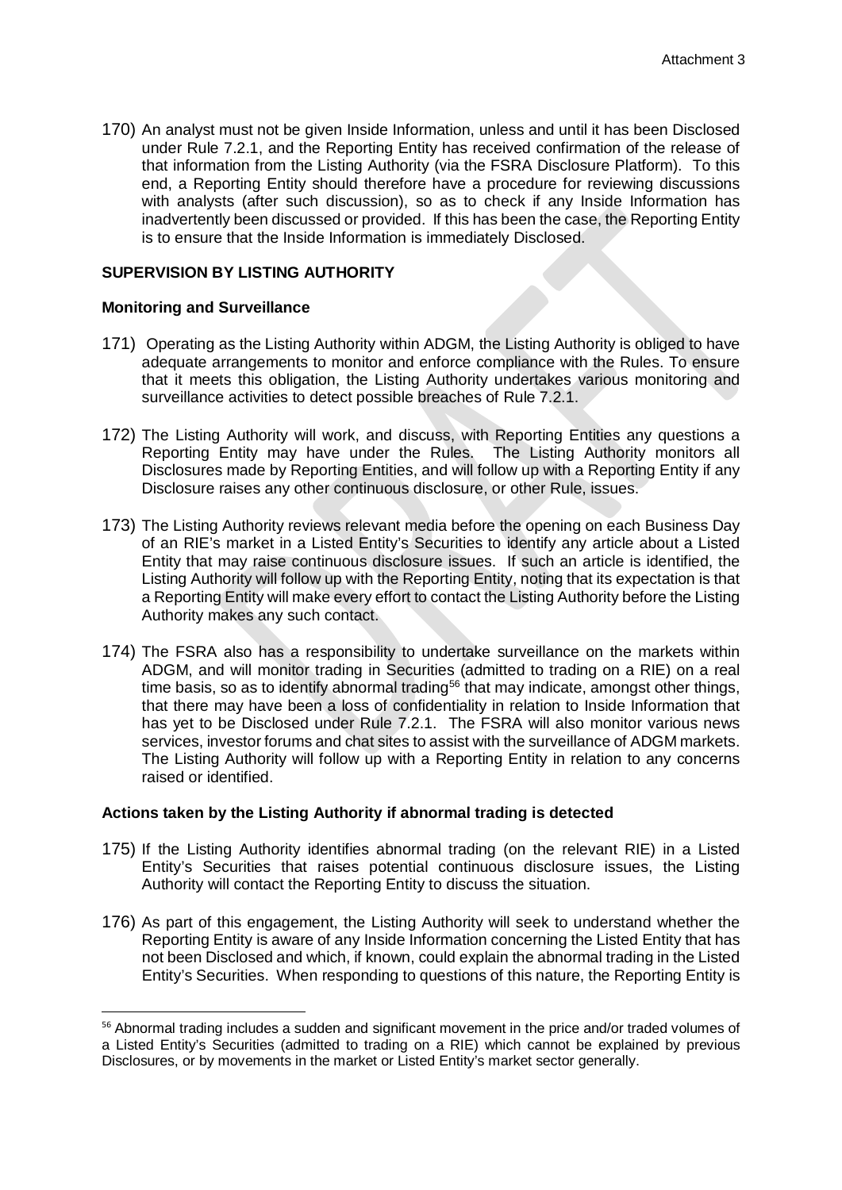170) An analyst must not be given Inside Information, unless and until it has been Disclosed under Rule 7.2.1, and the Reporting Entity has received confirmation of the release of that information from the Listing Authority (via the FSRA Disclosure Platform). To this end, a Reporting Entity should therefore have a procedure for reviewing discussions with analysts (after such discussion), so as to check if any Inside Information has inadvertently been discussed or provided. If this has been the case, the Reporting Entity is to ensure that the Inside Information is immediately Disclosed.

## SUPERVISION BY LISTING AUTHORITY

### Monitoring and Surveillance

171) Operating as the Listing Authority within ADGM, the Listing Authority is obliged to have adequate arrangements to monitor and enforce compliance with the Rules. To ensure that it meets this obligation, the Listing Authority undertakes various monitoring and surveillance activities to detect possible breaches of Rule 7.2.1.

172) The Listing Authority will work, and discuss, with Reporting Entities any questions a Reporting Entity may have under the Rules. The Listing Authority monitors all Disclosures made by Reporting Entities, and will follow up with a Reporting Entity if any Disclosure raises any other continuous disclosure, or other Rule, issues.

173) The Listing Authority reviews relevant media before the opening on each Business Day of an RIE's market in a Listed Entity's Securities to identify any article about a Listed Entity that may raise continuous disclosure issues. If such an article is identified, the Listing Authority will follow up with the Reporting Entity, noting that its expectation is that a Reporting Entity will make every effort to contact the Listing Authority before the Listing Authority makes any such contact.

174) The FSRA also has a responsibility to undertake surveillance on the markets within ADGM, and will monitor trading in Securities (admitted to trading on a RIE) on a real time basis, so as to identify abnormal trading[56] that may indicate, amongst other things, that there may have been a loss of confidentiality in relation to Inside Information that has yet to be Disclosed under Rule 7.2.1. The FSRA will also monitor various news services, investor forums and chat sites to assist with the surveillance of ADGM markets. The Listing Authority will follow up with a Reporting Entity in relation to any concerns raised or identified.

### Actions taken by the Listing Authority if abnormal trading is detected

175) If the Listing Authority identifies abnormal trading (on the relevant RIE) in a Listed Entity's Securities that raises potential continuous disclosure issues, the Listing Authority will contact the Reporting Entity to discuss the situation.

176) As part of this engagement, the Listing Authority will seek to understand whether the Reporting Entity is aware of any Inside Information concerning the Listed Entity that has not been Disclosed and which, if known, could explain the abnormal trading in the Listed Entity's Securities. When responding to questions of this nature, the Reporting Entity is

---

[56] Abnormal trading includes a sudden and significant movement in the price and/or traded volumes of a Listed Entity's Securities (admitted to trading on a RIE) which cannot be explained by previous Disclosures, or by movements in the market or Listed Entity's market sector generally.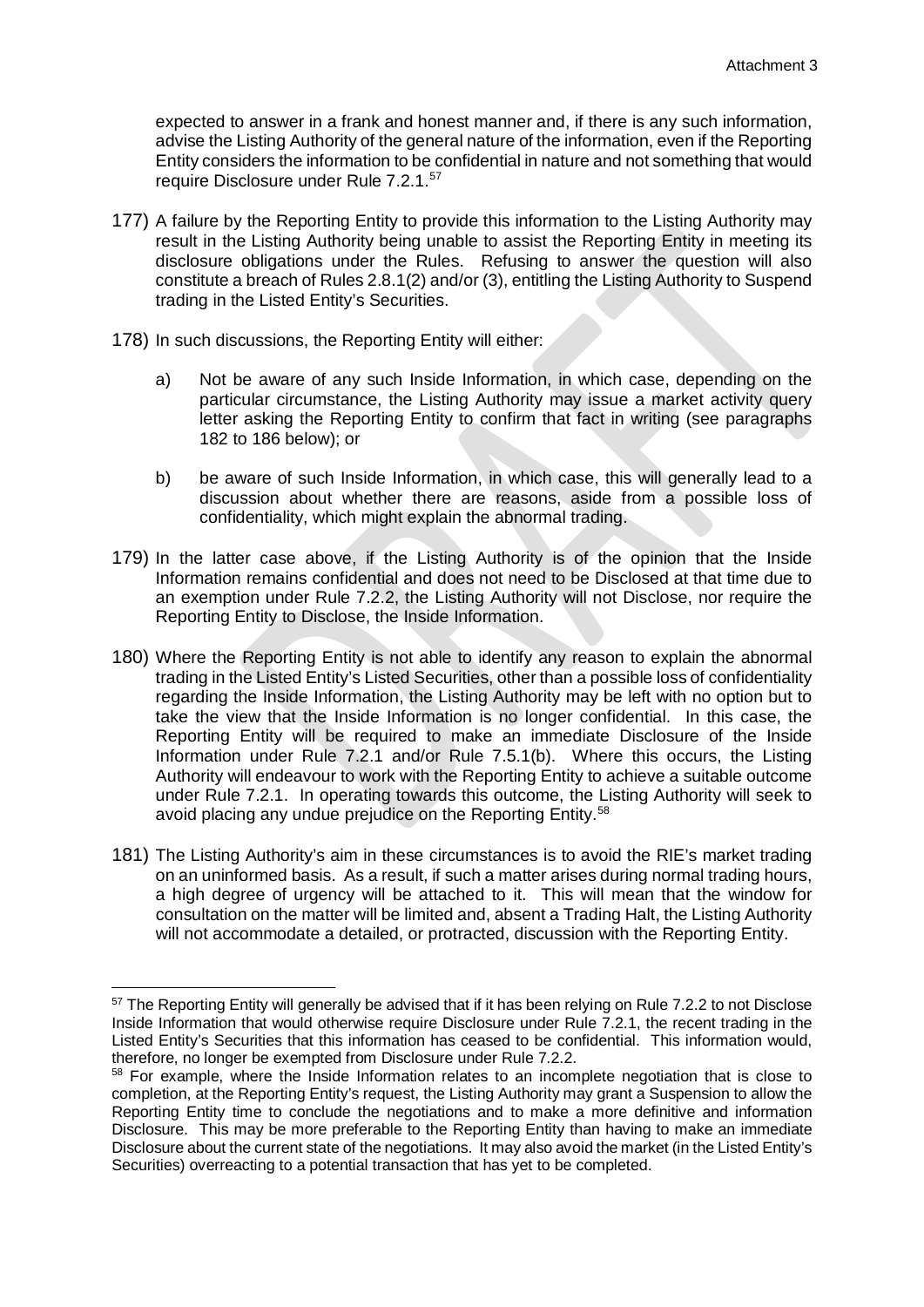expected to answer in a frank and honest manner and, if there is any such information, advise the Listing Authority of the general nature of the information, even if the Reporting Entity considers the information to be confidential in nature and not something that would require Disclosure under Rule 7.2.1.[57]

177) A failure by the Reporting Entity to provide this information to the Listing Authority may result in the Listing Authority being unable to assist the Reporting Entity in meeting its disclosure obligations under the Rules. Refusing to answer the question will also constitute a breach of Rules 2.8.1(2) and/or (3), entitling the Listing Authority to Suspend trading in the Listed Entity's Securities.

178) In such discussions, the Reporting Entity will either:

a) Not be aware of any such Inside Information, in which case, depending on the particular circumstance, the Listing Authority may issue a market activity query letter asking the Reporting Entity to confirm that fact in writing (see paragraphs 182 to 186 below); or

b) be aware of such Inside Information, in which case, this will generally lead to a discussion about whether there are reasons, aside from a possible loss of confidentiality, which might explain the abnormal trading.

179) In the latter case above, if the Listing Authority is of the opinion that the Inside Information remains confidential and does not need to be Disclosed at that time due to an exemption under Rule 7.2.2, the Listing Authority will not Disclose, nor require the Reporting Entity to Disclose, the Inside Information.

180) Where the Reporting Entity is not able to identify any reason to explain the abnormal trading in the Listed Entity's Listed Securities, other than a possible loss of confidentiality regarding the Inside Information, the Listing Authority may be left with no option but to take the view that the Inside Information is no longer confidential. In this case, the Reporting Entity will be required to make an immediate Disclosure of the Inside Information under Rule 7.2.1 and/or Rule 7.5.1(b). Where this occurs, the Listing Authority will endeavour to work with the Reporting Entity to achieve a suitable outcome under Rule 7.2.1. In operating towards this outcome, the Listing Authority will seek to avoid placing any undue prejudice on the Reporting Entity.[58]

181) The Listing Authority's aim in these circumstances is to avoid the RIE's market trading on an uninformed basis. As a result, if such a matter arises during normal trading hours, a high degree of urgency will be attached to it. This will mean that the window for consultation on the matter will be limited and, absent a Trading Halt, the Listing Authority will not accommodate a detailed, or protracted, discussion with the Reporting Entity.

---

[57] The Reporting Entity will generally be advised that if it has been relying on Rule 7.2.2 to not Disclose Inside Information that would otherwise require Disclosure under Rule 7.2.1, the recent trading in the Listed Entity's Securities that this information has ceased to be confidential. This information would, therefore, no longer be exempted from Disclosure under Rule 7.2.2.

[58] For example, where the Inside Information relates to an incomplete negotiation that is close to completion, at the Reporting Entity's request, the Listing Authority may grant a Suspension to allow the Reporting Entity time to conclude the negotiations and to make a more definitive and information Disclosure. This may be more preferable to the Reporting Entity than having to make an immediate Disclosure about the current state of the negotiations. It may also avoid the market (in the Listed Entity's Securities) overreacting to a potential transaction that has yet to be completed.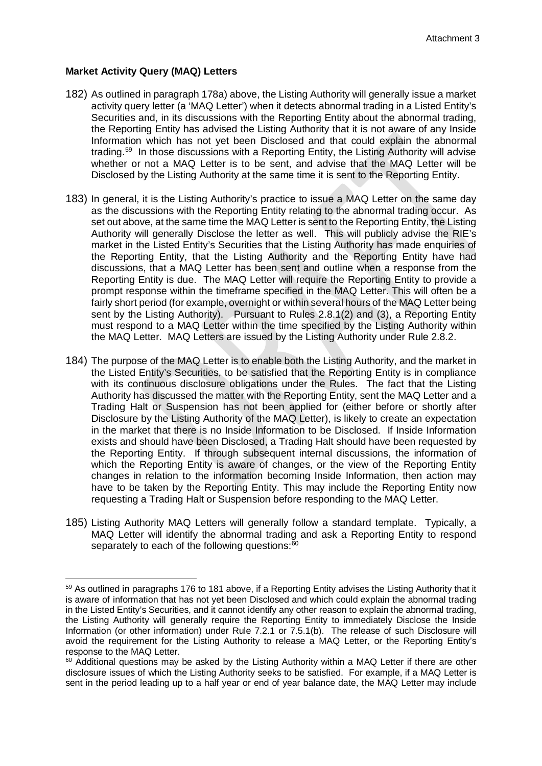**Market Activity Query (MAQ) Letters**

182) As outlined in paragraph 178a) above, the Listing Authority will generally issue a market activity query letter (a 'MAQ Letter') when it detects abnormal trading in a Listed Entity's Securities and, in its discussions with the Reporting Entity about the abnormal trading, the Reporting Entity has advised the Listing Authority that it is not aware of any Inside Information which has not yet been Disclosed and that could explain the abnormal trading.[59] In those discussions with a Reporting Entity, the Listing Authority will advise whether or not a MAQ Letter is to be sent, and advise that the MAQ Letter will be Disclosed by the Listing Authority at the same time it is sent to the Reporting Entity.

183) In general, it is the Listing Authority's practice to issue a MAQ Letter on the same day as the discussions with the Reporting Entity relating to the abnormal trading occur. As set out above, at the same time the MAQ Letter is sent to the Reporting Entity, the Listing Authority will generally Disclose the letter as well. This will publicly advise the RIE's market in the Listed Entity's Securities that the Listing Authority has made enquiries of the Reporting Entity, that the Listing Authority and the Reporting Entity have had discussions, that a MAQ Letter has been sent and outline when a response from the Reporting Entity is due. The MAQ Letter will require the Reporting Entity to provide a prompt response within the timeframe specified in the MAQ Letter. This will often be a fairly short period (for example, overnight or within several hours of the MAQ Letter being sent by the Listing Authority). Pursuant to Rules 2.8.1(2) and (3), a Reporting Entity must respond to a MAQ Letter within the time specified by the Listing Authority within the MAQ Letter. MAQ Letters are issued by the Listing Authority under Rule 2.8.2.

184) The purpose of the MAQ Letter is to enable both the Listing Authority, and the market in the Listed Entity's Securities, to be satisfied that the Reporting Entity is in compliance with its continuous disclosure obligations under the Rules. The fact that the Listing Authority has discussed the matter with the Reporting Entity, sent the MAQ Letter and a Trading Halt or Suspension has not been applied for (either before or shortly after Disclosure by the Listing Authority of the MAQ Letter), is likely to create an expectation in the market that there is no Inside Information to be Disclosed. If Inside Information exists and should have been Disclosed, a Trading Halt should have been requested by the Reporting Entity. If through subsequent internal discussions, the information of which the Reporting Entity is aware of changes, or the view of the Reporting Entity changes in relation to the information becoming Inside Information, then action may have to be taken by the Reporting Entity. This may include the Reporting Entity now requesting a Trading Halt or Suspension before responding to the MAQ Letter.

185) Listing Authority MAQ Letters will generally follow a standard template. Typically, a MAQ Letter will identify the abnormal trading and ask a Reporting Entity to respond separately to each of the following questions:[60]

---

[59] As outlined in paragraphs 176 to 181 above, if a Reporting Entity advises the Listing Authority that it is aware of information that has not yet been Disclosed and which could explain the abnormal trading in the Listed Entity's Securities, and it cannot identify any other reason to explain the abnormal trading, the Listing Authority will generally require the Reporting Entity to immediately Disclose the Inside Information (or other information) under Rule 7.2.1 or 7.5.1(b). The release of such Disclosure will avoid the requirement for the Listing Authority to release a MAQ Letter, or the Reporting Entity's response to the MAQ Letter.

[60] Additional questions may be asked by the Listing Authority within a MAQ Letter if there are other disclosure issues of which the Listing Authority seeks to be satisfied. For example, if a MAQ Letter is sent in the period leading up to a half year or end of year balance date, the MAQ Letter may include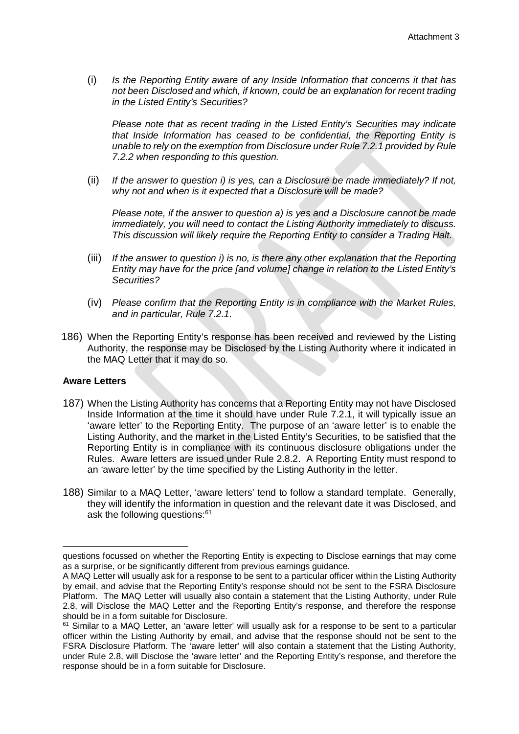(i) *Is the Reporting Entity aware of any Inside Information that concerns it that has not been Disclosed and which, if known, could be an explanation for recent trading in the Listed Entity's Securities?*

*Please note that as recent trading in the Listed Entity's Securities may indicate that Inside Information has ceased to be confidential, the Reporting Entity is unable to rely on the exemption from Disclosure under Rule 7.2.1 provided by Rule 7.2.2 when responding to this question.*

(ii) *If the answer to question i) is yes, can a Disclosure be made immediately? If not, why not and when is it expected that a Disclosure will be made?*

*Please note, if the answer to question a) is yes and a Disclosure cannot be made immediately, you will need to contact the Listing Authority immediately to discuss. This discussion will likely require the Reporting Entity to consider a Trading Halt.*

(iii) *If the answer to question i) is no, is there any other explanation that the Reporting Entity may have for the price [and volume] change in relation to the Listed Entity's Securities?*

(iv) *Please confirm that the Reporting Entity is in compliance with the Market Rules, and in particular, Rule 7.2.1.*

186) When the Reporting Entity's response has been received and reviewed by the Listing Authority, the response may be Disclosed by the Listing Authority where it indicated in the MAQ Letter that it may do so.

**Aware Letters**

187) When the Listing Authority has concerns that a Reporting Entity may not have Disclosed Inside Information at the time it should have under Rule 7.2.1, it will typically issue an 'aware letter' to the Reporting Entity. The purpose of an 'aware letter' is to enable the Listing Authority, and the market in the Listed Entity's Securities, to be satisfied that the Reporting Entity is in compliance with its continuous disclosure obligations under the Rules. Aware letters are issued under Rule 2.8.2. A Reporting Entity must respond to an 'aware letter' by the time specified by the Listing Authority in the letter.

188) Similar to a MAQ Letter, 'aware letters' tend to follow a standard template. Generally, they will identify the information in question and the relevant date it was Disclosed, and ask the following questions:[61]

---

questions focussed on whether the Reporting Entity is expecting to Disclose earnings that may come as a surprise, or be significantly different from previous earnings guidance.

A MAQ Letter will usually ask for a response to be sent to a particular officer within the Listing Authority by email, and advise that the Reporting Entity's response should not be sent to the FSRA Disclosure Platform. The MAQ Letter will usually also contain a statement that the Listing Authority, under Rule 2.8, will Disclose the MAQ Letter and the Reporting Entity's response, and therefore the response should be in a form suitable for Disclosure.

[61] Similar to a MAQ Letter, an 'aware letter' will usually ask for a response to be sent to a particular officer within the Listing Authority by email, and advise that the response should not be sent to the FSRA Disclosure Platform. The 'aware letter' will also contain a statement that the Listing Authority, under Rule 2.8, will Disclose the 'aware letter' and the Reporting Entity's response, and therefore the response should be in a form suitable for Disclosure.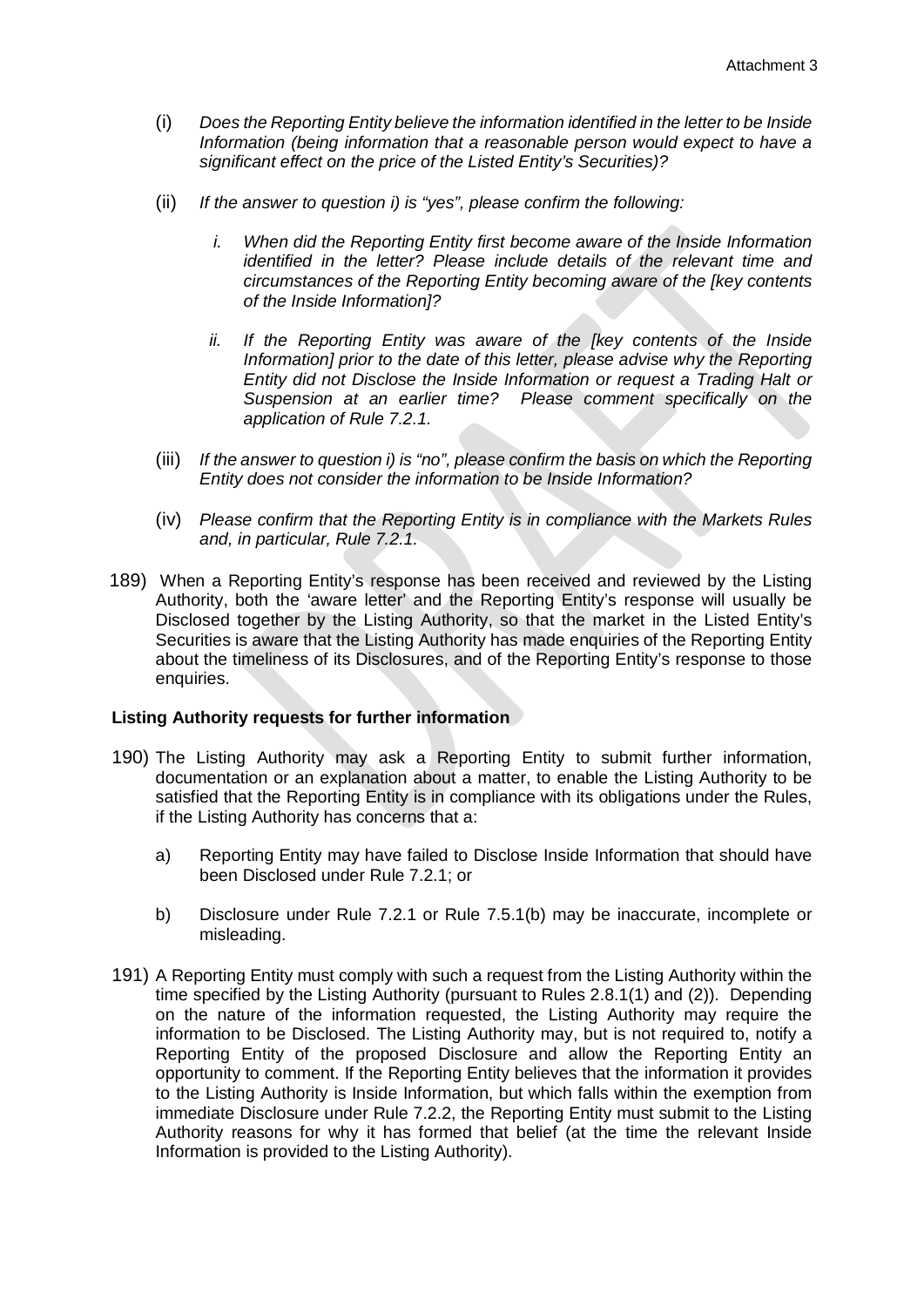(i) *Does the Reporting Entity believe the information identified in the letter to be Inside Information (being information that a reasonable person would expect to have a significant effect on the price of the Listed Entity's Securities)?*

(ii) *If the answer to question i) is "yes", please confirm the following:*

   *i. When did the Reporting Entity first become aware of the Inside Information identified in the letter? Please include details of the relevant time and circumstances of the Reporting Entity becoming aware of the [key contents of the Inside Information]?*

   *ii. If the Reporting Entity was aware of the [key contents of the Inside Information] prior to the date of this letter, please advise why the Reporting Entity did not Disclose the Inside Information or request a Trading Halt or Suspension at an earlier time? Please comment specifically on the application of Rule 7.2.1.*

(iii) *If the answer to question i) is "no", please confirm the basis on which the Reporting Entity does not consider the information to be Inside Information?*

(iv) *Please confirm that the Reporting Entity is in compliance with the Markets Rules and, in particular, Rule 7.2.1.*

189) When a Reporting Entity's response has been received and reviewed by the Listing Authority, both the 'aware letter' and the Reporting Entity's response will usually be Disclosed together by the Listing Authority, so that the market in the Listed Entity's Securities is aware that the Listing Authority has made enquiries of the Reporting Entity about the timeliness of its Disclosures, and of the Reporting Entity's response to those enquiries.

**Listing Authority requests for further information**

190) The Listing Authority may ask a Reporting Entity to submit further information, documentation or an explanation about a matter, to enable the Listing Authority to be satisfied that the Reporting Entity is in compliance with its obligations under the Rules, if the Listing Authority has concerns that a:

   a) Reporting Entity may have failed to Disclose Inside Information that should have been Disclosed under Rule 7.2.1; or

   b) Disclosure under Rule 7.2.1 or Rule 7.5.1(b) may be inaccurate, incomplete or misleading.

191) A Reporting Entity must comply with such a request from the Listing Authority within the time specified by the Listing Authority (pursuant to Rules 2.8.1(1) and (2)). Depending on the nature of the information requested, the Listing Authority may require the information to be Disclosed. The Listing Authority may, but is not required to, notify a Reporting Entity of the proposed Disclosure and allow the Reporting Entity an opportunity to comment. If the Reporting Entity believes that the information it provides to the Listing Authority is Inside Information, but which falls within the exemption from immediate Disclosure under Rule 7.2.2, the Reporting Entity must submit to the Listing Authority reasons for why it has formed that belief (at the time the relevant Inside Information is provided to the Listing Authority).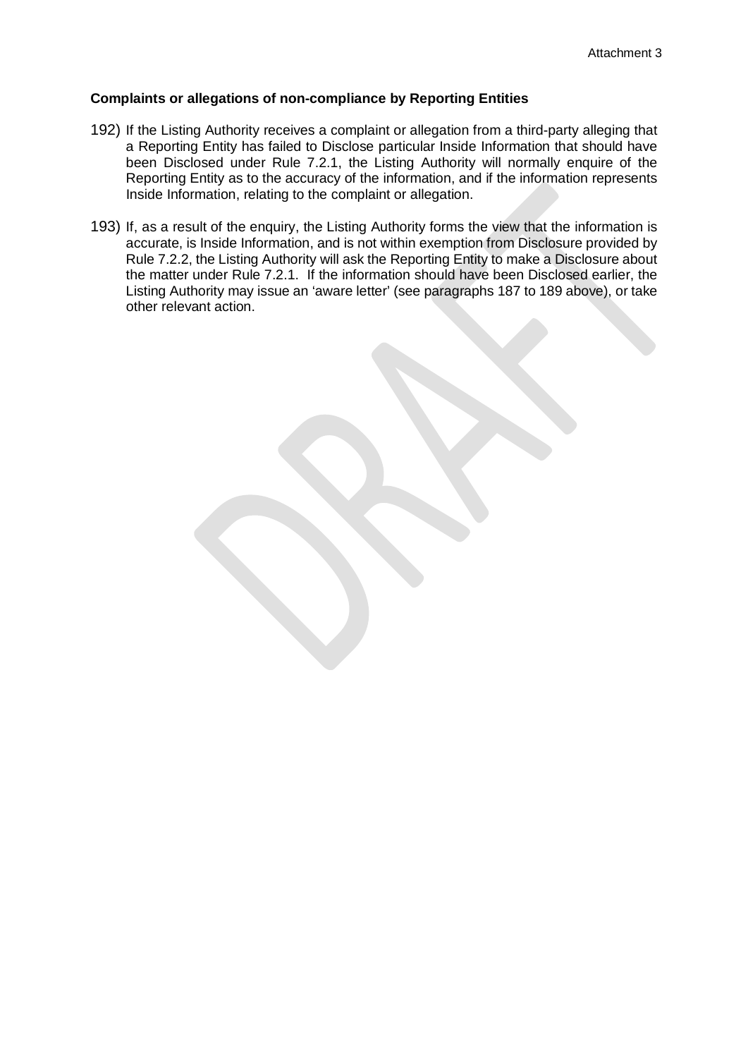**Complaints or allegations of non-compliance by Reporting Entities**

192) If the Listing Authority receives a complaint or allegation from a third-party alleging that a Reporting Entity has failed to Disclose particular Inside Information that should have been Disclosed under Rule 7.2.1, the Listing Authority will normally enquire of the Reporting Entity as to the accuracy of the information, and if the information represents Inside Information, relating to the complaint or allegation.

193) If, as a result of the enquiry, the Listing Authority forms the view that the information is accurate, is Inside Information, and is not within exemption from Disclosure provided by Rule 7.2.2, the Listing Authority will ask the Reporting Entity to make a Disclosure about the matter under Rule 7.2.1. If the information should have been Disclosed earlier, the Listing Authority may issue an 'aware letter' (see paragraphs 187 to 189 above), or take other relevant action.